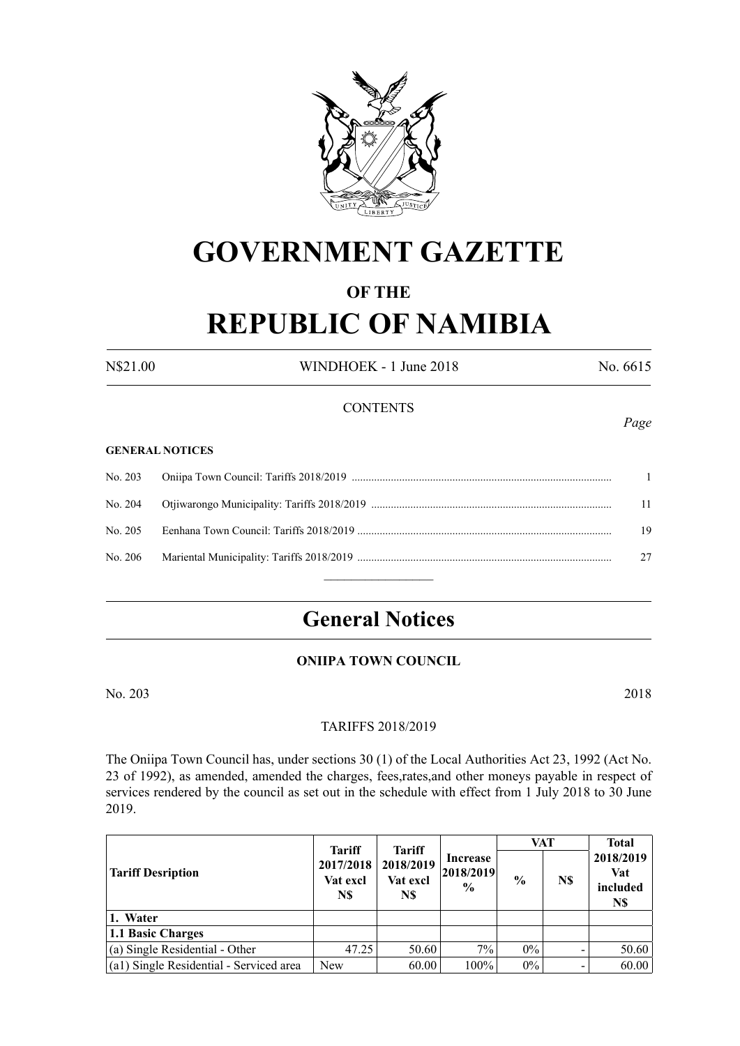# GOVERNMENT GAZETTE

## OF THE

# REPUBLIC OF NAMIBIA

N$21.00 WINDHOEK - 1 June 2018 No. 6615

CONTENTS

*Page*

**GENERAL NOTICES**

| | | |
|---|---|---|
| No. 203 | Oniipa Town Council: Tariffs 2018/2019 | 1 |
| No. 204 | Otjiwarongo Municipality: Tariffs 2018/2019 | 11 |
| No. 205 | Eenhana Town Council: Tariffs 2018/2019 | 19 |
| No. 206 | Mariental Municipality: Tariffs 2018/2019 | 27 |

## General Notices

### ONIIPA TOWN COUNCIL

No. 203 2018

TARIFFS 2018/2019

The Oniipa Town Council has, under sections 30 (1) of the Local Authorities Act 23, 1992 (Act No. 23 of 1992), as amended, amended the charges, fees,rates,and other moneys payable in respect of services rendered by the council as set out in the schedule with effect from 1 July 2018 to 30 June 2019.

| Tariff Desription | Tariff 2017/2018 Vat excl N$ | Tariff 2018/2019 Vat excl N$ | Increase 2018/2019 % | VAT | | Total 2018/2019 Vat included N$ |
|---|---|---|---|---|---|---|
| | | | | % | N$ | |
| **1. Water** | | | | | | |
| **1.1 Basic Charges** | | | | | | |
| (a) Single Residential - Other | 47.25 | 50.60 | 7% | 0% | - | 50.60 |
| (a1) Single Residential - Serviced area | New | 60.00 | 100% | 0% | - | 60.00 |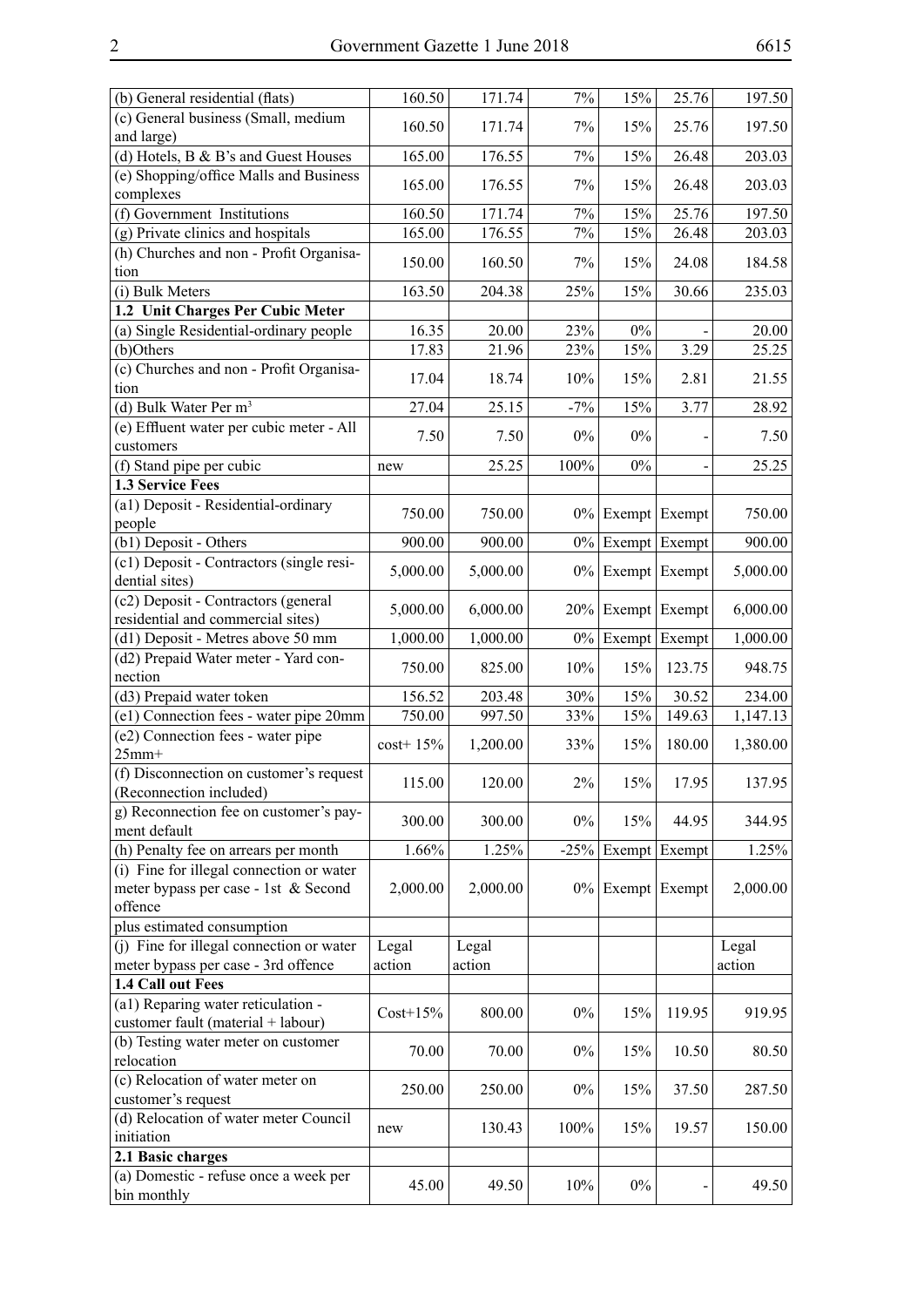| | | | | | | |
|---|---|---|---|---|---|---|
| (b) General residential (flats) | 160.50 | 171.74 | 7% | 15% | 25.76 | 197.50 |
| (c) General business (Small, medium and large) | 160.50 | 171.74 | 7% | 15% | 25.76 | 197.50 |
| (d) Hotels, B & B's and Guest Houses | 165.00 | 176.55 | 7% | 15% | 26.48 | 203.03 |
| (e) Shopping/office Malls and Business complexes | 165.00 | 176.55 | 7% | 15% | 26.48 | 203.03 |
| (f) Government Institutions | 160.50 | 171.74 | 7% | 15% | 25.76 | 197.50 |
| (g) Private clinics and hospitals | 165.00 | 176.55 | 7% | 15% | 26.48 | 203.03 |
| (h) Churches and non - Profit Organisation | 150.00 | 160.50 | 7% | 15% | 24.08 | 184.58 |
| (i) Bulk Meters | 163.50 | 204.38 | 25% | 15% | 30.66 | 235.03 |
| **1.2 Unit Charges Per Cubic Meter** | | | | | | |
| (a) Single Residential-ordinary people | 16.35 | 20.00 | 23% | 0% | - | 20.00 |
| (b)Others | 17.83 | 21.96 | 23% | 15% | 3.29 | 25.25 |
| (c) Churches and non - Profit Organisation | 17.04 | 18.74 | 10% | 15% | 2.81 | 21.55 |
| (d) Bulk Water Per m³ | 27.04 | 25.15 | -7% | 15% | 3.77 | 28.92 |
| (e) Effluent water per cubic meter - All customers | 7.50 | 7.50 | 0% | 0% | - | 7.50 |
| (f) Stand pipe per cubic | new | 25.25 | 100% | 0% | - | 25.25 |
| **1.3 Service Fees** | | | | | | |
| (a1) Deposit - Residential-ordinary people | 750.00 | 750.00 | 0% | Exempt | Exempt | 750.00 |
| (b1) Deposit - Others | 900.00 | 900.00 | 0% | Exempt | Exempt | 900.00 |
| (c1) Deposit - Contractors (single residential sites) | 5,000.00 | 5,000.00 | 0% | Exempt | Exempt | 5,000.00 |
| (c2) Deposit - Contractors (general residential and commercial sites) | 5,000.00 | 6,000.00 | 20% | Exempt | Exempt | 6,000.00 |
| (d1) Deposit - Metres above 50 mm | 1,000.00 | 1,000.00 | 0% | Exempt | Exempt | 1,000.00 |
| (d2) Prepaid Water meter - Yard connection | 750.00 | 825.00 | 10% | 15% | 123.75 | 948.75 |
| (d3) Prepaid water token | 156.52 | 203.48 | 30% | 15% | 30.52 | 234.00 |
| (e1) Connection fees - water pipe 20mm | 750.00 | 997.50 | 33% | 15% | 149.63 | 1,147.13 |
| (e2) Connection fees - water pipe 25mm+ | cost+ 15% | 1,200.00 | 33% | 15% | 180.00 | 1,380.00 |
| (f) Disconnection on customer's request (Reconnection included) | 115.00 | 120.00 | 2% | 15% | 17.95 | 137.95 |
| g) Reconnection fee on customer's payment default | 300.00 | 300.00 | 0% | 15% | 44.95 | 344.95 |
| (h) Penalty fee on arrears per month | 1.66% | 1.25% | -25% | Exempt | Exempt | 1.25% |
| (i) Fine for illegal connection or water meter bypass per case - 1st & Second offence | 2,000.00 | 2,000.00 | 0% | Exempt | Exempt | 2,000.00 |
| plus estimated consumption | | | | | | |
| (j) Fine for illegal connection or water meter bypass per case - 3rd offence | Legal action | Legal action | | | | Legal action |
| **1.4 Call out Fees** | | | | | | |
| (a1) Reparing water reticulation - customer fault (material + labour) | Cost+15% | 800.00 | 0% | 15% | 119.95 | 919.95 |
| (b) Testing water meter on customer relocation | 70.00 | 70.00 | 0% | 15% | 10.50 | 80.50 |
| (c) Relocation of water meter on customer's request | 250.00 | 250.00 | 0% | 15% | 37.50 | 287.50 |
| (d) Relocation of water meter Council initiation | new | 130.43 | 100% | 15% | 19.57 | 150.00 |
| **2.1 Basic charges** | | | | | | |
| (a) Domestic - refuse once a week per bin monthly | 45.00 | 49.50 | 10% | 0% | - | 49.50 |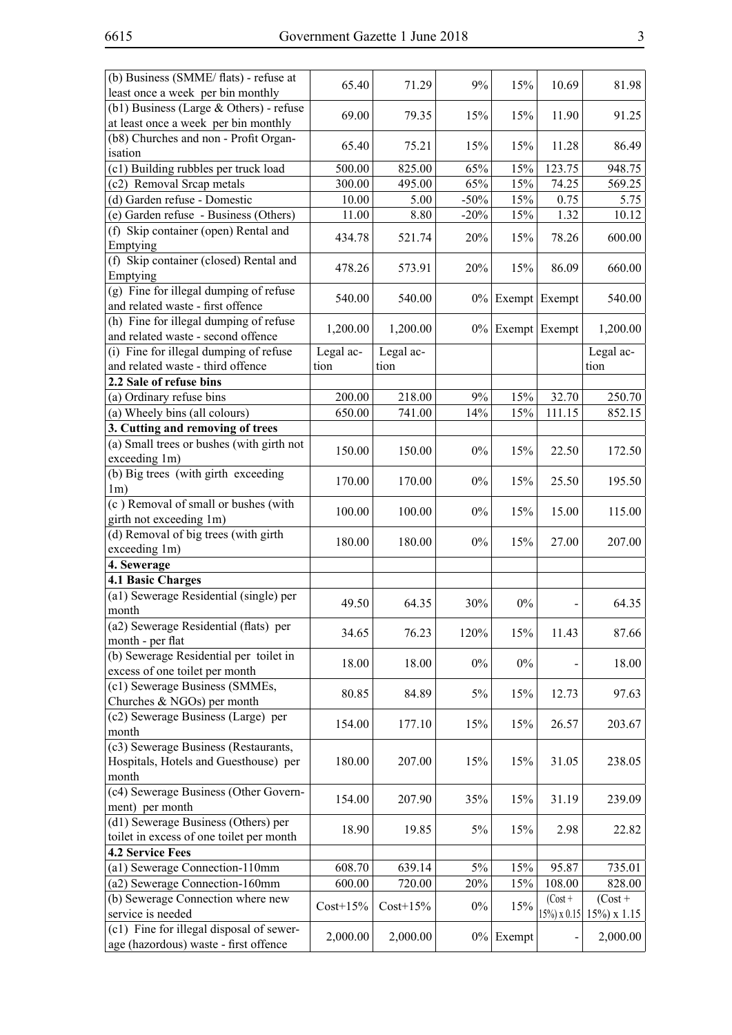| | | | | | | |
|---|---|---|---|---|---|---|
| (b) Business (SMME/ flats) - refuse at least once a week per bin monthly | 65.40 | 71.29 | 9% | 15% | 10.69 | 81.98 |
| (b1) Business (Large & Others) - refuse at least once a week per bin monthly | 69.00 | 79.35 | 15% | 15% | 11.90 | 91.25 |
| (b8) Churches and non - Profit Organisation | 65.40 | 75.21 | 15% | 15% | 11.28 | 86.49 |
| (c1) Building rubbles per truck load | 500.00 | 825.00 | 65% | 15% | 123.75 | 948.75 |
| (c2) Removal Srcap metals | 300.00 | 495.00 | 65% | 15% | 74.25 | 569.25 |
| (d) Garden refuse - Domestic | 10.00 | 5.00 | -50% | 15% | 0.75 | 5.75 |
| (e) Garden refuse - Business (Others) | 11.00 | 8.80 | -20% | 15% | 1.32 | 10.12 |
| (f) Skip container (open) Rental and Emptying | 434.78 | 521.74 | 20% | 15% | 78.26 | 600.00 |
| (f) Skip container (closed) Rental and Emptying | 478.26 | 573.91 | 20% | 15% | 86.09 | 660.00 |
| (g) Fine for illegal dumping of refuse and related waste - first offence | 540.00 | 540.00 | 0% | Exempt | Exempt | 540.00 |
| (h) Fine for illegal dumping of refuse and related waste - second offence | 1,200.00 | 1,200.00 | 0% | Exempt | Exempt | 1,200.00 |
| (i) Fine for illegal dumping of refuse and related waste - third offence | Legal action | Legal action | | | | Legal action |
| **2.2 Sale of refuse bins** | | | | | | |
| (a) Ordinary refuse bins | 200.00 | 218.00 | 9% | 15% | 32.70 | 250.70 |
| (a) Wheely bins (all colours) | 650.00 | 741.00 | 14% | 15% | 111.15 | 852.15 |
| **3. Cutting and removing of trees** | | | | | | |
| (a) Small trees or bushes (with girth not exceeding 1m) | 150.00 | 150.00 | 0% | 15% | 22.50 | 172.50 |
| (b) Big trees (with girth exceeding 1m) | 170.00 | 170.00 | 0% | 15% | 25.50 | 195.50 |
| (c ) Removal of small or bushes (with girth not exceeding 1m) | 100.00 | 100.00 | 0% | 15% | 15.00 | 115.00 |
| (d) Removal of big trees (with girth exceeding 1m) | 180.00 | 180.00 | 0% | 15% | 27.00 | 207.00 |
| **4. Sewerage** | | | | | | |
| **4.1 Basic Charges** | | | | | | |
| (a1) Sewerage Residential (single) per month | 49.50 | 64.35 | 30% | 0% | - | 64.35 |
| (a2) Sewerage Residential (flats) per month - per flat | 34.65 | 76.23 | 120% | 15% | 11.43 | 87.66 |
| (b) Sewerage Residential per toilet in excess of one toilet per month | 18.00 | 18.00 | 0% | 0% | - | 18.00 |
| (c1) Sewerage Business (SMMEs, Churches & NGOs) per month | 80.85 | 84.89 | 5% | 15% | 12.73 | 97.63 |
| (c2) Sewerage Business (Large) per month | 154.00 | 177.10 | 15% | 15% | 26.57 | 203.67 |
| (c3) Sewerage Business (Restaurants, Hospitals, Hotels and Guesthouse) per month | 180.00 | 207.00 | 15% | 15% | 31.05 | 238.05 |
| (c4) Sewerage Business (Other Government) per month | 154.00 | 207.90 | 35% | 15% | 31.19 | 239.09 |
| (d1) Sewerage Business (Others) per toilet in excess of one toilet per month | 18.90 | 19.85 | 5% | 15% | 2.98 | 22.82 |
| **4.2 Service Fees** | | | | | | |
| (a1) Sewerage Connection-110mm | 608.70 | 639.14 | 5% | 15% | 95.87 | 735.01 |
| (a2) Sewerage Connection-160mm | 600.00 | 720.00 | 20% | 15% | 108.00 | 828.00 |
| (b) Sewerage Connection where new service is needed | Cost+15% | Cost+15% | 0% | 15% | (Cost + 15%) x 0.15 | (Cost + 15%) x 1.15 |
| (c1) Fine for illegal disposal of sewerage (hazordous) waste - first offence | 2,000.00 | 2,000.00 | 0% | Exempt | - | 2,000.00 |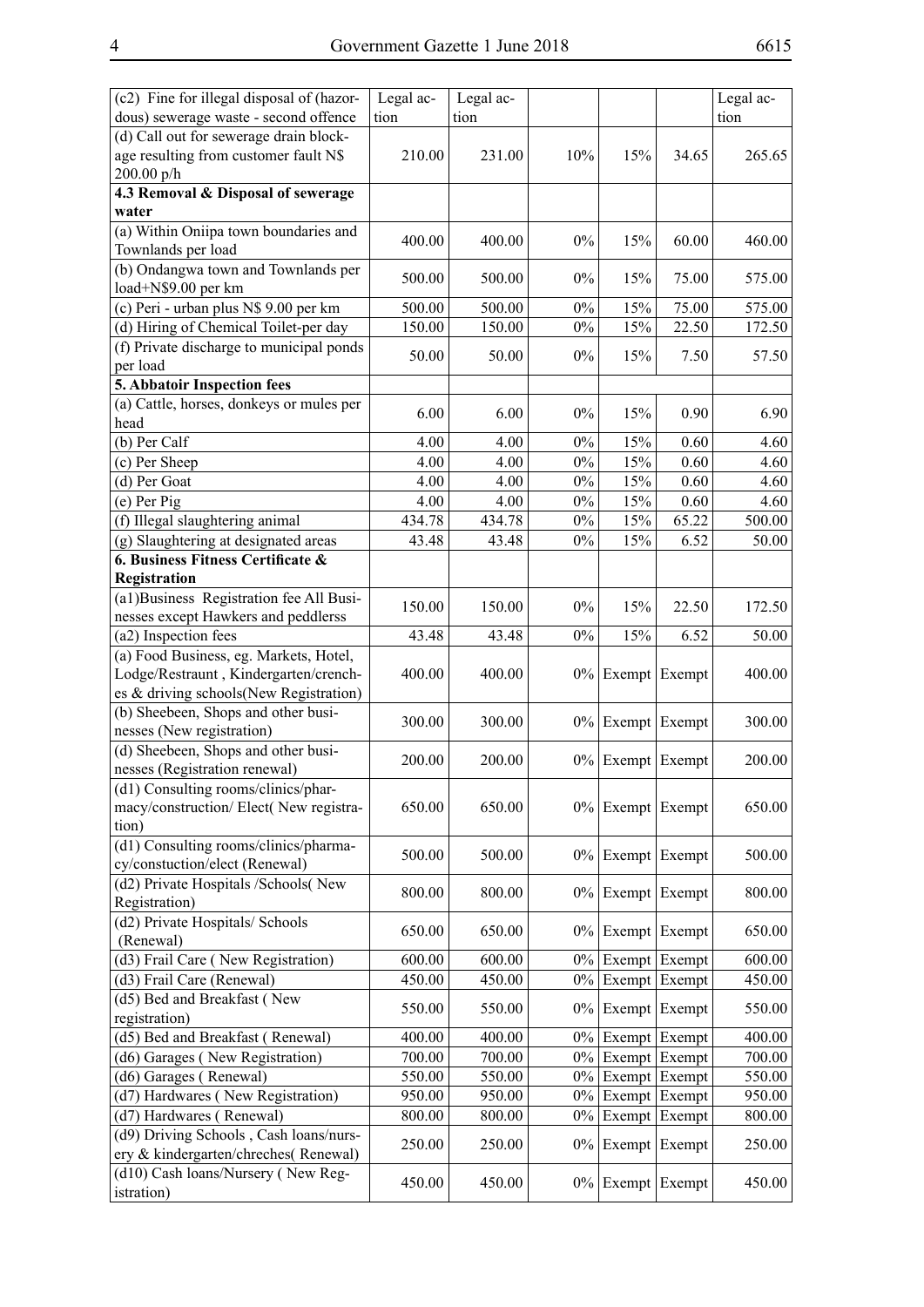| | | | | | | |
|---|---|---|---|---|---|---|
| (c2) Fine for illegal disposal of (hazordous) sewerage waste - second offence | Legal action | Legal action | | | | Legal action |
| (d) Call out for sewerage drain blockage resulting from customer fault N$ 200.00 p/h | 210.00 | 231.00 | 10% | 15% | 34.65 | 265.65 |
| **4.3 Removal & Disposal of sewerage water** | | | | | | |
| (a) Within Oniipa town boundaries and Townlands per load | 400.00 | 400.00 | 0% | 15% | 60.00 | 460.00 |
| (b) Ondangwa town and Townlands per load+N$9.00 per km | 500.00 | 500.00 | 0% | 15% | 75.00 | 575.00 |
| (c) Peri - urban plus N$ 9.00 per km | 500.00 | 500.00 | 0% | 15% | 75.00 | 575.00 |
| (d) Hiring of Chemical Toilet-per day | 150.00 | 150.00 | 0% | 15% | 22.50 | 172.50 |
| (f) Private discharge to municipal ponds per load | 50.00 | 50.00 | 0% | 15% | 7.50 | 57.50 |
| **5. Abbatoir Inspection fees** | | | | | | |
| (a) Cattle, horses, donkeys or mules per head | 6.00 | 6.00 | 0% | 15% | 0.90 | 6.90 |
| (b) Per Calf | 4.00 | 4.00 | 0% | 15% | 0.60 | 4.60 |
| (c) Per Sheep | 4.00 | 4.00 | 0% | 15% | 0.60 | 4.60 |
| (d) Per Goat | 4.00 | 4.00 | 0% | 15% | 0.60 | 4.60 |
| (e) Per Pig | 4.00 | 4.00 | 0% | 15% | 0.60 | 4.60 |
| (f) Illegal slaughtering animal | 434.78 | 434.78 | 0% | 15% | 65.22 | 500.00 |
| (g) Slaughtering at designated areas | 43.48 | 43.48 | 0% | 15% | 6.52 | 50.00 |
| **6. Business Fitness Certificate & Registration** | | | | | | |
| (a1)Business Registration fee All Businesses except Hawkers and peddlerss | 150.00 | 150.00 | 0% | 15% | 22.50 | 172.50 |
| (a2) Inspection fees | 43.48 | 43.48 | 0% | 15% | 6.52 | 50.00 |
| (a) Food Business, eg. Markets, Hotel, Lodge/Restraunt , Kindergarten/crenches & driving schools(New Registration) | 400.00 | 400.00 | 0% | Exempt | Exempt | 400.00 |
| (b) Sheebeen, Shops and other businesses (New registration) | 300.00 | 300.00 | 0% | Exempt | Exempt | 300.00 |
| (d) Sheebeen, Shops and other businesses (Registration renewal) | 200.00 | 200.00 | 0% | Exempt | Exempt | 200.00 |
| (d1) Consulting rooms/clinics/pharmacy/construction/ Elect( New registration) | 650.00 | 650.00 | 0% | Exempt | Exempt | 650.00 |
| (d1) Consulting rooms/clinics/pharmacy/constuction/elect (Renewal) | 500.00 | 500.00 | 0% | Exempt | Exempt | 500.00 |
| (d2) Private Hospitals /Schools( New Registration) | 800.00 | 800.00 | 0% | Exempt | Exempt | 800.00 |
| (d2) Private Hospitals/ Schools (Renewal) | 650.00 | 650.00 | 0% | Exempt | Exempt | 650.00 |
| (d3) Frail Care ( New Registration) | 600.00 | 600.00 | 0% | Exempt | Exempt | 600.00 |
| (d3) Frail Care (Renewal) | 450.00 | 450.00 | 0% | Exempt | Exempt | 450.00 |
| (d5) Bed and Breakfast ( New registration) | 550.00 | 550.00 | 0% | Exempt | Exempt | 550.00 |
| (d5) Bed and Breakfast ( Renewal) | 400.00 | 400.00 | 0% | Exempt | Exempt | 400.00 |
| (d6) Garages ( New Registration) | 700.00 | 700.00 | 0% | Exempt | Exempt | 700.00 |
| (d6) Garages ( Renewal) | 550.00 | 550.00 | 0% | Exempt | Exempt | 550.00 |
| (d7) Hardwares ( New Registration) | 950.00 | 950.00 | 0% | Exempt | Exempt | 950.00 |
| (d7) Hardwares ( Renewal) | 800.00 | 800.00 | 0% | Exempt | Exempt | 800.00 |
| (d9) Driving Schools , Cash loans/nursery & kindergarten/chreches( Renewal) | 250.00 | 250.00 | 0% | Exempt | Exempt | 250.00 |
| (d10) Cash loans/Nursery ( New Registration) | 450.00 | 450.00 | 0% | Exempt | Exempt | 450.00 |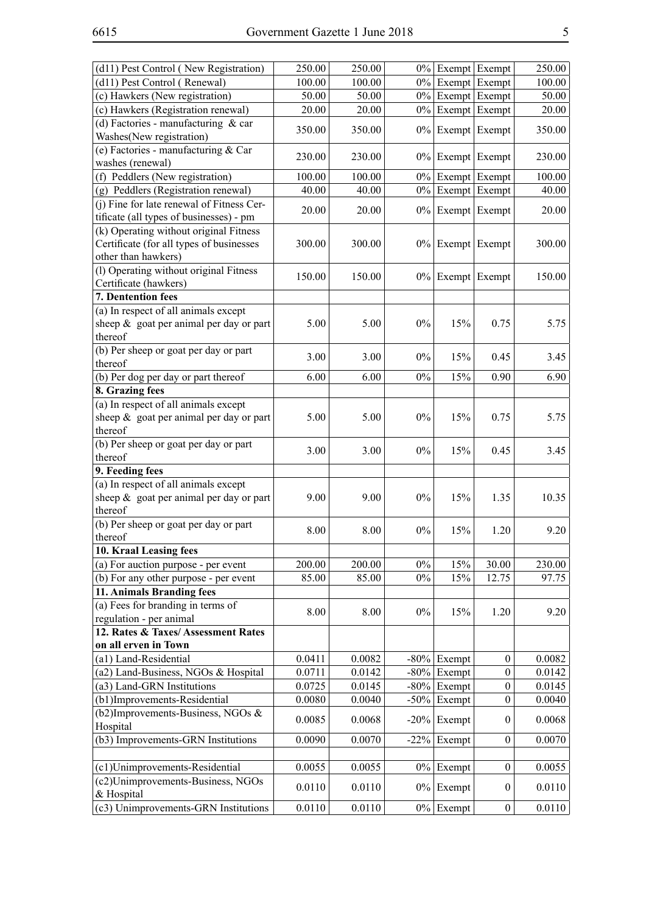| | | | | | | |
|---|---|---|---|---|---|---|
| (d11) Pest Control ( New Registration) | 250.00 | 250.00 | 0% | Exempt | Exempt | 250.00 |
| (d11) Pest Control ( Renewal) | 100.00 | 100.00 | 0% | Exempt | Exempt | 100.00 |
| (c) Hawkers (New registration) | 50.00 | 50.00 | 0% | Exempt | Exempt | 50.00 |
| (c) Hawkers (Registration renewal) | 20.00 | 20.00 | 0% | Exempt | Exempt | 20.00 |
| (d) Factories - manufacturing & car Washes(New registration) | 350.00 | 350.00 | 0% | Exempt | Exempt | 350.00 |
| (e) Factories - manufacturing & Car washes (renewal) | 230.00 | 230.00 | 0% | Exempt | Exempt | 230.00 |
| (f) Peddlers (New registration) | 100.00 | 100.00 | 0% | Exempt | Exempt | 100.00 |
| (g) Peddlers (Registration renewal) | 40.00 | 40.00 | 0% | Exempt | Exempt | 40.00 |
| (j) Fine for late renewal of Fitness Certificate (all types of businesses) - pm | 20.00 | 20.00 | 0% | Exempt | Exempt | 20.00 |
| (k) Operating without original Fitness Certificate (for all types of businesses other than hawkers) | 300.00 | 300.00 | 0% | Exempt | Exempt | 300.00 |
| (l) Operating without original Fitness Certificate (hawkers) | 150.00 | 150.00 | 0% | Exempt | Exempt | 150.00 |
| **7. Dentention fees** | | | | | | |
| (a) In respect of all animals except sheep & goat per animal per day or part thereof | 5.00 | 5.00 | 0% | 15% | 0.75 | 5.75 |
| (b) Per sheep or goat per day or part thereof | 3.00 | 3.00 | 0% | 15% | 0.45 | 3.45 |
| (b) Per dog per day or part thereof | 6.00 | 6.00 | 0% | 15% | 0.90 | 6.90 |
| **8. Grazing fees** | | | | | | |
| (a) In respect of all animals except sheep & goat per animal per day or part thereof | 5.00 | 5.00 | 0% | 15% | 0.75 | 5.75 |
| (b) Per sheep or goat per day or part thereof | 3.00 | 3.00 | 0% | 15% | 0.45 | 3.45 |
| **9. Feeding fees** | | | | | | |
| (a) In respect of all animals except sheep & goat per animal per day or part thereof | 9.00 | 9.00 | 0% | 15% | 1.35 | 10.35 |
| (b) Per sheep or goat per day or part thereof | 8.00 | 8.00 | 0% | 15% | 1.20 | 9.20 |
| **10. Kraal Leasing fees** | | | | | | |
| (a) For auction purpose - per event | 200.00 | 200.00 | 0% | 15% | 30.00 | 230.00 |
| (b) For any other purpose - per event | 85.00 | 85.00 | 0% | 15% | 12.75 | 97.75 |
| **11. Animals Branding fees** | | | | | | |
| (a) Fees for branding in terms of regulation - per animal | 8.00 | 8.00 | 0% | 15% | 1.20 | 9.20 |
| **12. Rates & Taxes/ Assessment Rates on all erven in Town** | | | | | | |
| (a1) Land-Residential | 0.0411 | 0.0082 | -80% | Exempt | 0 | 0.0082 |
| (a2) Land-Business, NGOs & Hospital | 0.0711 | 0.0142 | -80% | Exempt | 0 | 0.0142 |
| (a3) Land-GRN Institutions | 0.0725 | 0.0145 | -80% | Exempt | 0 | 0.0145 |
| (b1)Improvements-Residential | 0.0080 | 0.0040 | -50% | Exempt | 0 | 0.0040 |
| (b2)Improvements-Business, NGOs & Hospital | 0.0085 | 0.0068 | -20% | Exempt | 0 | 0.0068 |
| (b3) Improvements-GRN Institutions | 0.0090 | 0.0070 | -22% | Exempt | 0 | 0.0070 |
| | | | | | | |
| (c1)Unimprovements-Residential | 0.0055 | 0.0055 | 0% | Exempt | 0 | 0.0055 |
| (c2)Unimprovements-Business, NGOs & Hospital | 0.0110 | 0.0110 | 0% | Exempt | 0 | 0.0110 |
| (c3) Unimprovements-GRN Institutions | 0.0110 | 0.0110 | 0% | Exempt | 0 | 0.0110 |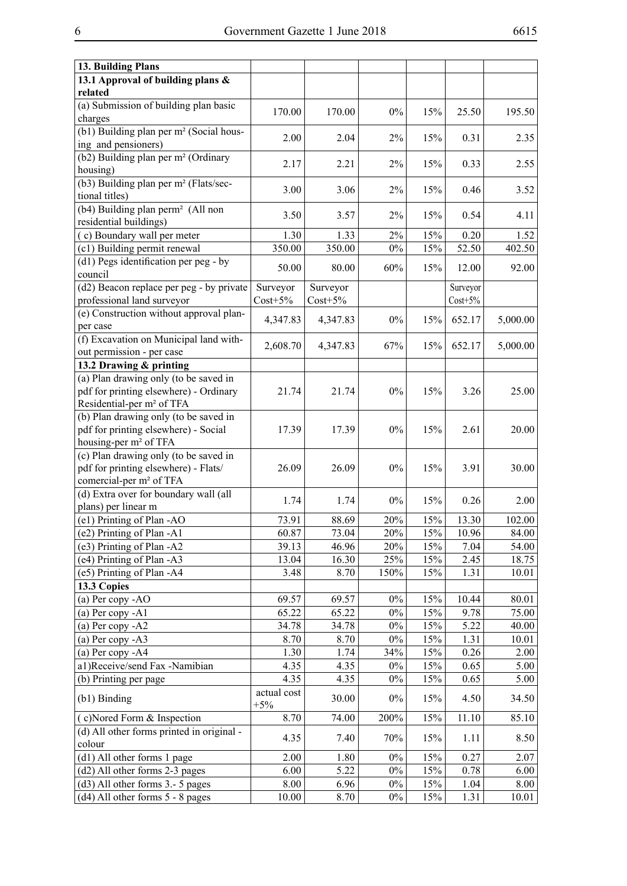| 13. Building Plans | | | | | | |
|---|---|---|---|---|---|---|
| 13.1 Approval of building plans & related | | | | | | |
| (a) Submission of building plan basic charges | 170.00 | 170.00 | 0% | 15% | 25.50 | 195.50 |
| (b1) Building plan per m² (Social housing and pensioners) | 2.00 | 2.04 | 2% | 15% | 0.31 | 2.35 |
| (b2) Building plan per m² (Ordinary housing) | 2.17 | 2.21 | 2% | 15% | 0.33 | 2.55 |
| (b3) Building plan per m² (Flats/sectional titles) | 3.00 | 3.06 | 2% | 15% | 0.46 | 3.52 |
| (b4) Building plan perm² (All non residential buildings) | 3.50 | 3.57 | 2% | 15% | 0.54 | 4.11 |
| ( c) Boundary wall per meter | 1.30 | 1.33 | 2% | 15% | 0.20 | 1.52 |
| (c1) Building permit renewal | 350.00 | 350.00 | 0% | 15% | 52.50 | 402.50 |
| (d1) Pegs identification per peg - by council | 50.00 | 80.00 | 60% | 15% | 12.00 | 92.00 |
| (d2) Beacon replace per peg - by private professional land surveyor | Surveyor Cost+5% | Surveyor Cost+5% | | | Surveyor Cost+5% | |
| (e) Construction without approval plan-per case | 4,347.83 | 4,347.83 | 0% | 15% | 652.17 | 5,000.00 |
| (f) Excavation on Municipal land without permission - per case | 2,608.70 | 4,347.83 | 67% | 15% | 652.17 | 5,000.00 |
| 13.2 Drawing & printing | | | | | | |
| (a) Plan drawing only (to be saved in pdf for printing elsewhere) - Ordinary Residential-per m² of TFA | 21.74 | 21.74 | 0% | 15% | 3.26 | 25.00 |
| (b) Plan drawing only (to be saved in pdf for printing elsewhere) - Social housing-per m² of TFA | 17.39 | 17.39 | 0% | 15% | 2.61 | 20.00 |
| (c) Plan drawing only (to be saved in pdf for printing elsewhere) - Flats/ comercial-per m² of TFA | 26.09 | 26.09 | 0% | 15% | 3.91 | 30.00 |
| (d) Extra over for boundary wall (all plans) per linear m | 1.74 | 1.74 | 0% | 15% | 0.26 | 2.00 |
| (e1) Printing of Plan -AO | 73.91 | 88.69 | 20% | 15% | 13.30 | 102.00 |
| (e2) Printing of Plan -A1 | 60.87 | 73.04 | 20% | 15% | 10.96 | 84.00 |
| (e3) Printing of Plan -A2 | 39.13 | 46.96 | 20% | 15% | 7.04 | 54.00 |
| (e4) Printing of Plan -A3 | 13.04 | 16.30 | 25% | 15% | 2.45 | 18.75 |
| (e5) Printing of Plan -A4 | 3.48 | 8.70 | 150% | 15% | 1.31 | 10.01 |
| 13.3 Copies | | | | | | |
| (a) Per copy -AO | 69.57 | 69.57 | 0% | 15% | 10.44 | 80.01 |
| (a) Per copy -A1 | 65.22 | 65.22 | 0% | 15% | 9.78 | 75.00 |
| (a) Per copy -A2 | 34.78 | 34.78 | 0% | 15% | 5.22 | 40.00 |
| (a) Per copy -A3 | 8.70 | 8.70 | 0% | 15% | 1.31 | 10.01 |
| (a) Per copy -A4 | 1.30 | 1.74 | 34% | 15% | 0.26 | 2.00 |
| a1)Receive/send Fax -Namibian | 4.35 | 4.35 | 0% | 15% | 0.65 | 5.00 |
| (b) Printing per page | 4.35 | 4.35 | 0% | 15% | 0.65 | 5.00 |
| (b1) Binding | actual cost +5% | 30.00 | 0% | 15% | 4.50 | 34.50 |
| ( c)Nored Form & Inspection | 8.70 | 74.00 | 200% | 15% | 11.10 | 85.10 |
| (d) All other forms printed in original - colour | 4.35 | 7.40 | 70% | 15% | 1.11 | 8.50 |
| (d1) All other forms 1 page | 2.00 | 1.80 | 0% | 15% | 0.27 | 2.07 |
| (d2) All other forms 2-3 pages | 6.00 | 5.22 | 0% | 15% | 0.78 | 6.00 |
| (d3) All other forms 3.- 5 pages | 8.00 | 6.96 | 0% | 15% | 1.04 | 8.00 |
| (d4) All other forms 5 - 8 pages | 10.00 | 8.70 | 0% | 15% | 1.31 | 10.01 |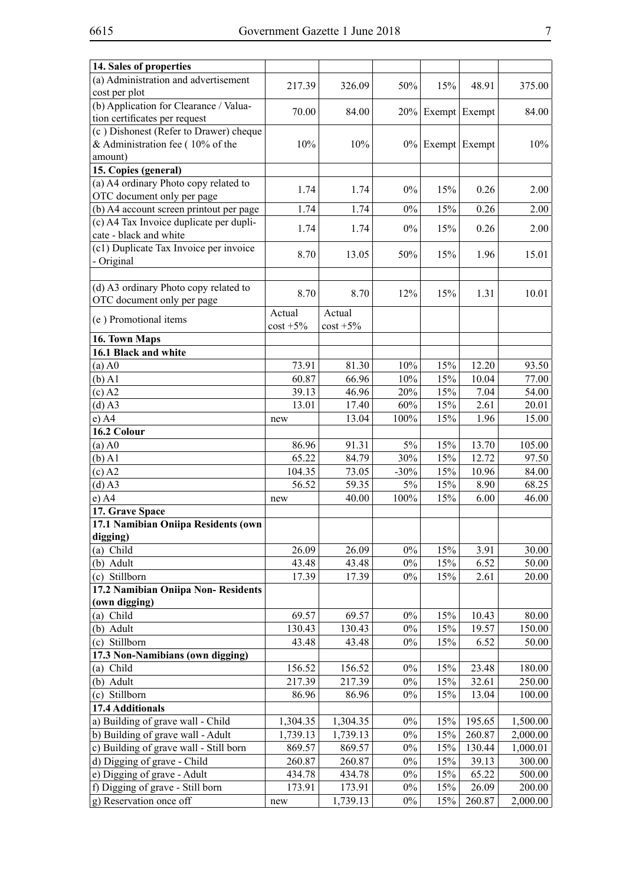| | | | | | | |
|---|---|---|---|---|---|---|
| **14. Sales of properties** | | | | | | |
| (a) Administration and advertisement cost per plot | 217.39 | 326.09 | 50% | 15% | 48.91 | 375.00 |
| (b) Application for Clearance / Valuation certificates per request | 70.00 | 84.00 | 20% | Exempt | Exempt | 84.00 |
| (c ) Dishonest (Refer to Drawer) cheque & Administration fee ( 10% of the amount) | 10% | 10% | 0% | Exempt | Exempt | 10% |
| **15. Copies (general)** | | | | | | |
| (a) A4 ordinary Photo copy related to OTC document only per page | 1.74 | 1.74 | 0% | 15% | 0.26 | 2.00 |
| (b) A4 account screen printout per page | 1.74 | 1.74 | 0% | 15% | 0.26 | 2.00 |
| (c) A4 Tax Invoice duplicate per duplicate - black and white | 1.74 | 1.74 | 0% | 15% | 0.26 | 2.00 |
| (c1) Duplicate Tax Invoice per invoice - Original | 8.70 | 13.05 | 50% | 15% | 1.96 | 15.01 |
| | | | | | | |
| (d) A3 ordinary Photo copy related to OTC document only per page | 8.70 | 8.70 | 12% | 15% | 1.31 | 10.01 |
| (e ) Promotional items | Actual cost +5% | Actual cost +5% | | | | |
| **16. Town Maps** | | | | | | |
| **16.1 Black and white** | | | | | | |
| (a) A0 | 73.91 | 81.30 | 10% | 15% | 12.20 | 93.50 |
| (b) A1 | 60.87 | 66.96 | 10% | 15% | 10.04 | 77.00 |
| (c) A2 | 39.13 | 46.96 | 20% | 15% | 7.04 | 54.00 |
| (d) A3 | 13.01 | 17.40 | 60% | 15% | 2.61 | 20.01 |
| e) A4 | new | 13.04 | 100% | 15% | 1.96 | 15.00 |
| **16.2 Colour** | | | | | | |
| (a) A0 | 86.96 | 91.31 | 5% | 15% | 13.70 | 105.00 |
| (b) A1 | 65.22 | 84.79 | 30% | 15% | 12.72 | 97.50 |
| (c) A2 | 104.35 | 73.05 | -30% | 15% | 10.96 | 84.00 |
| (d) A3 | 56.52 | 59.35 | 5% | 15% | 8.90 | 68.25 |
| e) A4 | new | 40.00 | 100% | 15% | 6.00 | 46.00 |
| **17. Grave Space** | | | | | | |
| **17.1 Namibian Oniipa Residents (own digging)** | | | | | | |
| (a) Child | 26.09 | 26.09 | 0% | 15% | 3.91 | 30.00 |
| (b) Adult | 43.48 | 43.48 | 0% | 15% | 6.52 | 50.00 |
| (c) Stillborn | 17.39 | 17.39 | 0% | 15% | 2.61 | 20.00 |
| **17.2 Namibian Oniipa Non- Residents (own digging)** | | | | | | |
| (a) Child | 69.57 | 69.57 | 0% | 15% | 10.43 | 80.00 |
| (b) Adult | 130.43 | 130.43 | 0% | 15% | 19.57 | 150.00 |
| (c) Stillborn | 43.48 | 43.48 | 0% | 15% | 6.52 | 50.00 |
| **17.3 Non-Namibians (own digging)** | | | | | | |
| (a) Child | 156.52 | 156.52 | 0% | 15% | 23.48 | 180.00 |
| (b) Adult | 217.39 | 217.39 | 0% | 15% | 32.61 | 250.00 |
| (c) Stillborn | 86.96 | 86.96 | 0% | 15% | 13.04 | 100.00 |
| **17.4 Additionals** | | | | | | |
| a) Building of grave wall - Child | 1,304.35 | 1,304.35 | 0% | 15% | 195.65 | 1,500.00 |
| b) Building of grave wall - Adult | 1,739.13 | 1,739.13 | 0% | 15% | 260.87 | 2,000.00 |
| c) Building of grave wall - Still born | 869.57 | 869.57 | 0% | 15% | 130.44 | 1,000.01 |
| d) Digging of grave - Child | 260.87 | 260.87 | 0% | 15% | 39.13 | 300.00 |
| e) Digging of grave - Adult | 434.78 | 434.78 | 0% | 15% | 65.22 | 500.00 |
| f) Digging of grave - Still born | 173.91 | 173.91 | 0% | 15% | 26.09 | 200.00 |
| g) Reservation once off | new | 1,739.13 | 0% | 15% | 260.87 | 2,000.00 |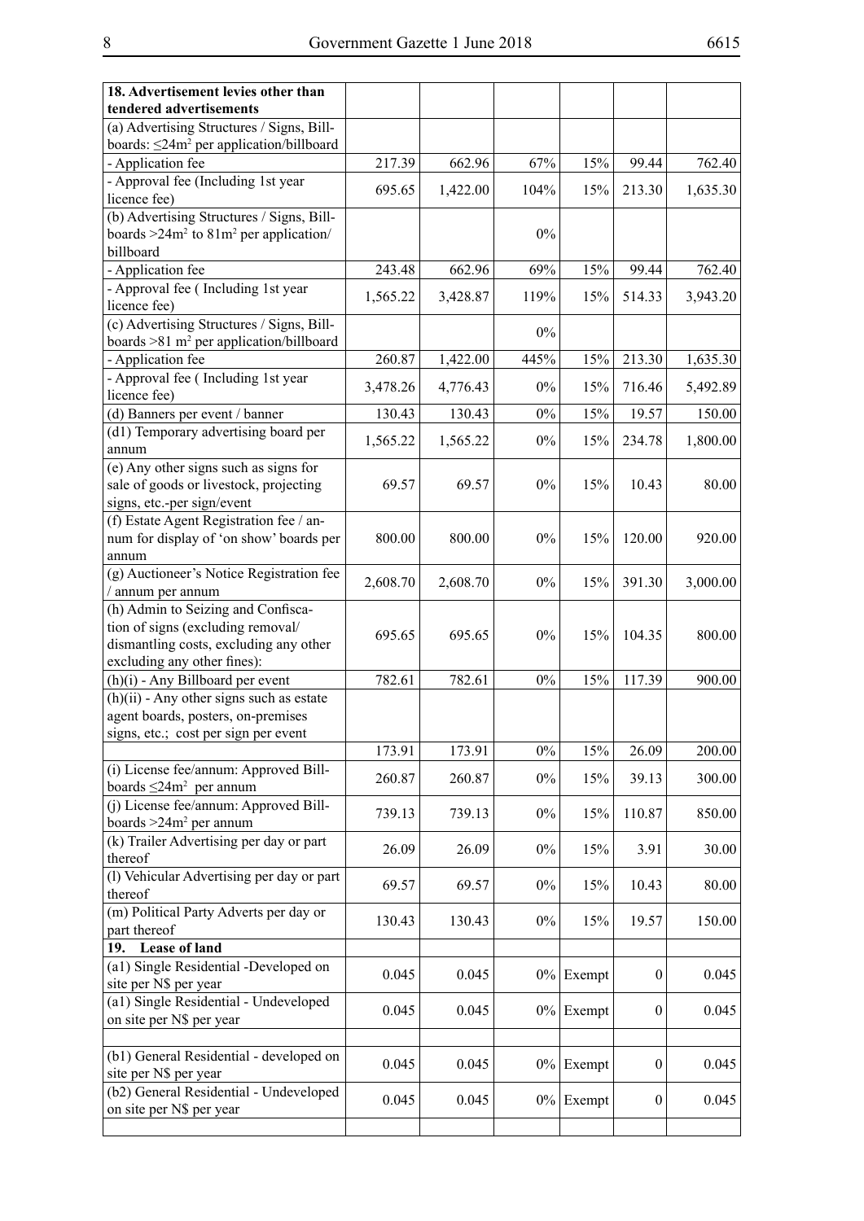| 18. Advertisement levies other than tendered advertisements | | | | | | |
|---|---|---|---|---|---|---|
| (a) Advertising Structures / Signs, Bill-boards: ≤24m$^2$ per application/billboard | | | | | | |
| - Application fee | 217.39 | 662.96 | 67% | 15% | 99.44 | 762.40 |
| - Approval fee (Including 1st year licence fee) | 695.65 | 1,422.00 | 104% | 15% | 213.30 | 1,635.30 |
| (b) Advertising Structures / Signs, Bill-boards >24m$^2$ to 81m$^2$ per application/ billboard | | | 0% | | | |
| - Application fee | 243.48 | 662.96 | 69% | 15% | 99.44 | 762.40 |
| - Approval fee ( Including 1st year licence fee) | 1,565.22 | 3,428.87 | 119% | 15% | 514.33 | 3,943.20 |
| (c) Advertising Structures / Signs, Bill-boards >81 m$^2$ per application/billboard | | | 0% | | | |
| - Application fee | 260.87 | 1,422.00 | 445% | 15% | 213.30 | 1,635.30 |
| - Approval fee ( Including 1st year licence fee) | 3,478.26 | 4,776.43 | 0% | 15% | 716.46 | 5,492.89 |
| (d) Banners per event / banner | 130.43 | 130.43 | 0% | 15% | 19.57 | 150.00 |
| (d1) Temporary advertising board per annum | 1,565.22 | 1,565.22 | 0% | 15% | 234.78 | 1,800.00 |
| (e) Any other signs such as signs for sale of goods or livestock, projecting signs, etc.-per sign/event | 69.57 | 69.57 | 0% | 15% | 10.43 | 80.00 |
| (f) Estate Agent Registration fee / annum for display of 'on show' boards per annum | 800.00 | 800.00 | 0% | 15% | 120.00 | 920.00 |
| (g) Auctioneer's Notice Registration fee / annum per annum | 2,608.70 | 2,608.70 | 0% | 15% | 391.30 | 3,000.00 |
| (h) Admin to Seizing and Confiscation of signs (excluding removal/ dismantling costs, excluding any other excluding any other fines): | 695.65 | 695.65 | 0% | 15% | 104.35 | 800.00 |
| (h)(i) - Any Billboard per event | 782.61 | 782.61 | 0% | 15% | 117.39 | 900.00 |
| (h)(ii) - Any other signs such as estate agent boards, posters, on-premises signs, etc.; cost per sign per event | | | | | | |
| | 173.91 | 173.91 | 0% | 15% | 26.09 | 200.00 |
| (i) License fee/annum: Approved Bill-boards ≤24m$^2$ per annum | 260.87 | 260.87 | 0% | 15% | 39.13 | 300.00 |
| (j) License fee/annum: Approved Bill-boards >24m$^2$ per annum | 739.13 | 739.13 | 0% | 15% | 110.87 | 850.00 |
| (k) Trailer Advertising per day or part thereof | 26.09 | 26.09 | 0% | 15% | 3.91 | 30.00 |
| (l) Vehicular Advertising per day or part thereof | 69.57 | 69.57 | 0% | 15% | 10.43 | 80.00 |
| (m) Political Party Adverts per day or part thereof | 130.43 | 130.43 | 0% | 15% | 19.57 | 150.00 |
| 19. Lease of land | | | | | | |
| (a1) Single Residential -Developed on site per N$ per year | 0.045 | 0.045 | 0% | Exempt | 0 | 0.045 |
| (a1) Single Residential - Undeveloped on site per N$ per year | 0.045 | 0.045 | 0% | Exempt | 0 | 0.045 |
| | | | | | | |
| (b1) General Residential - developed on site per N$ per year | 0.045 | 0.045 | 0% | Exempt | 0 | 0.045 |
| (b2) General Residential - Undeveloped on site per N$ per year | 0.045 | 0.045 | 0% | Exempt | 0 | 0.045 |
| | | | | | | |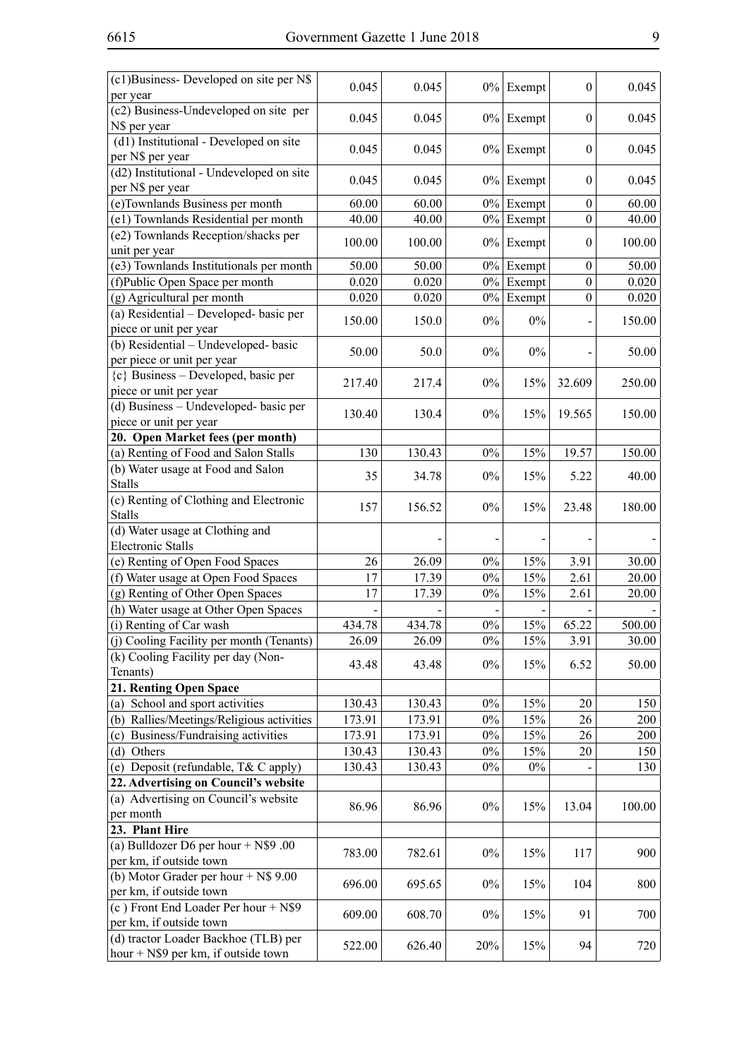| | | | | | | |
|---|---|---|---|---|---|---|
| (c1)Business- Developed on site per N$ per year | 0.045 | 0.045 | 0% | Exempt | 0 | 0.045 |
| (c2) Business-Undeveloped on site per N$ per year | 0.045 | 0.045 | 0% | Exempt | 0 | 0.045 |
| (d1) Institutional - Developed on site per N$ per year | 0.045 | 0.045 | 0% | Exempt | 0 | 0.045 |
| (d2) Institutional - Undeveloped on site per N$ per year | 0.045 | 0.045 | 0% | Exempt | 0 | 0.045 |
| (e)Townlands Business per month | 60.00 | 60.00 | 0% | Exempt | 0 | 60.00 |
| (e1) Townlands Residential per month | 40.00 | 40.00 | 0% | Exempt | 0 | 40.00 |
| (e2) Townlands Reception/shacks per unit per year | 100.00 | 100.00 | 0% | Exempt | 0 | 100.00 |
| (e3) Townlands Institutionals per month | 50.00 | 50.00 | 0% | Exempt | 0 | 50.00 |
| (f)Public Open Space per month | 0.020 | 0.020 | 0% | Exempt | 0 | 0.020 |
| (g) Agricultural per month | 0.020 | 0.020 | 0% | Exempt | 0 | 0.020 |
| (a) Residential – Developed- basic per piece or unit per year | 150.00 | 150.0 | 0% | 0% | - | 150.00 |
| (b) Residential – Undeveloped- basic per piece or unit per year | 50.00 | 50.0 | 0% | 0% | - | 50.00 |
| {c} Business – Developed, basic per piece or unit per year | 217.40 | 217.4 | 0% | 15% | 32.609 | 250.00 |
| (d) Business – Undeveloped- basic per piece or unit per year | 130.40 | 130.4 | 0% | 15% | 19.565 | 150.00 |
| **20. Open Market fees (per month)** | | | | | | |
| (a) Renting of Food and Salon Stalls | 130 | 130.43 | 0% | 15% | 19.57 | 150.00 |
| (b) Water usage at Food and Salon Stalls | 35 | 34.78 | 0% | 15% | 5.22 | 40.00 |
| (c) Renting of Clothing and Electronic Stalls | 157 | 156.52 | 0% | 15% | 23.48 | 180.00 |
| (d) Water usage at Clothing and Electronic Stalls | | - | - | - | - | - |
| (e) Renting of Open Food Spaces | 26 | 26.09 | 0% | 15% | 3.91 | 30.00 |
| (f) Water usage at Open Food Spaces | 17 | 17.39 | 0% | 15% | 2.61 | 20.00 |
| (g) Renting of Other Open Spaces | 17 | 17.39 | 0% | 15% | 2.61 | 20.00 |
| (h) Water usage at Other Open Spaces | - | - | - | - | - | - |
| (i) Renting of Car wash | 434.78 | 434.78 | 0% | 15% | 65.22 | 500.00 |
| (j) Cooling Facility per month (Tenants) | 26.09 | 26.09 | 0% | 15% | 3.91 | 30.00 |
| (k) Cooling Facility per day (Non-Tenants) | 43.48 | 43.48 | 0% | 15% | 6.52 | 50.00 |
| **21. Renting Open Space** | | | | | | |
| (a) School and sport activities | 130.43 | 130.43 | 0% | 15% | 20 | 150 |
| (b) Rallies/Meetings/Religious activities | 173.91 | 173.91 | 0% | 15% | 26 | 200 |
| (c) Business/Fundraising activities | 173.91 | 173.91 | 0% | 15% | 26 | 200 |
| (d) Others | 130.43 | 130.43 | 0% | 15% | 20 | 150 |
| (e) Deposit (refundable, T& C apply) | 130.43 | 130.43 | 0% | 0% | - | 130 |
| **22. Advertising on Council's website** | | | | | | |
| (a) Advertising on Council's website per month | 86.96 | 86.96 | 0% | 15% | 13.04 | 100.00 |
| **23. Plant Hire** | | | | | | |
| (a) Bulldozer D6 per hour + N$9 .00 per km, if outside town | 783.00 | 782.61 | 0% | 15% | 117 | 900 |
| (b) Motor Grader per hour + N$ 9.00 per km, if outside town | 696.00 | 695.65 | 0% | 15% | 104 | 800 |
| (c ) Front End Loader Per hour + N$9 per km, if outside town | 609.00 | 608.70 | 0% | 15% | 91 | 700 |
| (d) tractor Loader Backhoe (TLB) per hour + N$9 per km, if outside town | 522.00 | 626.40 | 20% | 15% | 94 | 720 |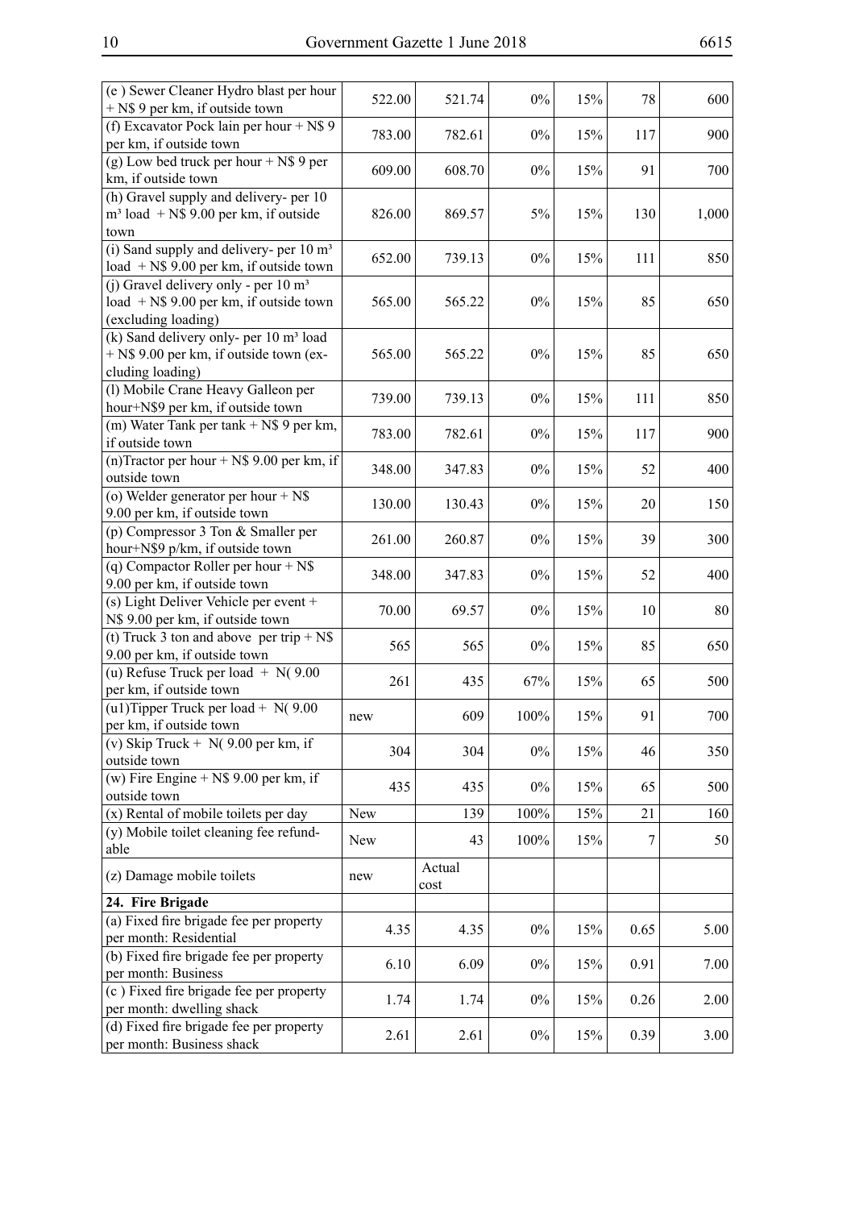| | | | | | | |
|---|---|---|---|---|---|---|
| (e ) Sewer Cleaner Hydro blast per hour + N$ 9 per km, if outside town | 522.00 | 521.74 | 0% | 15% | 78 | 600 |
| (f) Excavator Pock lain per hour + N$ 9 per km, if outside town | 783.00 | 782.61 | 0% | 15% | 117 | 900 |
| (g) Low bed truck per hour + N$ 9 per km, if outside town | 609.00 | 608.70 | 0% | 15% | 91 | 700 |
| (h) Gravel supply and delivery- per 10 m³ load + N$ 9.00 per km, if outside town | 826.00 | 869.57 | 5% | 15% | 130 | 1,000 |
| (i) Sand supply and delivery- per 10 m³ load + N$ 9.00 per km, if outside town | 652.00 | 739.13 | 0% | 15% | 111 | 850 |
| (j) Gravel delivery only - per 10 m³ load + N$ 9.00 per km, if outside town (excluding loading) | 565.00 | 565.22 | 0% | 15% | 85 | 650 |
| (k) Sand delivery only- per 10 m³ load + N$ 9.00 per km, if outside town (excluding loading) | 565.00 | 565.22 | 0% | 15% | 85 | 650 |
| (l) Mobile Crane Heavy Galleon per hour+N$9 per km, if outside town | 739.00 | 739.13 | 0% | 15% | 111 | 850 |
| (m) Water Tank per tank + N$ 9 per km, if outside town | 783.00 | 782.61 | 0% | 15% | 117 | 900 |
| (n)Tractor per hour + N$ 9.00 per km, if outside town | 348.00 | 347.83 | 0% | 15% | 52 | 400 |
| (o) Welder generator per hour + N$ 9.00 per km, if outside town | 130.00 | 130.43 | 0% | 15% | 20 | 150 |
| (p) Compressor 3 Ton & Smaller per hour+N$9 p/km, if outside town | 261.00 | 260.87 | 0% | 15% | 39 | 300 |
| (q) Compactor Roller per hour + N$ 9.00 per km, if outside town | 348.00 | 347.83 | 0% | 15% | 52 | 400 |
| (s) Light Deliver Vehicle per event + N$ 9.00 per km, if outside town | 70.00 | 69.57 | 0% | 15% | 10 | 80 |
| (t) Truck 3 ton and above per trip + N$ 9.00 per km, if outside town | 565 | 565 | 0% | 15% | 85 | 650 |
| (u) Refuse Truck per load + N( 9.00 per km, if outside town | 261 | 435 | 67% | 15% | 65 | 500 |
| (u1)Tipper Truck per load + N( 9.00 per km, if outside town | new | 609 | 100% | 15% | 91 | 700 |
| (v) Skip Truck + N( 9.00 per km, if outside town | 304 | 304 | 0% | 15% | 46 | 350 |
| (w) Fire Engine + N$ 9.00 per km, if outside town | 435 | 435 | 0% | 15% | 65 | 500 |
| (x) Rental of mobile toilets per day | New | 139 | 100% | 15% | 21 | 160 |
| (y) Mobile toilet cleaning fee refundable | New | 43 | 100% | 15% | 7 | 50 |
| (z) Damage mobile toilets | new | Actual cost | | | | |
| **24. Fire Brigade** | | | | | | |
| (a) Fixed fire brigade fee per property per month: Residential | 4.35 | 4.35 | 0% | 15% | 0.65 | 5.00 |
| (b) Fixed fire brigade fee per property per month: Business | 6.10 | 6.09 | 0% | 15% | 0.91 | 7.00 |
| (c ) Fixed fire brigade fee per property per month: dwelling shack | 1.74 | 1.74 | 0% | 15% | 0.26 | 2.00 |
| (d) Fixed fire brigade fee per property per month: Business shack | 2.61 | 2.61 | 0% | 15% | 0.39 | 3.00 |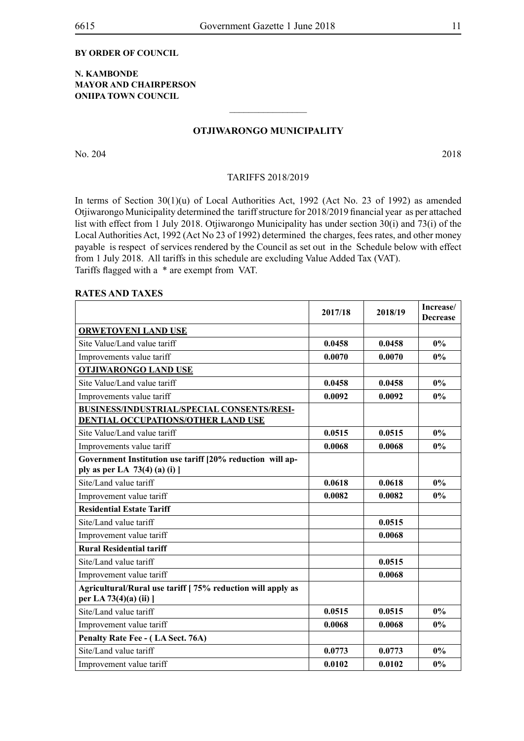**BY ORDER OF COUNCIL**

**N. KAMBONDE**
**MAYOR AND CHAIRPERSON**
**ONIIPA TOWN COUNCIL**

---

## OTJIWARONGO MUNICIPALITY

No. 204 2018

TARIFFS 2018/2019

In terms of Section 30(1)(u) of Local Authorities Act, 1992 (Act No. 23 of 1992) as amended Otjiwarongo Municipality determined the tariff structure for 2018/2019 financial year as per attached list with effect from 1 July 2018. Otjiwarongo Municipality has under section 30(i) and 73(i) of the Local Authorities Act, 1992 (Act No 23 of 1992) determined the charges, fees rates, and other money payable is respect of services rendered by the Council as set out in the Schedule below with effect from 1 July 2018. All tariffs in this schedule are excluding Value Added Tax (VAT).
Tariffs flagged with a * are exempt from VAT.

**RATES AND TAXES**

| | 2017/18 | 2018/19 | Increase/ Decrease |
|---|---|---|---|
| **ORWETOVENI LAND USE** | | | |
| Site Value/Land value tariff | **0.0458** | **0.0458** | **0%** |
| Improvements value tariff | **0.0070** | **0.0070** | **0%** |
| **OTJIWARONGO LAND USE** | | | |
| Site Value/Land value tariff | **0.0458** | **0.0458** | **0%** |
| Improvements value tariff | **0.0092** | **0.0092** | **0%** |
| **BUSINESS/INDUSTRIAL/SPECIAL CONSENTS/RESIDENTIAL OCCUPATIONS/OTHER LAND USE** | | | |
| Site Value/Land value tariff | **0.0515** | **0.0515** | **0%** |
| Improvements value tariff | **0.0068** | **0.0068** | **0%** |
| **Government Institution use tariff [20% reduction will apply as per LA 73(4) (a) (i) ]** | | | |
| Site/Land value tariff | **0.0618** | **0.0618** | **0%** |
| Improvement value tariff | **0.0082** | **0.0082** | **0%** |
| **Residential Estate Tariff** | | | |
| Site/Land value tariff | | **0.0515** | |
| Improvement value tariff | | **0.0068** | |
| **Rural Residential tariff** | | | |
| Site/Land value tariff | | **0.0515** | |
| Improvement value tariff | | **0.0068** | |
| **Agricultural/Rural use tariff [ 75% reduction will apply as per LA 73(4)(a) (ii) ]** | | | |
| Site/Land value tariff | **0.0515** | **0.0515** | **0%** |
| Improvement value tariff | **0.0068** | **0.0068** | **0%** |
| **Penalty Rate Fee - ( LA Sect. 76A)** | | | |
| Site/Land value tariff | **0.0773** | **0.0773** | **0%** |
| Improvement value tariff | **0.0102** | **0.0102** | **0%** |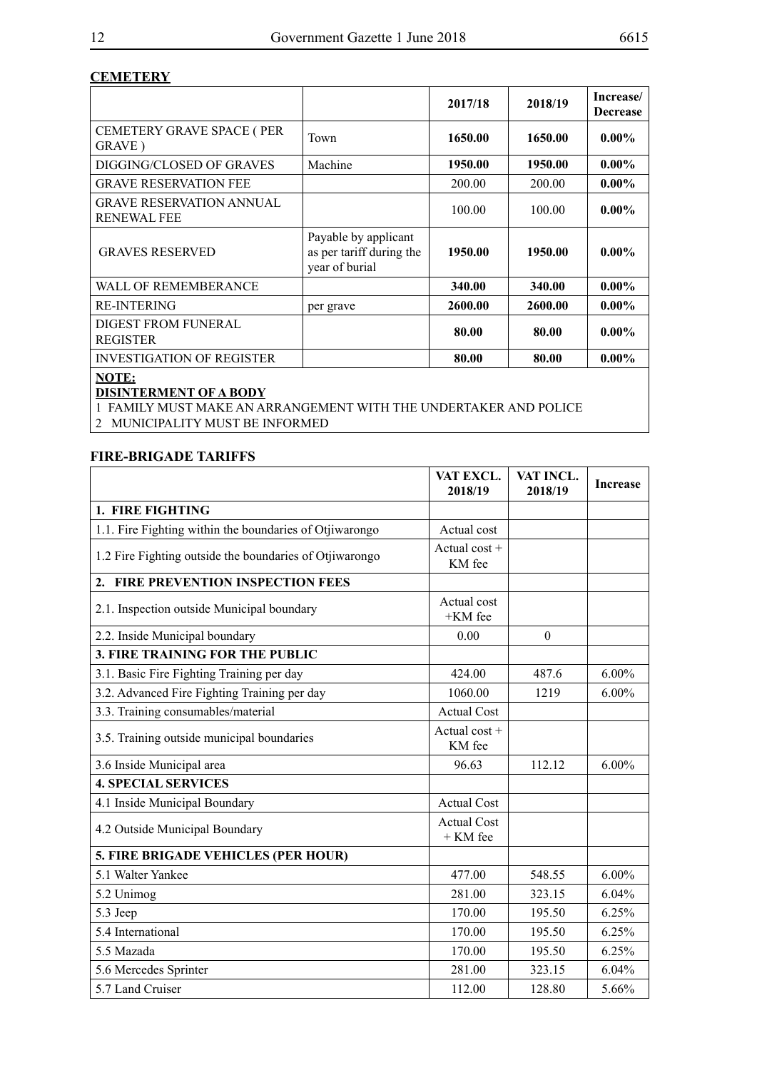**CEMETERY**

| | | 2017/18 | 2018/19 | Increase/ Decrease |
|---|---|---|---|---|
| CEMETERY GRAVE SPACE ( PER GRAVE ) | Town | **1650.00** | **1650.00** | **0.00%** |
| DIGGING/CLOSED OF GRAVES | Machine | **1950.00** | **1950.00** | **0.00%** |
| GRAVE RESERVATION FEE | | 200.00 | 200.00 | **0.00%** |
| GRAVE RESERVATION ANNUAL RENEWAL FEE | | 100.00 | 100.00 | **0.00%** |
| GRAVES RESERVED | Payable by applicant as per tariff during the year of burial | **1950.00** | **1950.00** | **0.00%** |
| WALL OF REMEMBERANCE | | **340.00** | **340.00** | **0.00%** |
| RE-INTERING | per grave | **2600.00** | **2600.00** | **0.00%** |
| DIGEST FROM FUNERAL REGISTER | | **80.00** | **80.00** | **0.00%** |
| INVESTIGATION OF REGISTER | | **80.00** | **80.00** | **0.00%** |

**NOTE:**

**DISINTERMENT OF A BODY**

1 FAMILY MUST MAKE AN ARRANGEMENT WITH THE UNDERTAKER AND POLICE

2 MUNICIPALITY MUST BE INFORMED

**FIRE-BRIGADE TARIFFS**

| | VAT EXCL. 2018/19 | VAT INCL. 2018/19 | Increase |
|---|---|---|---|
| **1. FIRE FIGHTING** | | | |
| 1.1. Fire Fighting within the boundaries of Otjiwarongo | Actual cost | | |
| 1.2 Fire Fighting outside the boundaries of Otjiwarongo | Actual cost + KM fee | | |
| **2. FIRE PREVENTION INSPECTION FEES** | | | |
| 2.1. Inspection outside Municipal boundary | Actual cost +KM fee | | |
| 2.2. Inside Municipal boundary | 0.00 | 0 | |
| **3. FIRE TRAINING FOR THE PUBLIC** | | | |
| 3.1. Basic Fire Fighting Training per day | 424.00 | 487.6 | 6.00% |
| 3.2. Advanced Fire Fighting Training per day | 1060.00 | 1219 | 6.00% |
| 3.3. Training consumables/material | Actual Cost | | |
| 3.5. Training outside municipal boundaries | Actual cost + KM fee | | |
| 3.6 Inside Municipal area | 96.63 | 112.12 | 6.00% |
| **4. SPECIAL SERVICES** | | | |
| 4.1 Inside Municipal Boundary | Actual Cost | | |
| 4.2 Outside Municipal Boundary | Actual Cost + KM fee | | |
| **5. FIRE BRIGADE VEHICLES (PER HOUR)** | | | |
| 5.1 Walter Yankee | 477.00 | 548.55 | 6.00% |
| 5.2 Unimog | 281.00 | 323.15 | 6.04% |
| 5.3 Jeep | 170.00 | 195.50 | 6.25% |
| 5.4 International | 170.00 | 195.50 | 6.25% |
| 5.5 Mazada | 170.00 | 195.50 | 6.25% |
| 5.6 Mercedes Sprinter | 281.00 | 323.15 | 6.04% |
| 5.7 Land Cruiser | 112.00 | 128.80 | 5.66% |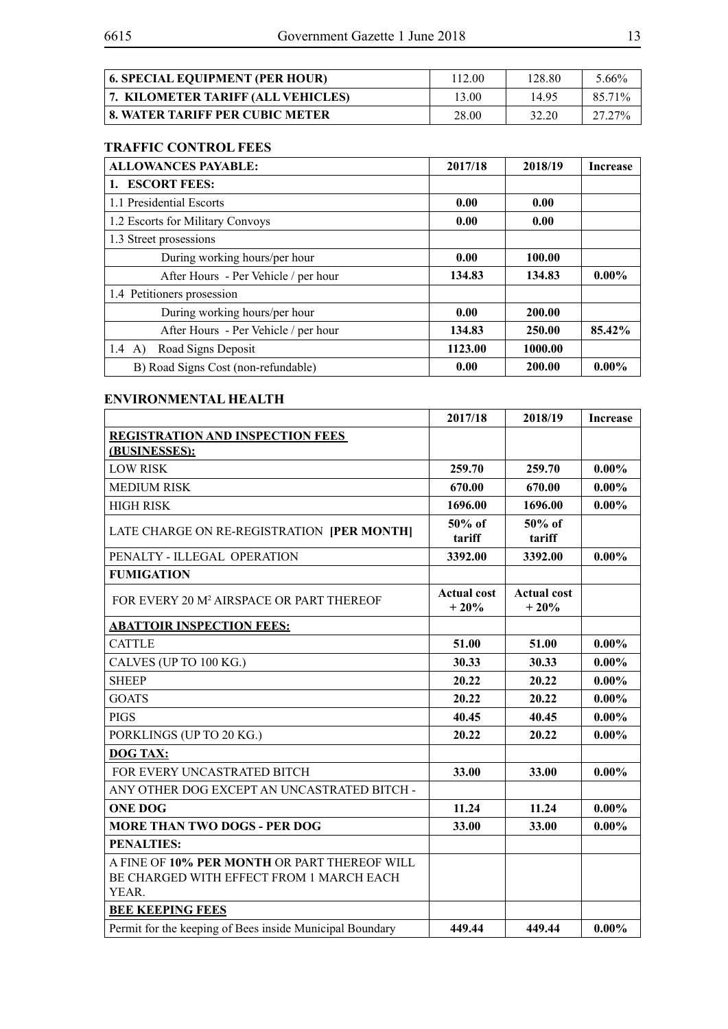| 6. SPECIAL EQUIPMENT (PER HOUR) | 112.00 | 128.80 | 5.66% |
|---|---|---|---|
| 7. KILOMETER TARIFF (ALL VEHICLES) | 13.00 | 14.95 | 85.71% |
| 8. WATER TARIFF PER CUBIC METER | 28.00 | 32.20 | 27.27% |

## TRAFFIC CONTROL FEES

| ALLOWANCES PAYABLE: | 2017/18 | 2018/19 | Increase |
|---|---|---|---|
| 1. ESCORT FEES: | | | |
| 1.1 Presidential Escorts | **0.00** | **0.00** | |
| 1.2 Escorts for Military Convoys | **0.00** | **0.00** | |
| 1.3 Street prosessions | | | |
| During working hours/per hour | **0.00** | **100.00** | |
| After Hours - Per Vehicle / per hour | **134.83** | **134.83** | **0.00%** |
| 1.4 Petitioners prosession | | | |
| During working hours/per hour | **0.00** | **200.00** | |
| After Hours - Per Vehicle / per hour | **134.83** | **250.00** | **85.42%** |
| 1.4 A) Road Signs Deposit | **1123.00** | **1000.00** | |
| B) Road Signs Cost (non-refundable) | **0.00** | **200.00** | **0.00%** |

## ENVIRONMENTAL HEALTH

| | 2017/18 | 2018/19 | Increase |
|---|---|---|---|
| **REGISTRATION AND INSPECTION FEES (BUSINESSES):** | | | |
| LOW RISK | **259.70** | **259.70** | **0.00%** |
| MEDIUM RISK | **670.00** | **670.00** | **0.00%** |
| HIGH RISK | **1696.00** | **1696.00** | **0.00%** |
| LATE CHARGE ON RE-REGISTRATION **[PER MONTH]** | **50% of tariff** | **50% of tariff** | |
| PENALTY - ILLEGAL OPERATION | **3392.00** | **3392.00** | **0.00%** |
| **FUMIGATION** | | | |
| FOR EVERY 20 M² AIRSPACE OR PART THEREOF | **Actual cost + 20%** | **Actual cost + 20%** | |
| **ABATTOIR INSPECTION FEES:** | | | |
| CATTLE | **51.00** | **51.00** | **0.00%** |
| CALVES (UP TO 100 KG.) | **30.33** | **30.33** | **0.00%** |
| SHEEP | **20.22** | **20.22** | **0.00%** |
| GOATS | **20.22** | **20.22** | **0.00%** |
| PIGS | **40.45** | **40.45** | **0.00%** |
| PORKLINGS (UP TO 20 KG.) | **20.22** | **20.22** | **0.00%** |
| **DOG TAX:** | | | |
| FOR EVERY UNCASTRATED BITCH | **33.00** | **33.00** | **0.00%** |
| ANY OTHER DOG EXCEPT AN UNCASTRATED BITCH - | | | |
| **ONE DOG** | **11.24** | **11.24** | **0.00%** |
| **MORE THAN TWO DOGS - PER DOG** | **33.00** | **33.00** | **0.00%** |
| **PENALTIES:** | | | |
| A FINE OF **10% PER MONTH** OR PART THEREOF WILL BE CHARGED WITH EFFECT FROM 1 MARCH EACH YEAR. | | | |
| **BEE KEEPING FEES** | | | |
| Permit for the keeping of Bees inside Municipal Boundary | **449.44** | **449.44** | **0.00%** |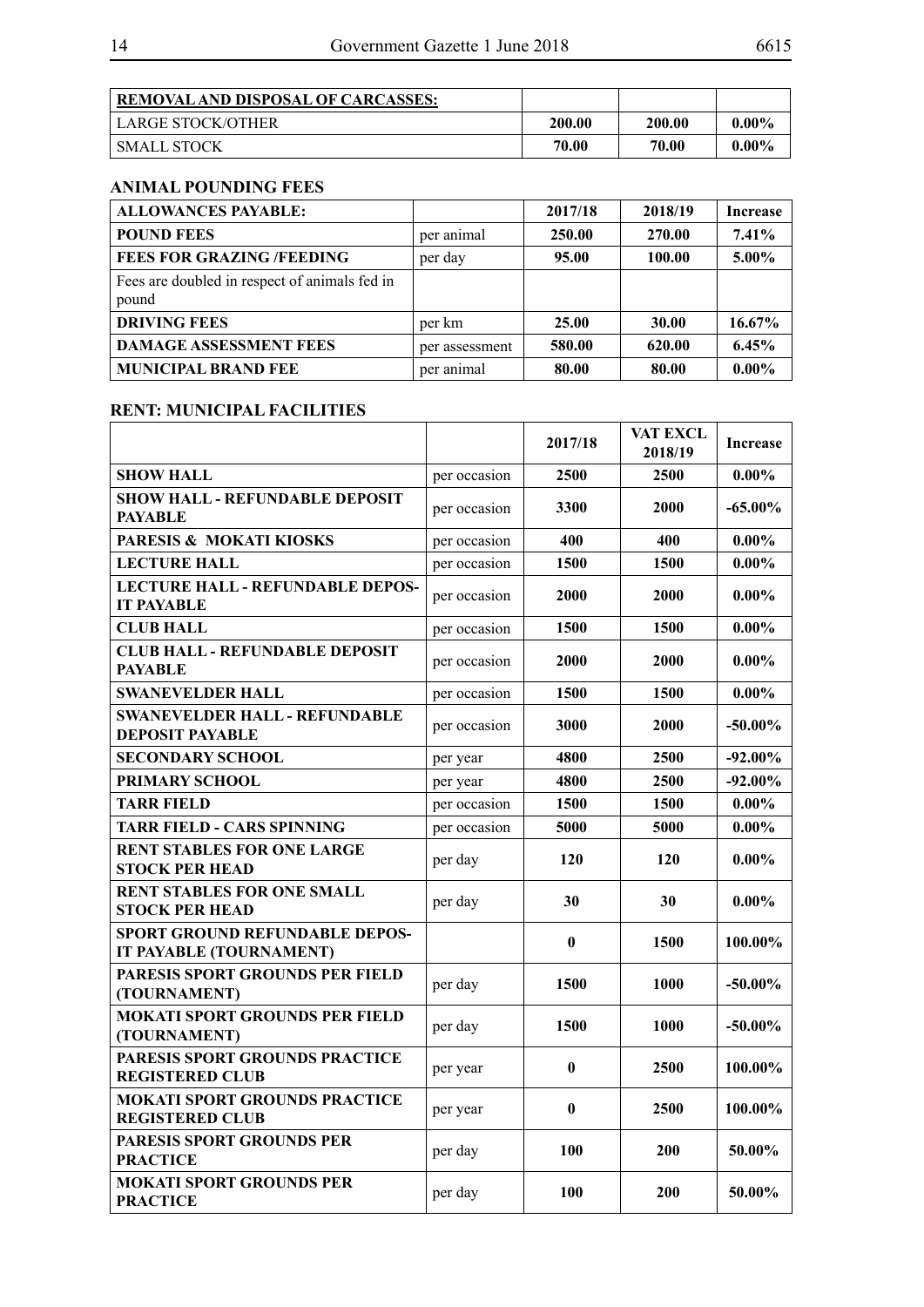| **REMOVAL AND DISPOSAL OF CARCASSES:** | | | |
|---|---|---|---|
| LARGE STOCK/OTHER | **200.00** | **200.00** | **0.00%** |
| SMALL STOCK | **70.00** | **70.00** | **0.00%** |

### ANIMAL POUNDING FEES

| **ALLOWANCES PAYABLE:** | | **2017/18** | **2018/19** | **Increase** |
|---|---|---|---|---|
| **POUND FEES** | per animal | **250.00** | **270.00** | **7.41%** |
| **FEES FOR GRAZING /FEEDING** | per day | **95.00** | **100.00** | **5.00%** |
| Fees are doubled in respect of animals fed in pound | | | | |
| **DRIVING FEES** | per km | **25.00** | **30.00** | **16.67%** |
| **DAMAGE ASSESSMENT FEES** | per assessment | **580.00** | **620.00** | **6.45%** |
| **MUNICIPAL BRAND FEE** | per animal | **80.00** | **80.00** | **0.00%** |

### RENT: MUNICIPAL FACILITIES

| | | **2017/18** | **VAT EXCL 2018/19** | **Increase** |
|---|---|---|---|---|
| **SHOW HALL** | per occasion | **2500** | **2500** | **0.00%** |
| **SHOW HALL - REFUNDABLE DEPOSIT PAYABLE** | per occasion | **3300** | **2000** | **-65.00%** |
| **PARESIS & MOKATI KIOSKS** | per occasion | **400** | **400** | **0.00%** |
| **LECTURE HALL** | per occasion | **1500** | **1500** | **0.00%** |
| **LECTURE HALL - REFUNDABLE DEPOSIT PAYABLE** | per occasion | **2000** | **2000** | **0.00%** |
| **CLUB HALL** | per occasion | **1500** | **1500** | **0.00%** |
| **CLUB HALL - REFUNDABLE DEPOSIT PAYABLE** | per occasion | **2000** | **2000** | **0.00%** |
| **SWANEVELDER HALL** | per occasion | **1500** | **1500** | **0.00%** |
| **SWANEVELDER HALL - REFUNDABLE DEPOSIT PAYABLE** | per occasion | **3000** | **2000** | **-50.00%** |
| **SECONDARY SCHOOL** | per year | **4800** | **2500** | **-92.00%** |
| **PRIMARY SCHOOL** | per year | **4800** | **2500** | **-92.00%** |
| **TARR FIELD** | per occasion | **1500** | **1500** | **0.00%** |
| **TARR FIELD - CARS SPINNING** | per occasion | **5000** | **5000** | **0.00%** |
| **RENT STABLES FOR ONE LARGE STOCK PER HEAD** | per day | **120** | **120** | **0.00%** |
| **RENT STABLES FOR ONE SMALL STOCK PER HEAD** | per day | **30** | **30** | **0.00%** |
| **SPORT GROUND REFUNDABLE DEPOSIT PAYABLE (TOURNAMENT)** | | **0** | **1500** | **100.00%** |
| **PARESIS SPORT GROUNDS PER FIELD (TOURNAMENT)** | per day | **1500** | **1000** | **-50.00%** |
| **MOKATI SPORT GROUNDS PER FIELD (TOURNAMENT)** | per day | **1500** | **1000** | **-50.00%** |
| **PARESIS SPORT GROUNDS PRACTICE REGISTERED CLUB** | per year | **0** | **2500** | **100.00%** |
| **MOKATI SPORT GROUNDS PRACTICE REGISTERED CLUB** | per year | **0** | **2500** | **100.00%** |
| **PARESIS SPORT GROUNDS PER PRACTICE** | per day | **100** | **200** | **50.00%** |
| **MOKATI SPORT GROUNDS PER PRACTICE** | per day | **100** | **200** | **50.00%** |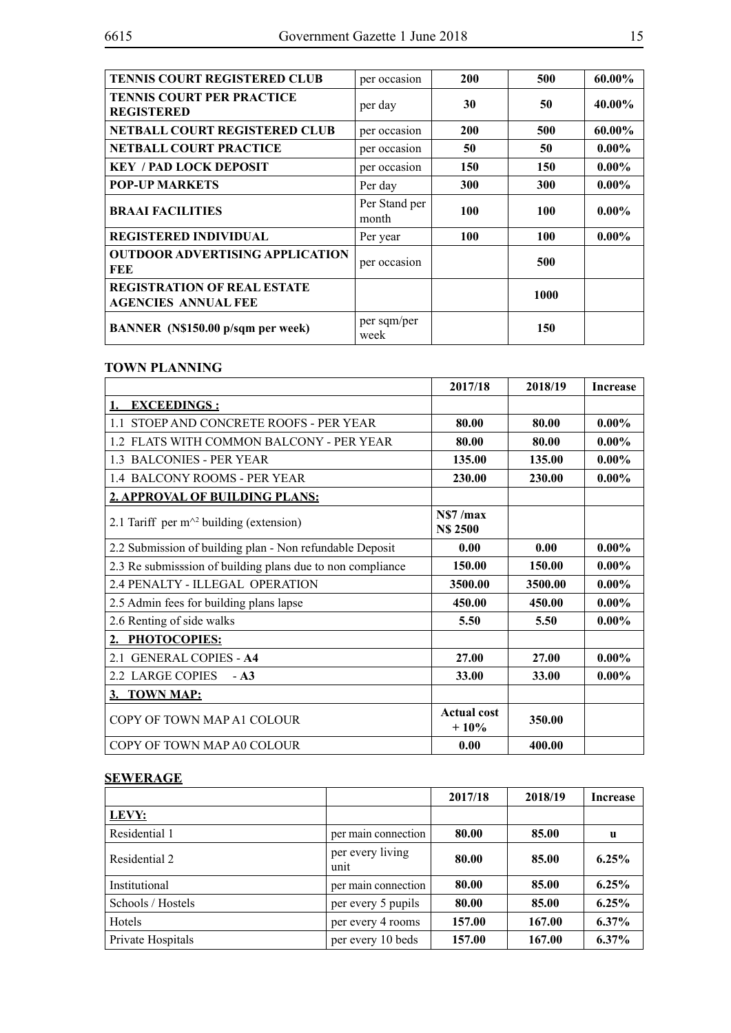| TENNIS COURT REGISTERED CLUB | per occasion | 200 | 500 | 60.00% |
|---|---|---|---|---|
| TENNIS COURT PER PRACTICE REGISTERED | per day | 30 | 50 | 40.00% |
| NETBALL COURT REGISTERED CLUB | per occasion | 200 | 500 | 60.00% |
| NETBALL COURT PRACTICE | per occasion | 50 | 50 | 0.00% |
| KEY / PAD LOCK DEPOSIT | per occasion | 150 | 150 | 0.00% |
| POP-UP MARKETS | Per day | 300 | 300 | 0.00% |
| BRAAI FACILITIES | Per Stand per month | 100 | 100 | 0.00% |
| REGISTERED INDIVIDUAL | Per year | 100 | 100 | 0.00% |
| OUTDOOR ADVERTISING APPLICATION FEE | per occasion | | 500 | |
| REGISTRATION OF REAL ESTATE AGENCIES ANNUAL FEE | | | 1000 | |
| BANNER (N$150.00 p/sqm per week) | per sqm/per week | | 150 | |

**TOWN PLANNING**

| | 2017/18 | 2018/19 | Increase |
|---|---|---|---|
| **1. EXCEEDINGS :** | | | |
| 1.1 STOEP AND CONCRETE ROOFS - PER YEAR | 80.00 | 80.00 | 0.00% |
| 1.2 FLATS WITH COMMON BALCONY - PER YEAR | 80.00 | 80.00 | 0.00% |
| 1.3 BALCONIES - PER YEAR | 135.00 | 135.00 | 0.00% |
| 1.4 BALCONY ROOMS - PER YEAR | 230.00 | 230.00 | 0.00% |
| **2. APPROVAL OF BUILDING PLANS:** | | | |
| 2.1 Tariff per $m^{2}$ building (extension) | N$7 /max N$ 2500 | | |
| 2.2 Submission of building plan - Non refundable Deposit | 0.00 | 0.00 | 0.00% |
| 2.3 Re submisssion of building plans due to non compliance | 150.00 | 150.00 | 0.00% |
| 2.4 PENALTY - ILLEGAL OPERATION | 3500.00 | 3500.00 | 0.00% |
| 2.5 Admin fees for building plans lapse | 450.00 | 450.00 | 0.00% |
| 2.6 Renting of side walks | 5.50 | 5.50 | 0.00% |
| **2. PHOTOCOPIES:** | | | |
| 2.1 GENERAL COPIES - **A4** | 27.00 | 27.00 | 0.00% |
| 2.2 LARGE COPIES - **A3** | 33.00 | 33.00 | 0.00% |
| **3. TOWN MAP:** | | | |
| COPY OF TOWN MAP A1 COLOUR | Actual cost + 10% | 350.00 | |
| COPY OF TOWN MAP A0 COLOUR | 0.00 | 400.00 | |

**SEWERAGE**

| | | 2017/18 | 2018/19 | Increase |
|---|---|---|---|---|
| **LEVY:** | | | | |
| Residential 1 | per main connection | 80.00 | 85.00 | u |
| Residential 2 | per every living unit | 80.00 | 85.00 | 6.25% |
| Institutional | per main connection | 80.00 | 85.00 | 6.25% |
| Schools / Hostels | per every 5 pupils | 80.00 | 85.00 | 6.25% |
| Hotels | per every 4 rooms | 157.00 | 167.00 | 6.37% |
| Private Hospitals | per every 10 beds | 157.00 | 167.00 | 6.37% |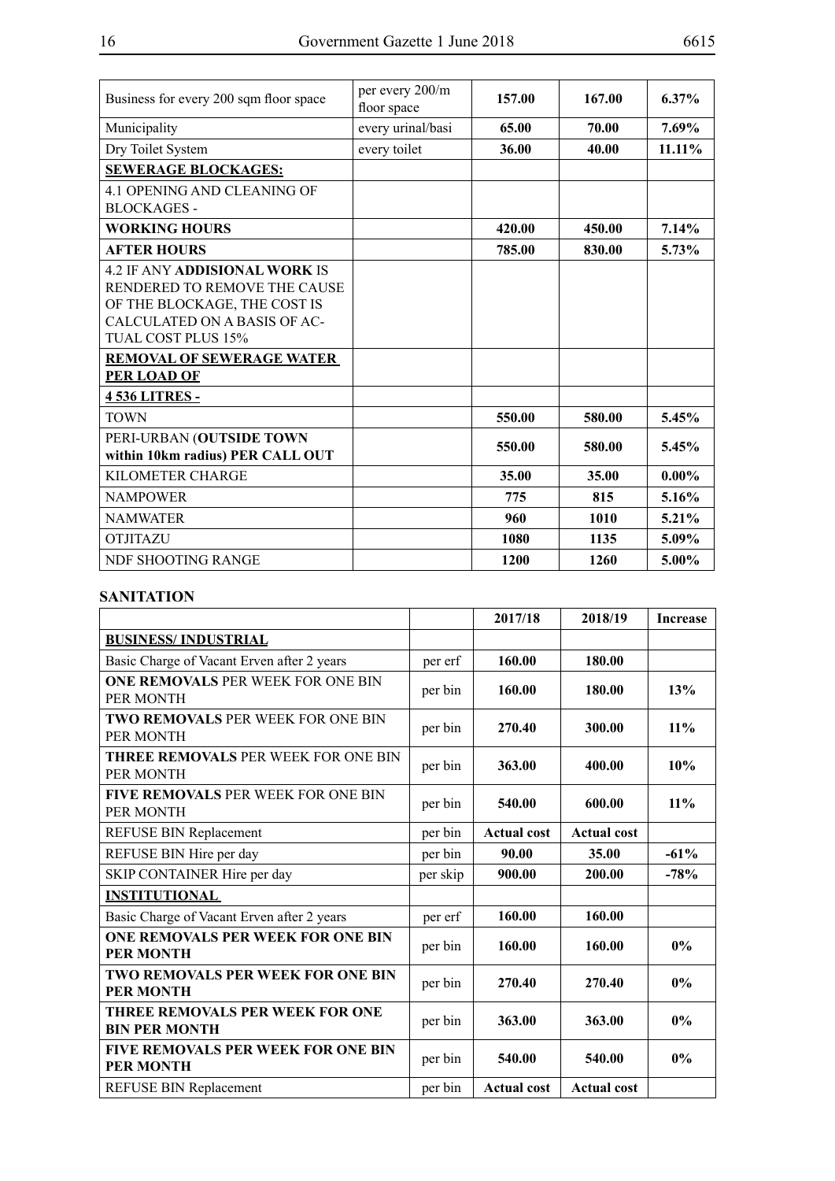| Business for every 200 sqm floor space | per every 200/m floor space | **157.00** | **167.00** | **6.37%** |
|---|---|---|---|---|
| Municipality | every urinal/basi | **65.00** | **70.00** | **7.69%** |
| Dry Toilet System | every toilet | **36.00** | **40.00** | **11.11%** |
| **SEWERAGE BLOCKAGES:** | | | | |
| 4.1 OPENING AND CLEANING OF BLOCKAGES - | | | | |
| **WORKING HOURS** | | **420.00** | **450.00** | **7.14%** |
| **AFTER HOURS** | | **785.00** | **830.00** | **5.73%** |
| 4.2 IF ANY **ADDISIONAL WORK** IS RENDERED TO REMOVE THE CAUSE OF THE BLOCKAGE, THE COST IS CALCULATED ON A BASIS OF AC-TUAL COST PLUS 15% | | | | |
| **REMOVAL OF SEWERAGE WATER PER LOAD OF** | | | | |
| **4 536 LITRES -** | | | | |
| TOWN | | **550.00** | **580.00** | **5.45%** |
| PERI-URBAN (**OUTSIDE TOWN within 10km radius) PER CALL OUT** | | **550.00** | **580.00** | **5.45%** |
| KILOMETER CHARGE | | **35.00** | **35.00** | **0.00%** |
| NAMPOWER | | **775** | **815** | **5.16%** |
| NAMWATER | | **960** | **1010** | **5.21%** |
| OTJITAZU | | **1080** | **1135** | **5.09%** |
| NDF SHOOTING RANGE | | **1200** | **1260** | **5.00%** |

**SANITATION**

| | | 2017/18 | 2018/19 | Increase |
|---|---|---|---|---|
| **BUSINESS/ INDUSTRIAL** | | | | |
| Basic Charge of Vacant Erven after 2 years | per erf | **160.00** | **180.00** | |
| **ONE REMOVALS** PER WEEK FOR ONE BIN PER MONTH | per bin | **160.00** | **180.00** | **13%** |
| **TWO REMOVALS** PER WEEK FOR ONE BIN PER MONTH | per bin | **270.40** | **300.00** | **11%** |
| **THREE REMOVALS** PER WEEK FOR ONE BIN PER MONTH | per bin | **363.00** | **400.00** | **10%** |
| **FIVE REMOVALS** PER WEEK FOR ONE BIN PER MONTH | per bin | **540.00** | **600.00** | **11%** |
| REFUSE BIN Replacement | per bin | **Actual cost** | **Actual cost** | |
| REFUSE BIN Hire per day | per bin | **90.00** | **35.00** | **-61%** |
| SKIP CONTAINER Hire per day | per skip | **900.00** | **200.00** | **-78%** |
| **INSTITUTIONAL** | | | | |
| Basic Charge of Vacant Erven after 2 years | per erf | **160.00** | **160.00** | |
| **ONE REMOVALS PER WEEK FOR ONE BIN PER MONTH** | per bin | **160.00** | **160.00** | **0%** |
| **TWO REMOVALS PER WEEK FOR ONE BIN PER MONTH** | per bin | **270.40** | **270.40** | **0%** |
| **THREE REMOVALS PER WEEK FOR ONE BIN PER MONTH** | per bin | **363.00** | **363.00** | **0%** |
| **FIVE REMOVALS PER WEEK FOR ONE BIN PER MONTH** | per bin | **540.00** | **540.00** | **0%** |
| REFUSE BIN Replacement | per bin | **Actual cost** | **Actual cost** | |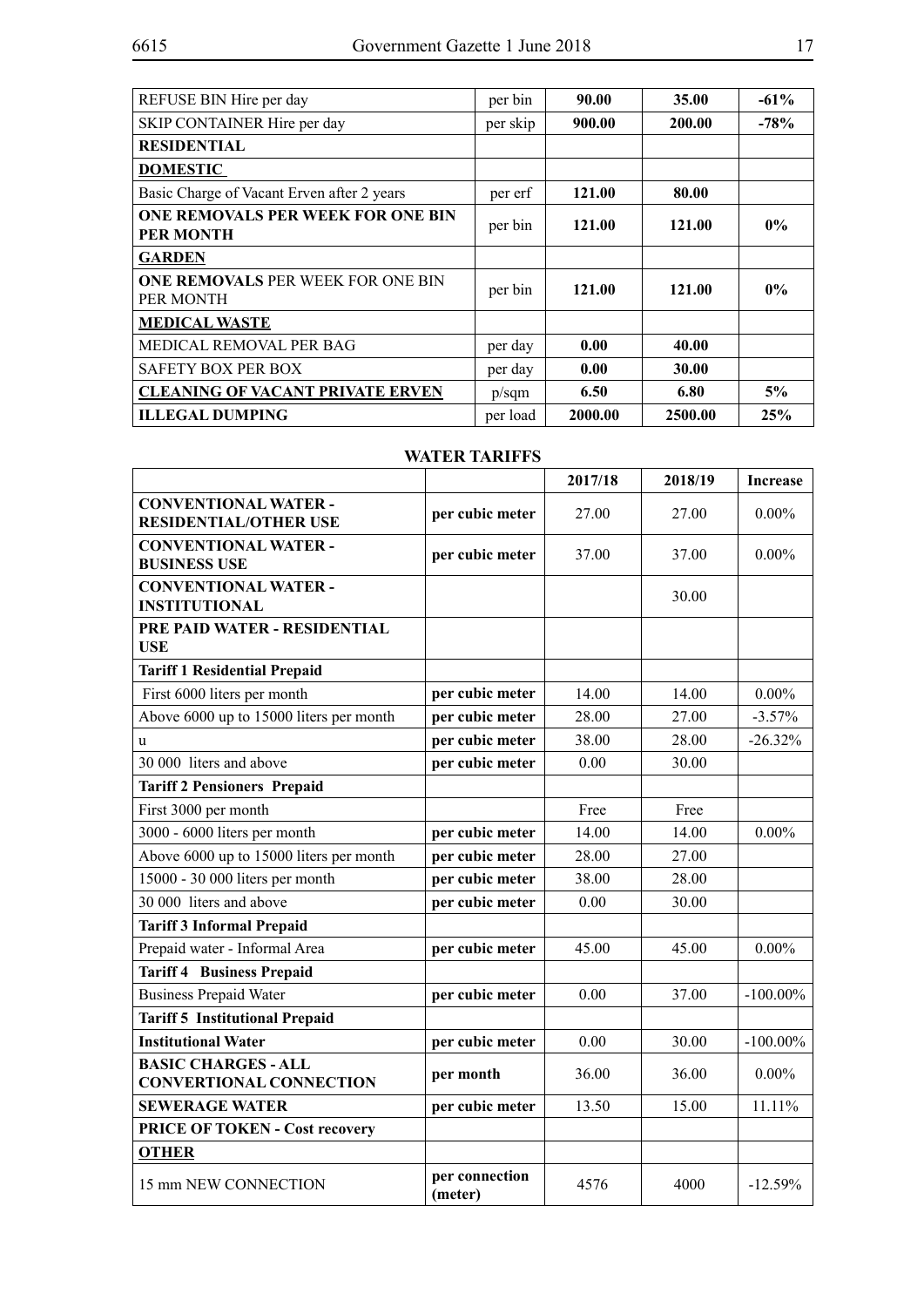| REFUSE BIN Hire per day | per bin | **90.00** | **35.00** | **-61%** |
|---|---|---|---|---|
| SKIP CONTAINER Hire per day | per skip | **900.00** | **200.00** | **-78%** |
| **RESIDENTIAL** | | | | |
| **DOMESTIC** | | | | |
| Basic Charge of Vacant Erven after 2 years | per erf | **121.00** | **80.00** | |
| **ONE REMOVALS PER WEEK FOR ONE BIN PER MONTH** | per bin | **121.00** | **121.00** | **0%** |
| **GARDEN** | | | | |
| **ONE REMOVALS** PER WEEK FOR ONE BIN PER MONTH | per bin | **121.00** | **121.00** | **0%** |
| **MEDICAL WASTE** | | | | |
| MEDICAL REMOVAL PER BAG | per day | **0.00** | **40.00** | |
| SAFETY BOX PER BOX | per day | **0.00** | **30.00** | |
| **CLEANING OF VACANT PRIVATE ERVEN** | p/sqm | **6.50** | **6.80** | **5%** |
| **ILLEGAL DUMPING** | per load | **2000.00** | **2500.00** | **25%** |

**WATER TARIFFS**

| | | 2017/18 | 2018/19 | Increase |
|---|---|---|---|---|
| **CONVENTIONAL WATER - RESIDENTIAL/OTHER USE** | **per cubic meter** | 27.00 | 27.00 | 0.00% |
| **CONVENTIONAL WATER - BUSINESS USE** | **per cubic meter** | 37.00 | 37.00 | 0.00% |
| **CONVENTIONAL WATER - INSTITUTIONAL** | | | 30.00 | |
| **PRE PAID WATER - RESIDENTIAL USE** | | | | |
| **Tariff 1 Residential Prepaid** | | | | |
| First 6000 liters per month | **per cubic meter** | 14.00 | 14.00 | 0.00% |
| Above 6000 up to 15000 liters per month | **per cubic meter** | 28.00 | 27.00 | -3.57% |
| u | **per cubic meter** | 38.00 | 28.00 | -26.32% |
| 30 000 liters and above | **per cubic meter** | 0.00 | 30.00 | |
| **Tariff 2 Pensioners Prepaid** | | | | |
| First 3000 per month | | Free | Free | |
| 3000 - 6000 liters per month | **per cubic meter** | 14.00 | 14.00 | 0.00% |
| Above 6000 up to 15000 liters per month | **per cubic meter** | 28.00 | 27.00 | |
| 15000 - 30 000 liters per month | **per cubic meter** | 38.00 | 28.00 | |
| 30 000 liters and above | **per cubic meter** | 0.00 | 30.00 | |
| **Tariff 3 Informal Prepaid** | | | | |
| Prepaid water - Informal Area | **per cubic meter** | 45.00 | 45.00 | 0.00% |
| **Tariff 4 Business Prepaid** | | | | |
| Business Prepaid Water | **per cubic meter** | 0.00 | 37.00 | -100.00% |
| **Tariff 5 Institutional Prepaid** | | | | |
| **Institutional Water** | **per cubic meter** | 0.00 | 30.00 | -100.00% |
| **BASIC CHARGES - ALL CONVERTIONAL CONNECTION** | **per month** | 36.00 | 36.00 | 0.00% |
| **SEWERAGE WATER** | **per cubic meter** | 13.50 | 15.00 | 11.11% |
| **PRICE OF TOKEN - Cost recovery** | | | | |
| **OTHER** | | | | |
| 15 mm NEW CONNECTION | **per connection (meter)** | 4576 | 4000 | -12.59% |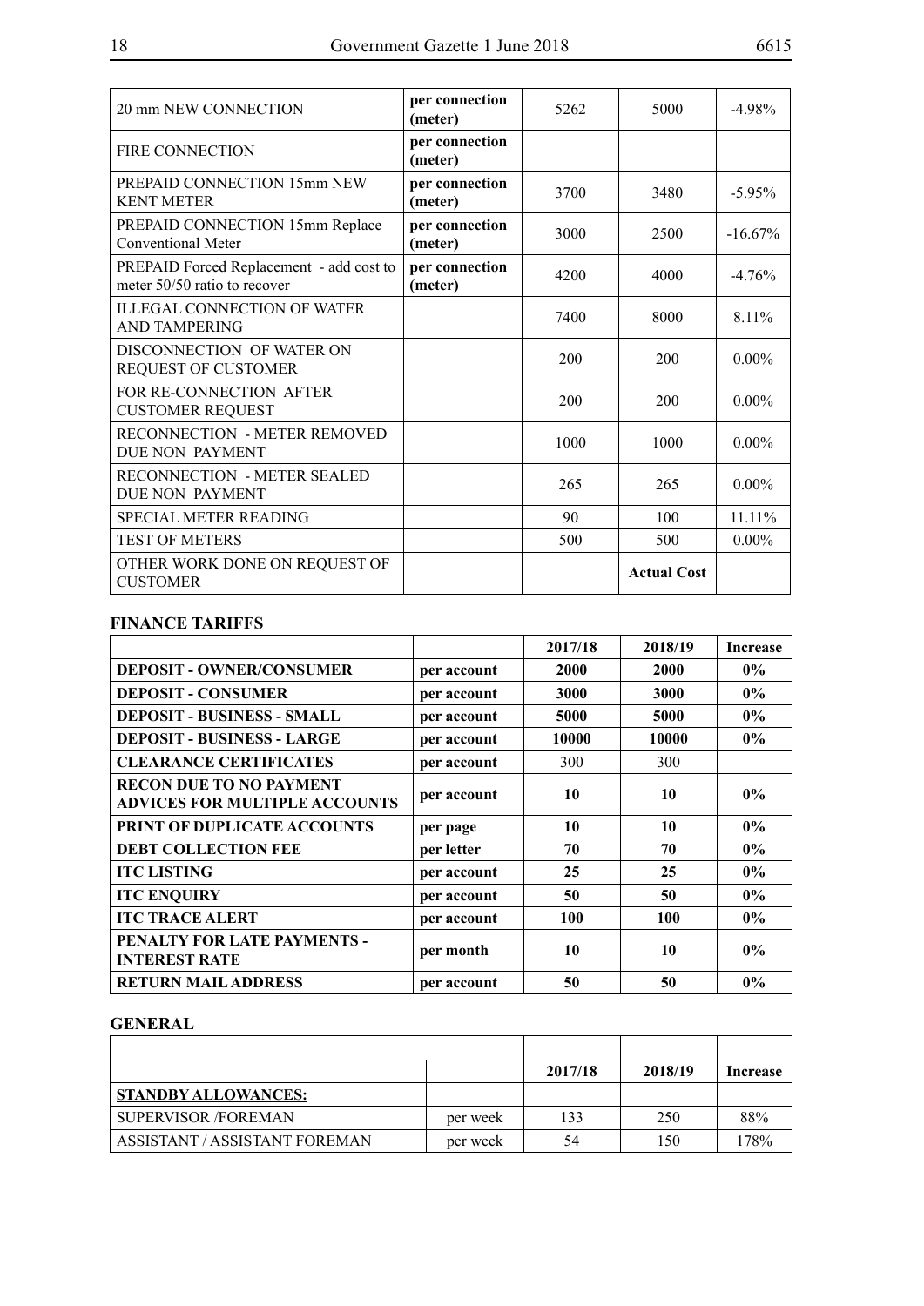| | | | | |
|---|---|---|---|---|
| 20 mm NEW CONNECTION | **per connection (meter)** | 5262 | 5000 | -4.98% |
| FIRE CONNECTION | **per connection (meter)** | | | |
| PREPAID CONNECTION 15mm NEW KENT METER | **per connection (meter)** | 3700 | 3480 | -5.95% |
| PREPAID CONNECTION 15mm Replace Conventional Meter | **per connection (meter)** | 3000 | 2500 | -16.67% |
| PREPAID Forced Replacement - add cost to meter 50/50 ratio to recover | **per connection (meter)** | 4200 | 4000 | -4.76% |
| ILLEGAL CONNECTION OF WATER AND TAMPERING | | 7400 | 8000 | 8.11% |
| DISCONNECTION OF WATER ON REQUEST OF CUSTOMER | | 200 | 200 | 0.00% |
| FOR RE-CONNECTION AFTER CUSTOMER REQUEST | | 200 | 200 | 0.00% |
| RECONNECTION - METER REMOVED DUE NON PAYMENT | | 1000 | 1000 | 0.00% |
| RECONNECTION - METER SEALED DUE NON PAYMENT | | 265 | 265 | 0.00% |
| SPECIAL METER READING | | 90 | 100 | 11.11% |
| TEST OF METERS | | 500 | 500 | 0.00% |
| OTHER WORK DONE ON REQUEST OF CUSTOMER | | | **Actual Cost** | |

**FINANCE TARIFFS**

| | | 2017/18 | 2018/19 | Increase |
|---|---|---|---|---|
| **DEPOSIT - OWNER/CONSUMER** | **per account** | **2000** | **2000** | **0%** |
| **DEPOSIT - CONSUMER** | **per account** | **3000** | **3000** | **0%** |
| **DEPOSIT - BUSINESS - SMALL** | **per account** | **5000** | **5000** | **0%** |
| **DEPOSIT - BUSINESS - LARGE** | **per account** | **10000** | **10000** | **0%** |
| **CLEARANCE CERTIFICATES** | **per account** | 300 | 300 | |
| **RECON DUE TO NO PAYMENT ADVICES FOR MULTIPLE ACCOUNTS** | **per account** | **10** | **10** | **0%** |
| **PRINT OF DUPLICATE ACCOUNTS** | **per page** | **10** | **10** | **0%** |
| **DEBT COLLECTION FEE** | **per letter** | **70** | **70** | **0%** |
| **ITC LISTING** | **per account** | **25** | **25** | **0%** |
| **ITC ENQUIRY** | **per account** | **50** | **50** | **0%** |
| **ITC TRACE ALERT** | **per account** | **100** | **100** | **0%** |
| **PENALTY FOR LATE PAYMENTS - INTEREST RATE** | **per month** | **10** | **10** | **0%** |
| **RETURN MAIL ADDRESS** | **per account** | **50** | **50** | **0%** |

**GENERAL**

| | | 2017/18 | 2018/19 | Increase |
|---|---|---|---|---|
| **STANDBY ALLOWANCES:** | | | | |
| SUPERVISOR /FOREMAN | per week | 133 | 250 | 88% |
| ASSISTANT / ASSISTANT FOREMAN | per week | 54 | 150 | 178% |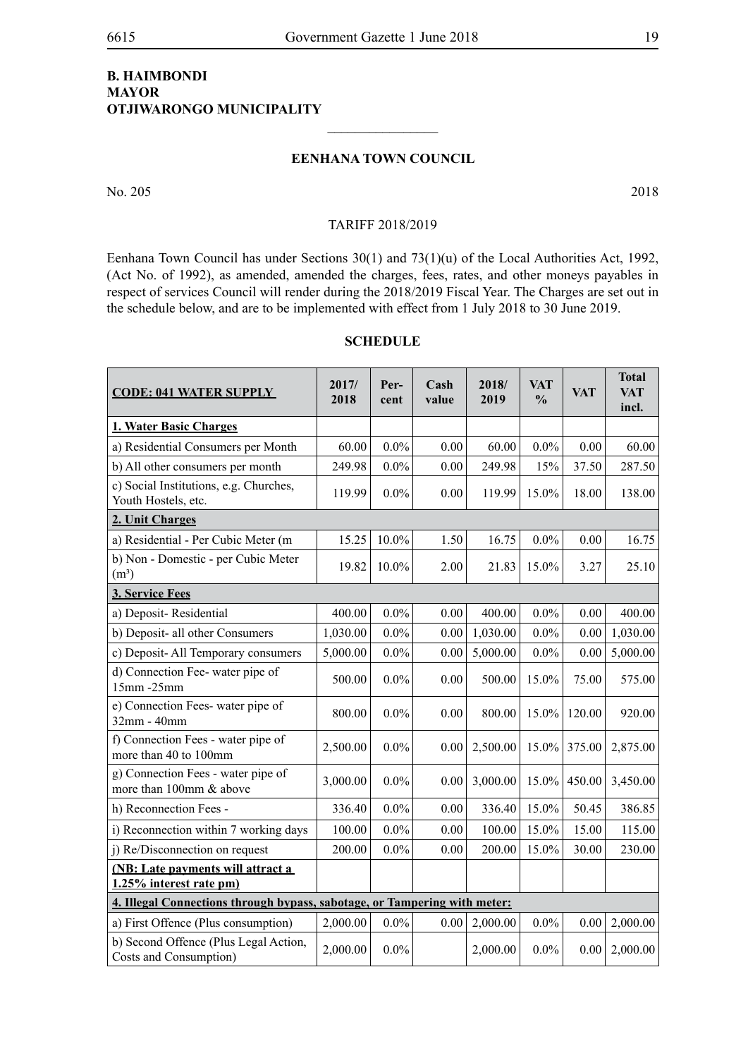**B. HAIMBONDI**
**MAYOR**
**OTJIWARONGO MUNICIPALITY**

---

## EENHANA TOWN COUNCIL

No. 205 2018

TARIFF 2018/2019

Eenhana Town Council has under Sections 30(1) and 73(1)(u) of the Local Authorities Act, 1992, (Act No. of 1992), as amended, amended the charges, fees, rates, and other moneys payables in respect of services Council will render during the 2018/2019 Fiscal Year. The Charges are set out in the schedule below, and are to be implemented with effect from 1 July 2018 to 30 June 2019.

### SCHEDULE

| CODE: 041 WATER SUPPLY | 2017/ 2018 | Per- cent | Cash value | 2018/ 2019 | VAT % | VAT | Total VAT incl. |
|---|---|---|---|---|---|---|---|
| **1. Water Basic Charges** | | | | | | | |
| a) Residential Consumers per Month | 60.00 | 0.0% | 0.00 | 60.00 | 0.0% | 0.00 | 60.00 |
| b) All other consumers per month | 249.98 | 0.0% | 0.00 | 249.98 | 15% | 37.50 | 287.50 |
| c) Social Institutions, e.g. Churches, Youth Hostels, etc. | 119.99 | 0.0% | 0.00 | 119.99 | 15.0% | 18.00 | 138.00 |
| **2. Unit Charges** | | | | | | | |
| a) Residential - Per Cubic Meter (m | 15.25 | 10.0% | 1.50 | 16.75 | 0.0% | 0.00 | 16.75 |
| b) Non - Domestic - per Cubic Meter ($m^3$) | 19.82 | 10.0% | 2.00 | 21.83 | 15.0% | 3.27 | 25.10 |
| **3. Service Fees** | | | | | | | |
| a) Deposit- Residential | 400.00 | 0.0% | 0.00 | 400.00 | 0.0% | 0.00 | 400.00 |
| b) Deposit- all other Consumers | 1,030.00 | 0.0% | 0.00 | 1,030.00 | 0.0% | 0.00 | 1,030.00 |
| c) Deposit- All Temporary consumers | 5,000.00 | 0.0% | 0.00 | 5,000.00 | 0.0% | 0.00 | 5,000.00 |
| d) Connection Fee- water pipe of 15mm -25mm | 500.00 | 0.0% | 0.00 | 500.00 | 15.0% | 75.00 | 575.00 |
| e) Connection Fees- water pipe of 32mm - 40mm | 800.00 | 0.0% | 0.00 | 800.00 | 15.0% | 120.00 | 920.00 |
| f) Connection Fees - water pipe of more than 40 to 100mm | 2,500.00 | 0.0% | 0.00 | 2,500.00 | 15.0% | 375.00 | 2,875.00 |
| g) Connection Fees - water pipe of more than 100mm & above | 3,000.00 | 0.0% | 0.00 | 3,000.00 | 15.0% | 450.00 | 3,450.00 |
| h) Reconnection Fees - | 336.40 | 0.0% | 0.00 | 336.40 | 15.0% | 50.45 | 386.85 |
| i) Reconnection within 7 working days | 100.00 | 0.0% | 0.00 | 100.00 | 15.0% | 15.00 | 115.00 |
| j) Re/Disconnection on request | 200.00 | 0.0% | 0.00 | 200.00 | 15.0% | 30.00 | 230.00 |
| **(NB: Late payments will attract a 1.25% interest rate pm)** | | | | | | | |
| **4. Illegal Connections through bypass, sabotage, or Tampering with meter:** | | | | | | | |
| a) First Offence (Plus consumption) | 2,000.00 | 0.0% | 0.00 | 2,000.00 | 0.0% | 0.00 | 2,000.00 |
| b) Second Offence (Plus Legal Action, Costs and Consumption) | 2,000.00 | 0.0% | | 2,000.00 | 0.0% | 0.00 | 2,000.00 |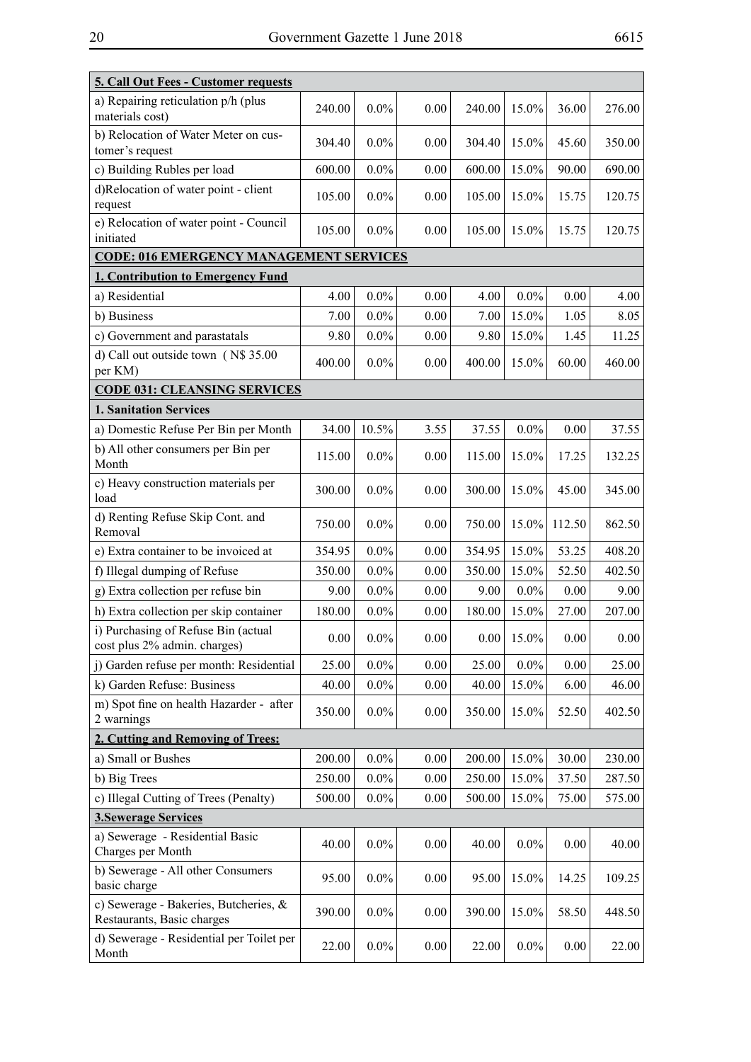| 5. Call Out Fees - Customer requests | | | | | | | |
|---|---|---|---|---|---|---|---|
| a) Repairing reticulation p/h (plus materials cost) | 240.00 | 0.0% | 0.00 | 240.00 | 15.0% | 36.00 | 276.00 |
| b) Relocation of Water Meter on customer's request | 304.40 | 0.0% | 0.00 | 304.40 | 15.0% | 45.60 | 350.00 |
| c) Building Rubles per load | 600.00 | 0.0% | 0.00 | 600.00 | 15.0% | 90.00 | 690.00 |
| d)Relocation of water point - client request | 105.00 | 0.0% | 0.00 | 105.00 | 15.0% | 15.75 | 120.75 |
| e) Relocation of water point - Council initiated | 105.00 | 0.0% | 0.00 | 105.00 | 15.0% | 15.75 | 120.75 |
| **CODE: 016 EMERGENCY MANAGEMENT SERVICES** | | | | | | | |
| **1. Contribution to Emergency Fund** | | | | | | | |
| a) Residential | 4.00 | 0.0% | 0.00 | 4.00 | 0.0% | 0.00 | 4.00 |
| b) Business | 7.00 | 0.0% | 0.00 | 7.00 | 15.0% | 1.05 | 8.05 |
| c) Government and parastatals | 9.80 | 0.0% | 0.00 | 9.80 | 15.0% | 1.45 | 11.25 |
| d) Call out outside town ( N$ 35.00 per KM) | 400.00 | 0.0% | 0.00 | 400.00 | 15.0% | 60.00 | 460.00 |
| **CODE 031: CLEANSING SERVICES** | | | | | | | |
| **1. Sanitation Services** | | | | | | | |
| a) Domestic Refuse Per Bin per Month | 34.00 | 10.5% | 3.55 | 37.55 | 0.0% | 0.00 | 37.55 |
| b) All other consumers per Bin per Month | 115.00 | 0.0% | 0.00 | 115.00 | 15.0% | 17.25 | 132.25 |
| c) Heavy construction materials per load | 300.00 | 0.0% | 0.00 | 300.00 | 15.0% | 45.00 | 345.00 |
| d) Renting Refuse Skip Cont. and Removal | 750.00 | 0.0% | 0.00 | 750.00 | 15.0% | 112.50 | 862.50 |
| e) Extra container to be invoiced at | 354.95 | 0.0% | 0.00 | 354.95 | 15.0% | 53.25 | 408.20 |
| f) Illegal dumping of Refuse | 350.00 | 0.0% | 0.00 | 350.00 | 15.0% | 52.50 | 402.50 |
| g) Extra collection per refuse bin | 9.00 | 0.0% | 0.00 | 9.00 | 0.0% | 0.00 | 9.00 |
| h) Extra collection per skip container | 180.00 | 0.0% | 0.00 | 180.00 | 15.0% | 27.00 | 207.00 |
| i) Purchasing of Refuse Bin (actual cost plus 2% admin. charges) | 0.00 | 0.0% | 0.00 | 0.00 | 15.0% | 0.00 | 0.00 |
| j) Garden refuse per month: Residential | 25.00 | 0.0% | 0.00 | 25.00 | 0.0% | 0.00 | 25.00 |
| k) Garden Refuse: Business | 40.00 | 0.0% | 0.00 | 40.00 | 15.0% | 6.00 | 46.00 |
| m) Spot fine on health Hazarder - after 2 warnings | 350.00 | 0.0% | 0.00 | 350.00 | 15.0% | 52.50 | 402.50 |
| **2. Cutting and Removing of Trees:** | | | | | | | |
| a) Small or Bushes | 200.00 | 0.0% | 0.00 | 200.00 | 15.0% | 30.00 | 230.00 |
| b) Big Trees | 250.00 | 0.0% | 0.00 | 250.00 | 15.0% | 37.50 | 287.50 |
| c) Illegal Cutting of Trees (Penalty) | 500.00 | 0.0% | 0.00 | 500.00 | 15.0% | 75.00 | 575.00 |
| **3.Sewerage Services** | | | | | | | |
| a) Sewerage - Residential Basic Charges per Month | 40.00 | 0.0% | 0.00 | 40.00 | 0.0% | 0.00 | 40.00 |
| b) Sewerage - All other Consumers basic charge | 95.00 | 0.0% | 0.00 | 95.00 | 15.0% | 14.25 | 109.25 |
| c) Sewerage - Bakeries, Butcheries, & Restaurants, Basic charges | 390.00 | 0.0% | 0.00 | 390.00 | 15.0% | 58.50 | 448.50 |
| d) Sewerage - Residential per Toilet per Month | 22.00 | 0.0% | 0.00 | 22.00 | 0.0% | 0.00 | 22.00 |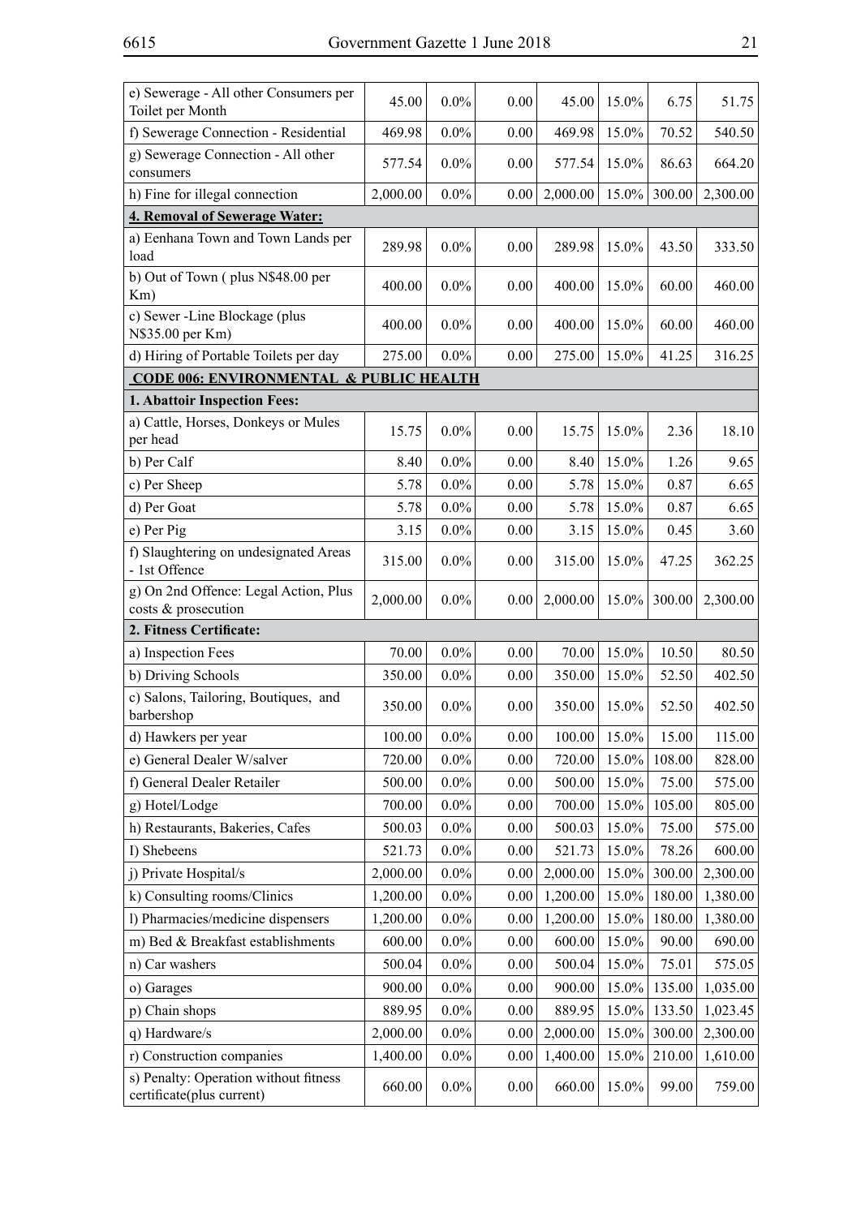| | | | | | | | |
|---|---|---|---|---|---|---|---|
| e) Sewerage - All other Consumers per Toilet per Month | 45.00 | 0.0% | 0.00 | 45.00 | 15.0% | 6.75 | 51.75 |
| f) Sewerage Connection - Residential | 469.98 | 0.0% | 0.00 | 469.98 | 15.0% | 70.52 | 540.50 |
| g) Sewerage Connection - All other consumers | 577.54 | 0.0% | 0.00 | 577.54 | 15.0% | 86.63 | 664.20 |
| h) Fine for illegal connection | 2,000.00 | 0.0% | 0.00 | 2,000.00 | 15.0% | 300.00 | 2,300.00 |
| **4. Removal of Sewerage Water:** | | | | | | | |
| a) Eenhana Town and Town Lands per load | 289.98 | 0.0% | 0.00 | 289.98 | 15.0% | 43.50 | 333.50 |
| b) Out of Town ( plus N$48.00 per Km) | 400.00 | 0.0% | 0.00 | 400.00 | 15.0% | 60.00 | 460.00 |
| c) Sewer -Line Blockage (plus N$35.00 per Km) | 400.00 | 0.0% | 0.00 | 400.00 | 15.0% | 60.00 | 460.00 |
| d) Hiring of Portable Toilets per day | 275.00 | 0.0% | 0.00 | 275.00 | 15.0% | 41.25 | 316.25 |
| **CODE 006: ENVIRONMENTAL & PUBLIC HEALTH** | | | | | | | |
| **1. Abattoir Inspection Fees:** | | | | | | | |
| a) Cattle, Horses, Donkeys or Mules per head | 15.75 | 0.0% | 0.00 | 15.75 | 15.0% | 2.36 | 18.10 |
| b) Per Calf | 8.40 | 0.0% | 0.00 | 8.40 | 15.0% | 1.26 | 9.65 |
| c) Per Sheep | 5.78 | 0.0% | 0.00 | 5.78 | 15.0% | 0.87 | 6.65 |
| d) Per Goat | 5.78 | 0.0% | 0.00 | 5.78 | 15.0% | 0.87 | 6.65 |
| e) Per Pig | 3.15 | 0.0% | 0.00 | 3.15 | 15.0% | 0.45 | 3.60 |
| f) Slaughtering on undesignated Areas - 1st Offence | 315.00 | 0.0% | 0.00 | 315.00 | 15.0% | 47.25 | 362.25 |
| g) On 2nd Offence: Legal Action, Plus costs & prosecution | 2,000.00 | 0.0% | 0.00 | 2,000.00 | 15.0% | 300.00 | 2,300.00 |
| **2. Fitness Certificate:** | | | | | | | |
| a) Inspection Fees | 70.00 | 0.0% | 0.00 | 70.00 | 15.0% | 10.50 | 80.50 |
| b) Driving Schools | 350.00 | 0.0% | 0.00 | 350.00 | 15.0% | 52.50 | 402.50 |
| c) Salons, Tailoring, Boutiques, and barbershop | 350.00 | 0.0% | 0.00 | 350.00 | 15.0% | 52.50 | 402.50 |
| d) Hawkers per year | 100.00 | 0.0% | 0.00 | 100.00 | 15.0% | 15.00 | 115.00 |
| e) General Dealer W/salver | 720.00 | 0.0% | 0.00 | 720.00 | 15.0% | 108.00 | 828.00 |
| f) General Dealer Retailer | 500.00 | 0.0% | 0.00 | 500.00 | 15.0% | 75.00 | 575.00 |
| g) Hotel/Lodge | 700.00 | 0.0% | 0.00 | 700.00 | 15.0% | 105.00 | 805.00 |
| h) Restaurants, Bakeries, Cafes | 500.03 | 0.0% | 0.00 | 500.03 | 15.0% | 75.00 | 575.00 |
| I) Shebeens | 521.73 | 0.0% | 0.00 | 521.73 | 15.0% | 78.26 | 600.00 |
| j) Private Hospital/s | 2,000.00 | 0.0% | 0.00 | 2,000.00 | 15.0% | 300.00 | 2,300.00 |
| k) Consulting rooms/Clinics | 1,200.00 | 0.0% | 0.00 | 1,200.00 | 15.0% | 180.00 | 1,380.00 |
| l) Pharmacies/medicine dispensers | 1,200.00 | 0.0% | 0.00 | 1,200.00 | 15.0% | 180.00 | 1,380.00 |
| m) Bed & Breakfast establishments | 600.00 | 0.0% | 0.00 | 600.00 | 15.0% | 90.00 | 690.00 |
| n) Car washers | 500.04 | 0.0% | 0.00 | 500.04 | 15.0% | 75.01 | 575.05 |
| o) Garages | 900.00 | 0.0% | 0.00 | 900.00 | 15.0% | 135.00 | 1,035.00 |
| p) Chain shops | 889.95 | 0.0% | 0.00 | 889.95 | 15.0% | 133.50 | 1,023.45 |
| q) Hardware/s | 2,000.00 | 0.0% | 0.00 | 2,000.00 | 15.0% | 300.00 | 2,300.00 |
| r) Construction companies | 1,400.00 | 0.0% | 0.00 | 1,400.00 | 15.0% | 210.00 | 1,610.00 |
| s) Penalty: Operation without fitness certificate(plus current) | 660.00 | 0.0% | 0.00 | 660.00 | 15.0% | 99.00 | 759.00 |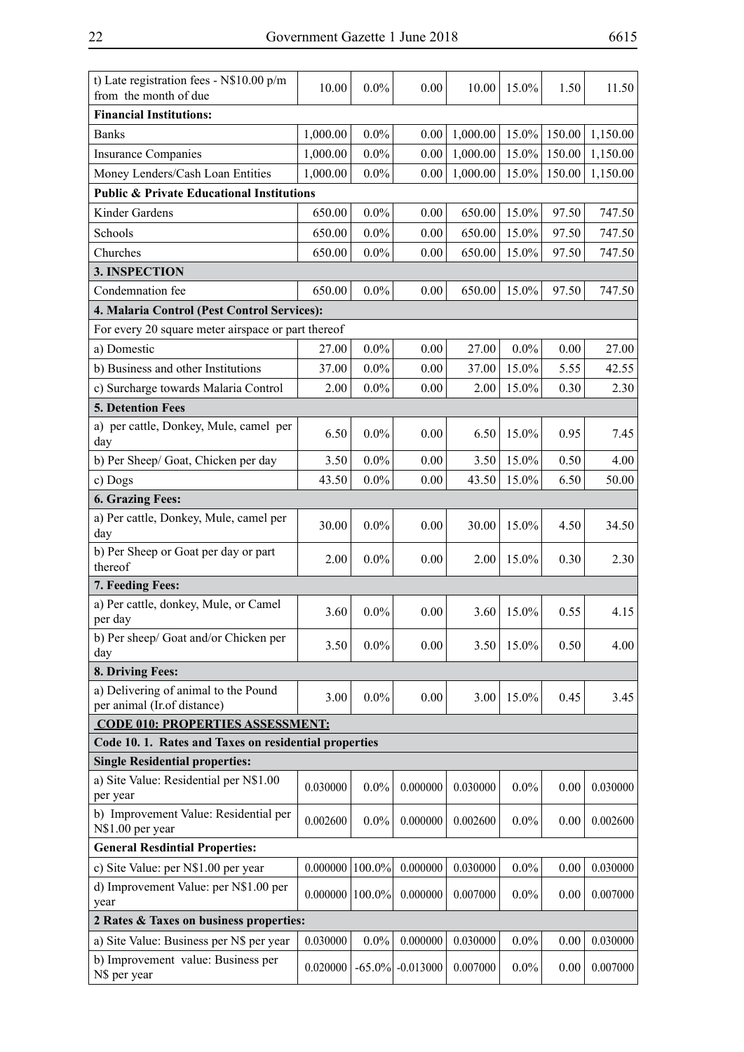| | | | | | | | |
|---|---|---|---|---|---|---|---|
| t) Late registration fees - N$10.00 p/m from the month of due | 10.00 | 0.0% | 0.00 | 10.00 | 15.0% | 1.50 | 11.50 |
| **Financial Institutions:** | | | | | | | |
| Banks | 1,000.00 | 0.0% | 0.00 | 1,000.00 | 15.0% | 150.00 | 1,150.00 |
| Insurance Companies | 1,000.00 | 0.0% | 0.00 | 1,000.00 | 15.0% | 150.00 | 1,150.00 |
| Money Lenders/Cash Loan Entities | 1,000.00 | 0.0% | 0.00 | 1,000.00 | 15.0% | 150.00 | 1,150.00 |
| **Public & Private Educational Institutions** | | | | | | | |
| Kinder Gardens | 650.00 | 0.0% | 0.00 | 650.00 | 15.0% | 97.50 | 747.50 |
| Schools | 650.00 | 0.0% | 0.00 | 650.00 | 15.0% | 97.50 | 747.50 |
| Churches | 650.00 | 0.0% | 0.00 | 650.00 | 15.0% | 97.50 | 747.50 |
| **3. INSPECTION** | | | | | | | |
| Condemnation fee | 650.00 | 0.0% | 0.00 | 650.00 | 15.0% | 97.50 | 747.50 |
| **4. Malaria Control (Pest Control Services):** | | | | | | | |
| For every 20 square meter airspace or part thereof | | | | | | | |
| a) Domestic | 27.00 | 0.0% | 0.00 | 27.00 | 0.0% | 0.00 | 27.00 |
| b) Business and other Institutions | 37.00 | 0.0% | 0.00 | 37.00 | 15.0% | 5.55 | 42.55 |
| c) Surcharge towards Malaria Control | 2.00 | 0.0% | 0.00 | 2.00 | 15.0% | 0.30 | 2.30 |
| **5. Detention Fees** | | | | | | | |
| a) per cattle, Donkey, Mule, camel per day | 6.50 | 0.0% | 0.00 | 6.50 | 15.0% | 0.95 | 7.45 |
| b) Per Sheep/ Goat, Chicken per day | 3.50 | 0.0% | 0.00 | 3.50 | 15.0% | 0.50 | 4.00 |
| c) Dogs | 43.50 | 0.0% | 0.00 | 43.50 | 15.0% | 6.50 | 50.00 |
| **6. Grazing Fees:** | | | | | | | |
| a) Per cattle, Donkey, Mule, camel per day | 30.00 | 0.0% | 0.00 | 30.00 | 15.0% | 4.50 | 34.50 |
| b) Per Sheep or Goat per day or part thereof | 2.00 | 0.0% | 0.00 | 2.00 | 15.0% | 0.30 | 2.30 |
| **7. Feeding Fees:** | | | | | | | |
| a) Per cattle, donkey, Mule, or Camel per day | 3.60 | 0.0% | 0.00 | 3.60 | 15.0% | 0.55 | 4.15 |
| b) Per sheep/ Goat and/or Chicken per day | 3.50 | 0.0% | 0.00 | 3.50 | 15.0% | 0.50 | 4.00 |
| **8. Driving Fees:** | | | | | | | |
| a) Delivering of animal to the Pound per animal (Ir.of distance) | 3.00 | 0.0% | 0.00 | 3.00 | 15.0% | 0.45 | 3.45 |
| **CODE 010: PROPERTIES ASSESSMENT:** | | | | | | | |
| **Code 10. 1. Rates and Taxes on residential properties** | | | | | | | |
| **Single Residential properties:** | | | | | | | |
| a) Site Value: Residential per N$1.00 per year | 0.030000 | 0.0% | 0.000000 | 0.030000 | 0.0% | 0.00 | 0.030000 |
| b) Improvement Value: Residential per N$1.00 per year | 0.002600 | 0.0% | 0.000000 | 0.002600 | 0.0% | 0.00 | 0.002600 |
| **General Resdintial Properties:** | | | | | | | |
| c) Site Value: per N$1.00 per year | 0.000000 | 100.0% | 0.000000 | 0.030000 | 0.0% | 0.00 | 0.030000 |
| d) Improvement Value: per N$1.00 per year | 0.000000 | 100.0% | 0.000000 | 0.007000 | 0.0% | 0.00 | 0.007000 |
| **2 Rates & Taxes on business properties:** | | | | | | | |
| a) Site Value: Business per N$ per year | 0.030000 | 0.0% | 0.000000 | 0.030000 | 0.0% | 0.00 | 0.030000 |
| b) Improvement value: Business per N$ per year | 0.020000 | -65.0% | -0.013000 | 0.007000 | 0.0% | 0.00 | 0.007000 |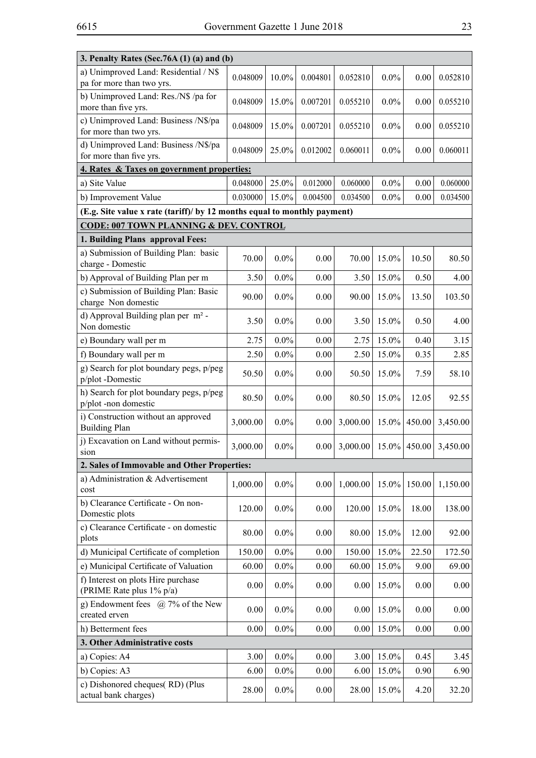| 3. Penalty Rates (Sec.76A (1) (a) and (b) | | | | | | | |
|---|---|---|---|---|---|---|---|
| a) Unimproved Land: Residential / N$ pa for more than two yrs. | 0.048009 | 10.0% | 0.004801 | 0.052810 | 0.0% | 0.00 | 0.052810 |
| b) Unimproved Land: Res./N$ /pa for more than five yrs. | 0.048009 | 15.0% | 0.007201 | 0.055210 | 0.0% | 0.00 | 0.055210 |
| c) Unimproved Land: Business /N$/pa for more than two yrs. | 0.048009 | 15.0% | 0.007201 | 0.055210 | 0.0% | 0.00 | 0.055210 |
| d) Unimproved Land: Business /N$/pa for more than five yrs. | 0.048009 | 25.0% | 0.012002 | 0.060011 | 0.0% | 0.00 | 0.060011 |
| **4. Rates & Taxes on government properties:** | | | | | | | |
| a) Site Value | 0.048000 | 25.0% | 0.012000 | 0.060000 | 0.0% | 0.00 | 0.060000 |
| b) Improvement Value | 0.030000 | 15.0% | 0.004500 | 0.034500 | 0.0% | 0.00 | 0.034500 |
| **(E.g. Site value x rate (tariff)/ by 12 months equal to monthly payment)** | | | | | | | |
| **CODE: 007 TOWN PLANNING & DEV. CONTROL** | | | | | | | |
| **1. Building Plans approval Fees:** | | | | | | | |
| a) Submission of Building Plan: basic charge - Domestic | 70.00 | 0.0% | 0.00 | 70.00 | 15.0% | 10.50 | 80.50 |
| b) Approval of Building Plan per m | 3.50 | 0.0% | 0.00 | 3.50 | 15.0% | 0.50 | 4.00 |
| c) Submission of Building Plan: Basic charge Non domestic | 90.00 | 0.0% | 0.00 | 90.00 | 15.0% | 13.50 | 103.50 |
| d) Approval Building plan per m² - Non domestic | 3.50 | 0.0% | 0.00 | 3.50 | 15.0% | 0.50 | 4.00 |
| e) Boundary wall per m | 2.75 | 0.0% | 0.00 | 2.75 | 15.0% | 0.40 | 3.15 |
| f) Boundary wall per m | 2.50 | 0.0% | 0.00 | 2.50 | 15.0% | 0.35 | 2.85 |
| g) Search for plot boundary pegs, p/peg p/plot -Domestic | 50.50 | 0.0% | 0.00 | 50.50 | 15.0% | 7.59 | 58.10 |
| h) Search for plot boundary pegs, p/peg p/plot -non domestic | 80.50 | 0.0% | 0.00 | 80.50 | 15.0% | 12.05 | 92.55 |
| i) Construction without an approved Building Plan | 3,000.00 | 0.0% | 0.00 | 3,000.00 | 15.0% | 450.00 | 3,450.00 |
| j) Excavation on Land without permission | 3,000.00 | 0.0% | 0.00 | 3,000.00 | 15.0% | 450.00 | 3,450.00 |
| **2. Sales of Immovable and Other Properties:** | | | | | | | |
| a) Administration & Advertisement cost | 1,000.00 | 0.0% | 0.00 | 1,000.00 | 15.0% | 150.00 | 1,150.00 |
| b) Clearance Certificate - On non-Domestic plots | 120.00 | 0.0% | 0.00 | 120.00 | 15.0% | 18.00 | 138.00 |
| c) Clearance Certificate - on domestic plots | 80.00 | 0.0% | 0.00 | 80.00 | 15.0% | 12.00 | 92.00 |
| d) Municipal Certificate of completion | 150.00 | 0.0% | 0.00 | 150.00 | 15.0% | 22.50 | 172.50 |
| e) Municipal Certificate of Valuation | 60.00 | 0.0% | 0.00 | 60.00 | 15.0% | 9.00 | 69.00 |
| f) Interest on plots Hire purchase (PRIME Rate plus 1% p/a) | 0.00 | 0.0% | 0.00 | 0.00 | 15.0% | 0.00 | 0.00 |
| g) Endowment fees @ 7% of the New created erven | 0.00 | 0.0% | 0.00 | 0.00 | 15.0% | 0.00 | 0.00 |
| h) Betterment fees | 0.00 | 0.0% | 0.00 | 0.00 | 15.0% | 0.00 | 0.00 |
| **3. Other Administrative costs** | | | | | | | |
| a) Copies: A4 | 3.00 | 0.0% | 0.00 | 3.00 | 15.0% | 0.45 | 3.45 |
| b) Copies: A3 | 6.00 | 0.0% | 0.00 | 6.00 | 15.0% | 0.90 | 6.90 |
| c) Dishonored cheques( RD) (Plus actual bank charges) | 28.00 | 0.0% | 0.00 | 28.00 | 15.0% | 4.20 | 32.20 |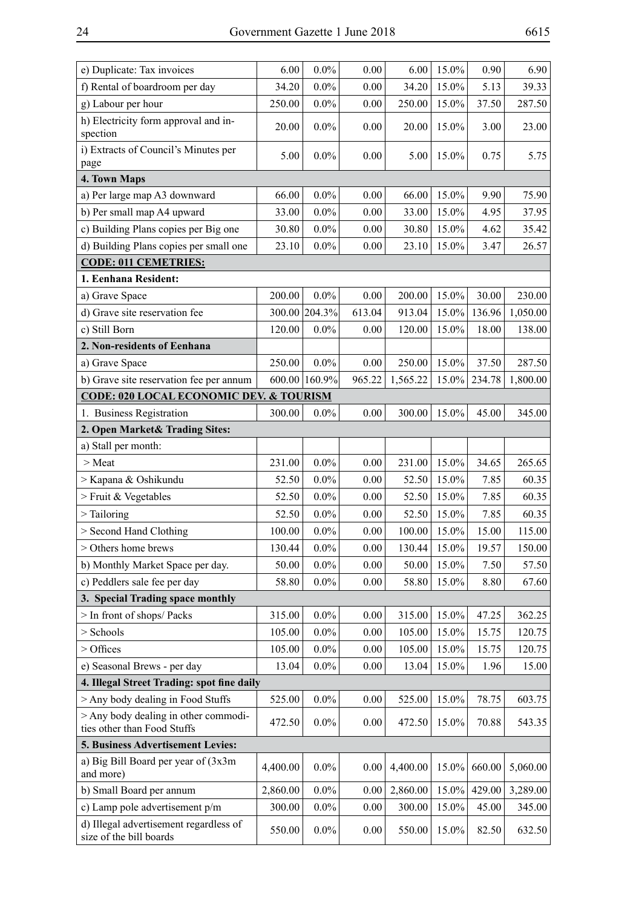| | | | | | | | |
|---|---|---|---|---|---|---|---|
| e) Duplicate: Tax invoices | 6.00 | 0.0% | 0.00 | 6.00 | 15.0% | 0.90 | 6.90 |
| f) Rental of boardroom per day | 34.20 | 0.0% | 0.00 | 34.20 | 15.0% | 5.13 | 39.33 |
| g) Labour per hour | 250.00 | 0.0% | 0.00 | 250.00 | 15.0% | 37.50 | 287.50 |
| h) Electricity form approval and inspection | 20.00 | 0.0% | 0.00 | 20.00 | 15.0% | 3.00 | 23.00 |
| i) Extracts of Council's Minutes per page | 5.00 | 0.0% | 0.00 | 5.00 | 15.0% | 0.75 | 5.75 |
| **4. Town Maps** | | | | | | | |
| a) Per large map A3 downward | 66.00 | 0.0% | 0.00 | 66.00 | 15.0% | 9.90 | 75.90 |
| b) Per small map A4 upward | 33.00 | 0.0% | 0.00 | 33.00 | 15.0% | 4.95 | 37.95 |
| c) Building Plans copies per Big one | 30.80 | 0.0% | 0.00 | 30.80 | 15.0% | 4.62 | 35.42 |
| d) Building Plans copies per small one | 23.10 | 0.0% | 0.00 | 23.10 | 15.0% | 3.47 | 26.57 |
| **CODE: 011 CEMETRIES:** | | | | | | | |
| **1. Eenhana Resident:** | | | | | | | |
| a) Grave Space | 200.00 | 0.0% | 0.00 | 200.00 | 15.0% | 30.00 | 230.00 |
| d) Grave site reservation fee | 300.00 | 204.3% | 613.04 | 913.04 | 15.0% | 136.96 | 1,050.00 |
| c) Still Born | 120.00 | 0.0% | 0.00 | 120.00 | 15.0% | 18.00 | 138.00 |
| **2. Non-residents of Eenhana** | | | | | | | |
| a) Grave Space | 250.00 | 0.0% | 0.00 | 250.00 | 15.0% | 37.50 | 287.50 |
| b) Grave site reservation fee per annum | 600.00 | 160.9% | 965.22 | 1,565.22 | 15.0% | 234.78 | 1,800.00 |
| **CODE: 020 LOCAL ECONOMIC DEV. & TOURISM** | | | | | | | |
| 1. Business Registration | 300.00 | 0.0% | 0.00 | 300.00 | 15.0% | 45.00 | 345.00 |
| **2. Open Market& Trading Sites:** | | | | | | | |
| a) Stall per month: | | | | | | | |
| > Meat | 231.00 | 0.0% | 0.00 | 231.00 | 15.0% | 34.65 | 265.65 |
| > Kapana & Oshikundu | 52.50 | 0.0% | 0.00 | 52.50 | 15.0% | 7.85 | 60.35 |
| > Fruit & Vegetables | 52.50 | 0.0% | 0.00 | 52.50 | 15.0% | 7.85 | 60.35 |
| > Tailoring | 52.50 | 0.0% | 0.00 | 52.50 | 15.0% | 7.85 | 60.35 |
| > Second Hand Clothing | 100.00 | 0.0% | 0.00 | 100.00 | 15.0% | 15.00 | 115.00 |
| > Others home brews | 130.44 | 0.0% | 0.00 | 130.44 | 15.0% | 19.57 | 150.00 |
| b) Monthly Market Space per day. | 50.00 | 0.0% | 0.00 | 50.00 | 15.0% | 7.50 | 57.50 |
| c) Peddlers sale fee per day | 58.80 | 0.0% | 0.00 | 58.80 | 15.0% | 8.80 | 67.60 |
| **3. Special Trading space monthly** | | | | | | | |
| > In front of shops/ Packs | 315.00 | 0.0% | 0.00 | 315.00 | 15.0% | 47.25 | 362.25 |
| > Schools | 105.00 | 0.0% | 0.00 | 105.00 | 15.0% | 15.75 | 120.75 |
| > Offices | 105.00 | 0.0% | 0.00 | 105.00 | 15.0% | 15.75 | 120.75 |
| e) Seasonal Brews - per day | 13.04 | 0.0% | 0.00 | 13.04 | 15.0% | 1.96 | 15.00 |
| **4. Illegal Street Trading: spot fine daily** | | | | | | | |
| > Any body dealing in Food Stuffs | 525.00 | 0.0% | 0.00 | 525.00 | 15.0% | 78.75 | 603.75 |
| > Any body dealing in other commodities other than Food Stuffs | 472.50 | 0.0% | 0.00 | 472.50 | 15.0% | 70.88 | 543.35 |
| **5. Business Advertisement Levies:** | | | | | | | |
| a) Big Bill Board per year of (3x3m and more) | 4,400.00 | 0.0% | 0.00 | 4,400.00 | 15.0% | 660.00 | 5,060.00 |
| b) Small Board per annum | 2,860.00 | 0.0% | 0.00 | 2,860.00 | 15.0% | 429.00 | 3,289.00 |
| c) Lamp pole advertisement p/m | 300.00 | 0.0% | 0.00 | 300.00 | 15.0% | 45.00 | 345.00 |
| d) Illegal advertisement regardless of size of the bill boards | 550.00 | 0.0% | 0.00 | 550.00 | 15.0% | 82.50 | 632.50 |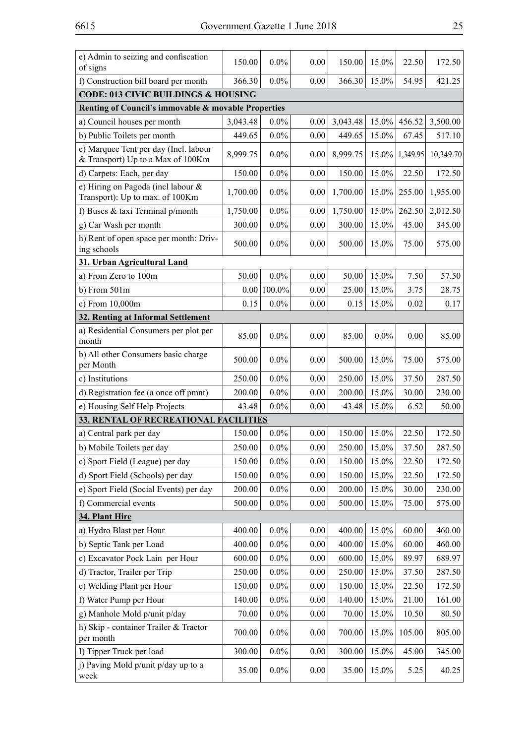| | | | | | | | |
|---|---|---|---|---|---|---|---|
| e) Admin to seizing and confiscation of signs | 150.00 | 0.0% | 0.00 | 150.00 | 15.0% | 22.50 | 172.50 |
| f) Construction bill board per month | 366.30 | 0.0% | 0.00 | 366.30 | 15.0% | 54.95 | 421.25 |
| **CODE: 013 CIVIC BUILDINGS & HOUSING** | | | | | | | |
| **Renting of Council's immovable & movable Properties** | | | | | | | |
| a) Council houses per month | 3,043.48 | 0.0% | 0.00 | 3,043.48 | 15.0% | 456.52 | 3,500.00 |
| b) Public Toilets per month | 449.65 | 0.0% | 0.00 | 449.65 | 15.0% | 67.45 | 517.10 |
| c) Marquee Tent per day (Incl. labour & Transport) Up to a Max of 100Km | 8,999.75 | 0.0% | 0.00 | 8,999.75 | 15.0% | 1,349.95 | 10,349.70 |
| d) Carpets: Each, per day | 150.00 | 0.0% | 0.00 | 150.00 | 15.0% | 22.50 | 172.50 |
| e) Hiring on Pagoda (incl labour & Transport): Up to max. of 100Km | 1,700.00 | 0.0% | 0.00 | 1,700.00 | 15.0% | 255.00 | 1,955.00 |
| f) Buses & taxi Terminal p/month | 1,750.00 | 0.0% | 0.00 | 1,750.00 | 15.0% | 262.50 | 2,012.50 |
| g) Car Wash per month | 300.00 | 0.0% | 0.00 | 300.00 | 15.0% | 45.00 | 345.00 |
| h) Rent of open space per month: Driving schools | 500.00 | 0.0% | 0.00 | 500.00 | 15.0% | 75.00 | 575.00 |
| **<u>31. Urban Agricultural Land</u>** | | | | | | | |
| a) From Zero to 100m | 50.00 | 0.0% | 0.00 | 50.00 | 15.0% | 7.50 | 57.50 |
| b) From 501m | 0.00 | 100.0% | 0.00 | 25.00 | 15.0% | 3.75 | 28.75 |
| c) From 10,000m | 0.15 | 0.0% | 0.00 | 0.15 | 15.0% | 0.02 | 0.17 |
| **<u>32. Renting at Informal Settlement</u>** | | | | | | | |
| a) Residential Consumers per plot per month | 85.00 | 0.0% | 0.00 | 85.00 | 0.0% | 0.00 | 85.00 |
| b) All other Consumers basic charge per Month | 500.00 | 0.0% | 0.00 | 500.00 | 15.0% | 75.00 | 575.00 |
| c) Institutions | 250.00 | 0.0% | 0.00 | 250.00 | 15.0% | 37.50 | 287.50 |
| d) Registration fee (a once off pmnt) | 200.00 | 0.0% | 0.00 | 200.00 | 15.0% | 30.00 | 230.00 |
| e) Housing Self Help Projects | 43.48 | 0.0% | 0.00 | 43.48 | 15.0% | 6.52 | 50.00 |
| **<u>33. RENTAL OF RECREATIONAL FACILITIES</u>** | | | | | | | |
| a) Central park per day | 150.00 | 0.0% | 0.00 | 150.00 | 15.0% | 22.50 | 172.50 |
| b) Mobile Toilets per day | 250.00 | 0.0% | 0.00 | 250.00 | 15.0% | 37.50 | 287.50 |
| c) Sport Field (League) per day | 150.00 | 0.0% | 0.00 | 150.00 | 15.0% | 22.50 | 172.50 |
| d) Sport Field (Schools) per day | 150.00 | 0.0% | 0.00 | 150.00 | 15.0% | 22.50 | 172.50 |
| e) Sport Field (Social Events) per day | 200.00 | 0.0% | 0.00 | 200.00 | 15.0% | 30.00 | 230.00 |
| f) Commercial events | 500.00 | 0.0% | 0.00 | 500.00 | 15.0% | 75.00 | 575.00 |
| **<u>34. Plant Hire</u>** | | | | | | | |
| a) Hydro Blast per Hour | 400.00 | 0.0% | 0.00 | 400.00 | 15.0% | 60.00 | 460.00 |
| b) Septic Tank per Load | 400.00 | 0.0% | 0.00 | 400.00 | 15.0% | 60.00 | 460.00 |
| c) Excavator Pock Lain per Hour | 600.00 | 0.0% | 0.00 | 600.00 | 15.0% | 89.97 | 689.97 |
| d) Tractor, Trailer per Trip | 250.00 | 0.0% | 0.00 | 250.00 | 15.0% | 37.50 | 287.50 |
| e) Welding Plant per Hour | 150.00 | 0.0% | 0.00 | 150.00 | 15.0% | 22.50 | 172.50 |
| f) Water Pump per Hour | 140.00 | 0.0% | 0.00 | 140.00 | 15.0% | 21.00 | 161.00 |
| g) Manhole Mold p/unit p/day | 70.00 | 0.0% | 0.00 | 70.00 | 15.0% | 10.50 | 80.50 |
| h) Skip - container Trailer & Tractor per month | 700.00 | 0.0% | 0.00 | 700.00 | 15.0% | 105.00 | 805.00 |
| I) Tipper Truck per load | 300.00 | 0.0% | 0.00 | 300.00 | 15.0% | 45.00 | 345.00 |
| j) Paving Mold p/unit p/day up to a week | 35.00 | 0.0% | 0.00 | 35.00 | 15.0% | 5.25 | 40.25 |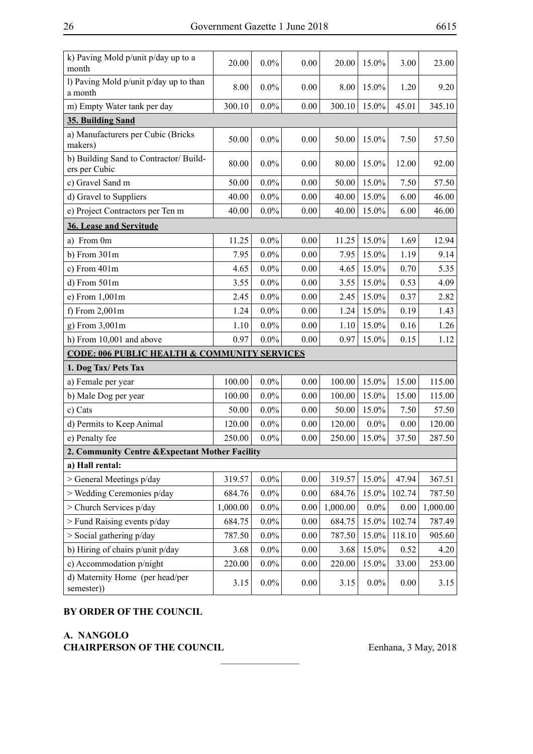| | | | | | | | |
|---|---|---|---|---|---|---|---|
| k) Paving Mold p/unit p/day up to a month | 20.00 | 0.0% | 0.00 | 20.00 | 15.0% | 3.00 | 23.00 |
| l) Paving Mold p/unit p/day up to than a month | 8.00 | 0.0% | 0.00 | 8.00 | 15.0% | 1.20 | 9.20 |
| m) Empty Water tank per day | 300.10 | 0.0% | 0.00 | 300.10 | 15.0% | 45.01 | 345.10 |
| **35. Building Sand** | | | | | | | |
| a) Manufacturers per Cubic (Bricks makers) | 50.00 | 0.0% | 0.00 | 50.00 | 15.0% | 7.50 | 57.50 |
| b) Building Sand to Contractor/ Builders per Cubic | 80.00 | 0.0% | 0.00 | 80.00 | 15.0% | 12.00 | 92.00 |
| c) Gravel Sand m | 50.00 | 0.0% | 0.00 | 50.00 | 15.0% | 7.50 | 57.50 |
| d) Gravel to Suppliers | 40.00 | 0.0% | 0.00 | 40.00 | 15.0% | 6.00 | 46.00 |
| e) Project Contractors per Ten m | 40.00 | 0.0% | 0.00 | 40.00 | 15.0% | 6.00 | 46.00 |
| **36. Lease and Servitude** | | | | | | | |
| a) From 0m | 11.25 | 0.0% | 0.00 | 11.25 | 15.0% | 1.69 | 12.94 |
| b) From 301m | 7.95 | 0.0% | 0.00 | 7.95 | 15.0% | 1.19 | 9.14 |
| c) From 401m | 4.65 | 0.0% | 0.00 | 4.65 | 15.0% | 0.70 | 5.35 |
| d) From 501m | 3.55 | 0.0% | 0.00 | 3.55 | 15.0% | 0.53 | 4.09 |
| e) From 1,001m | 2.45 | 0.0% | 0.00 | 2.45 | 15.0% | 0.37 | 2.82 |
| f) From 2,001m | 1.24 | 0.0% | 0.00 | 1.24 | 15.0% | 0.19 | 1.43 |
| g) From 3,001m | 1.10 | 0.0% | 0.00 | 1.10 | 15.0% | 0.16 | 1.26 |
| h) From 10,001 and above | 0.97 | 0.0% | 0.00 | 0.97 | 15.0% | 0.15 | 1.12 |
| **CODE: 006 PUBLIC HEALTH & COMMUNITY SERVICES** | | | | | | | |
| **1. Dog Tax/ Pets Tax** | | | | | | | |
| a) Female per year | 100.00 | 0.0% | 0.00 | 100.00 | 15.0% | 15.00 | 115.00 |
| b) Male Dog per year | 100.00 | 0.0% | 0.00 | 100.00 | 15.0% | 15.00 | 115.00 |
| c) Cats | 50.00 | 0.0% | 0.00 | 50.00 | 15.0% | 7.50 | 57.50 |
| d) Permits to Keep Animal | 120.00 | 0.0% | 0.00 | 120.00 | 0.0% | 0.00 | 120.00 |
| e) Penalty fee | 250.00 | 0.0% | 0.00 | 250.00 | 15.0% | 37.50 | 287.50 |
| **2. Community Centre &Expectant Mother Facility** | | | | | | | |
| **a) Hall rental:** | | | | | | | |
| > General Meetings p/day | 319.57 | 0.0% | 0.00 | 319.57 | 15.0% | 47.94 | 367.51 |
| > Wedding Ceremonies p/day | 684.76 | 0.0% | 0.00 | 684.76 | 15.0% | 102.74 | 787.50 |
| > Church Services p/day | 1,000.00 | 0.0% | 0.00 | 1,000.00 | 0.0% | 0.00 | 1,000.00 |
| > Fund Raising events p/day | 684.75 | 0.0% | 0.00 | 684.75 | 15.0% | 102.74 | 787.49 |
| > Social gathering p/day | 787.50 | 0.0% | 0.00 | 787.50 | 15.0% | 118.10 | 905.60 |
| b) Hiring of chairs p/unit p/day | 3.68 | 0.0% | 0.00 | 3.68 | 15.0% | 0.52 | 4.20 |
| c) Accommodation p/night | 220.00 | 0.0% | 0.00 | 220.00 | 15.0% | 33.00 | 253.00 |
| d) Maternity Home (per head/per semester)) | 3.15 | 0.0% | 0.00 | 3.15 | 0.0% | 0.00 | 3.15 |

**BY ORDER OF THE COUNCIL**

**A. NANGOLO**
**CHAIRPERSON OF THE COUNCIL**

Eenhana, 3 May, 2018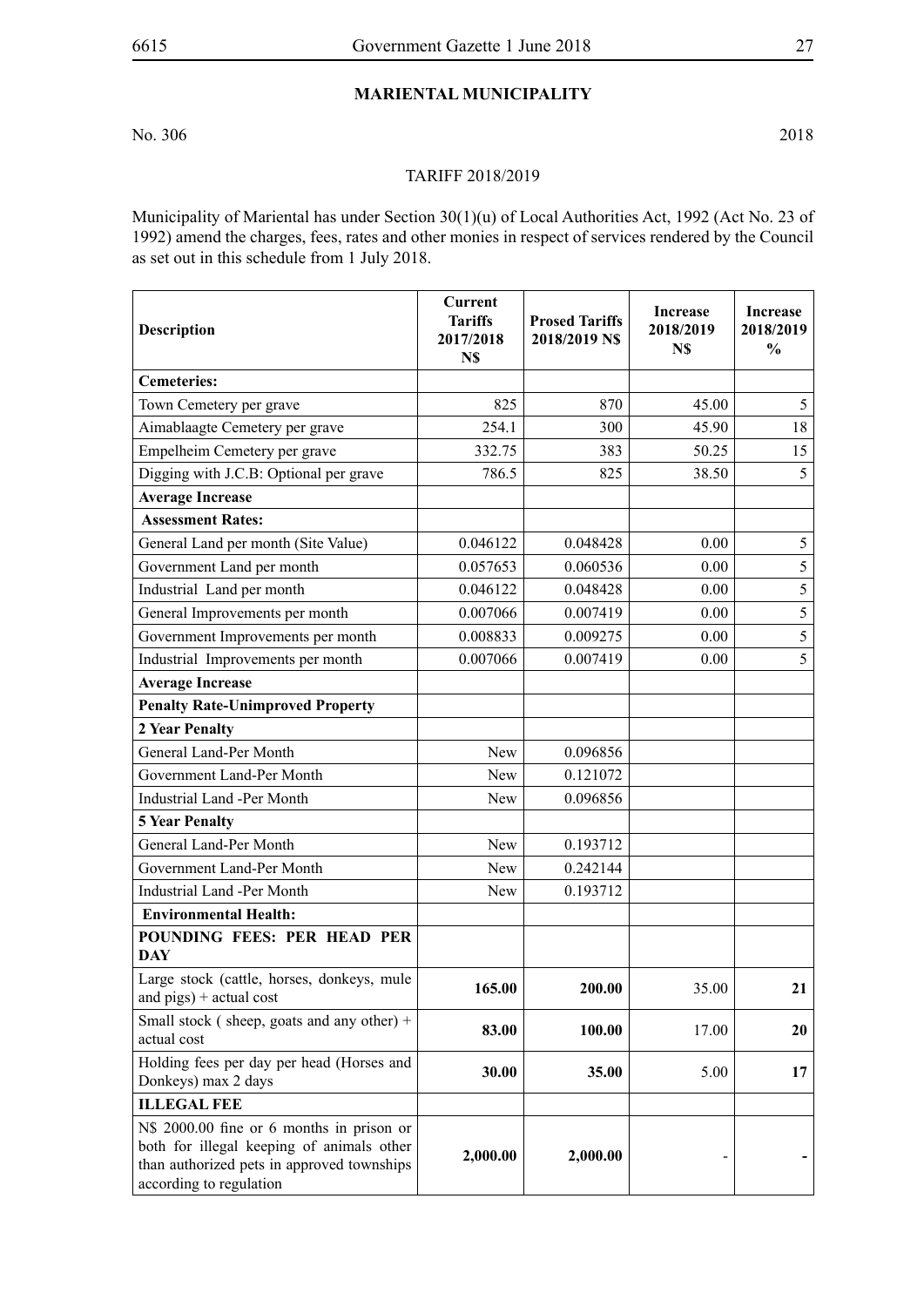## MARIENTAL MUNICIPALITY

No. 306 2018

TARIFF 2018/2019

Municipality of Mariental has under Section 30(1)(u) of Local Authorities Act, 1992 (Act No. 23 of 1992) amend the charges, fees, rates and other monies in respect of services rendered by the Council as set out in this schedule from 1 July 2018.

| Description | Current Tariffs 2017/2018 N$ | Prosed Tariffs 2018/2019 N$ | Increase 2018/2019 N$ | Increase 2018/2019 % |
|---|---|---|---|---|
| **Cemeteries:** | | | | |
| Town Cemetery per grave | 825 | 870 | 45.00 | 5 |
| Aimablaagte Cemetery per grave | 254.1 | 300 | 45.90 | 18 |
| Empelheim Cemetery per grave | 332.75 | 383 | 50.25 | 15 |
| Digging with J.C.B: Optional per grave | 786.5 | 825 | 38.50 | 5 |
| **Average Increase** | | | | |
| **Assessment Rates:** | | | | |
| General Land per month (Site Value) | 0.046122 | 0.048428 | 0.00 | 5 |
| Government Land per month | 0.057653 | 0.060536 | 0.00 | 5 |
| Industrial Land per month | 0.046122 | 0.048428 | 0.00 | 5 |
| General Improvements per month | 0.007066 | 0.007419 | 0.00 | 5 |
| Government Improvements per month | 0.008833 | 0.009275 | 0.00 | 5 |
| Industrial Improvements per month | 0.007066 | 0.007419 | 0.00 | 5 |
| **Average Increase** | | | | |
| **Penalty Rate-Unimproved Property** | | | | |
| **2 Year Penalty** | | | | |
| General Land-Per Month | New | 0.096856 | | |
| Government Land-Per Month | New | 0.121072 | | |
| Industrial Land -Per Month | New | 0.096856 | | |
| **5 Year Penalty** | | | | |
| General Land-Per Month | New | 0.193712 | | |
| Government Land-Per Month | New | 0.242144 | | |
| Industrial Land -Per Month | New | 0.193712 | | |
| **Environmental Health:** | | | | |
| **POUNDING FEES: PER HEAD PER DAY** | | | | |
| Large stock (cattle, horses, donkeys, mule and pigs) + actual cost | **165.00** | **200.00** | 35.00 | **21** |
| Small stock ( sheep, goats and any other) + actual cost | **83.00** | **100.00** | 17.00 | **20** |
| Holding fees per day per head (Horses and Donkeys) max 2 days | **30.00** | **35.00** | 5.00 | **17** |
| **ILLEGAL FEE** | | | | |
| N$ 2000.00 fine or 6 months in prison or both for illegal keeping of animals other than authorized pets in approved townships according to regulation | **2,000.00** | **2,000.00** | - | **-** |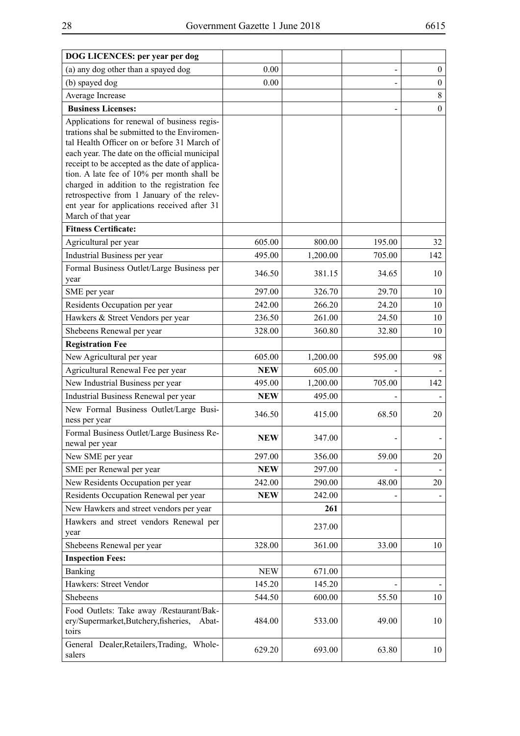| DOG LICENCES: per year per dog | | | | |
|---|---|---|---|---|
| (a) any dog other than a spayed dog | 0.00 | | - | 0 |
| (b) spayed dog | 0.00 | | - | 0 |
| Average Increase | | | | 8 |
| **Business Licenses:** | | | - | 0 |
| Applications for renewal of business registrations shal be submitted to the Enviromental Health Officer on or before 31 March of each year. The date on the official municipal receipt to be accepted as the date of application. A late fee of 10% per month shall be charged in addition to the registration fee retrospective from 1 January of the relevent year for applications received after 31 March of that year | | | | |
| **Fitness Certificate:** | | | | |
| Agricultural per year | 605.00 | 800.00 | 195.00 | 32 |
| Industrial Business per year | 495.00 | 1,200.00 | 705.00 | 142 |
| Formal Business Outlet/Large Business per year | 346.50 | 381.15 | 34.65 | 10 |
| SME per year | 297.00 | 326.70 | 29.70 | 10 |
| Residents Occupation per year | 242.00 | 266.20 | 24.20 | 10 |
| Hawkers & Street Vendors per year | 236.50 | 261.00 | 24.50 | 10 |
| Shebeens Renewal per year | 328.00 | 360.80 | 32.80 | 10 |
| **Registration Fee** | | | | |
| New Agricultural per year | 605.00 | 1,200.00 | 595.00 | 98 |
| Agricultural Renewal Fee per year | **NEW** | 605.00 | - | - |
| New Industrial Business per year | 495.00 | 1,200.00 | 705.00 | 142 |
| Industrial Business Renewal per year | **NEW** | 495.00 | - | - |
| New Formal Business Outlet/Large Business per year | 346.50 | 415.00 | 68.50 | 20 |
| Formal Business Outlet/Large Business Renewal per year | **NEW** | 347.00 | - | - |
| New SME per year | 297.00 | 356.00 | 59.00 | 20 |
| SME per Renewal per year | **NEW** | 297.00 | - | - |
| New Residents Occupation per year | 242.00 | 290.00 | 48.00 | 20 |
| Residents Occupation Renewal per year | **NEW** | 242.00 | - | - |
| New Hawkers and street vendors per year | | **261** | | |
| Hawkers and street vendors Renewal per year | | 237.00 | | |
| Shebeens Renewal per year | 328.00 | 361.00 | 33.00 | 10 |
| **Inspection Fees:** | | | | |
| Banking | NEW | 671.00 | | |
| Hawkers: Street Vendor | 145.20 | 145.20 | - | - |
| Shebeens | 544.50 | 600.00 | 55.50 | 10 |
| Food Outlets: Take away /Restaurant/Bakery/Supermarket,Butchery,fisheries, Abattoirs | 484.00 | 533.00 | 49.00 | 10 |
| General Dealer,Retailers,Trading, Wholesalers | 629.20 | 693.00 | 63.80 | 10 |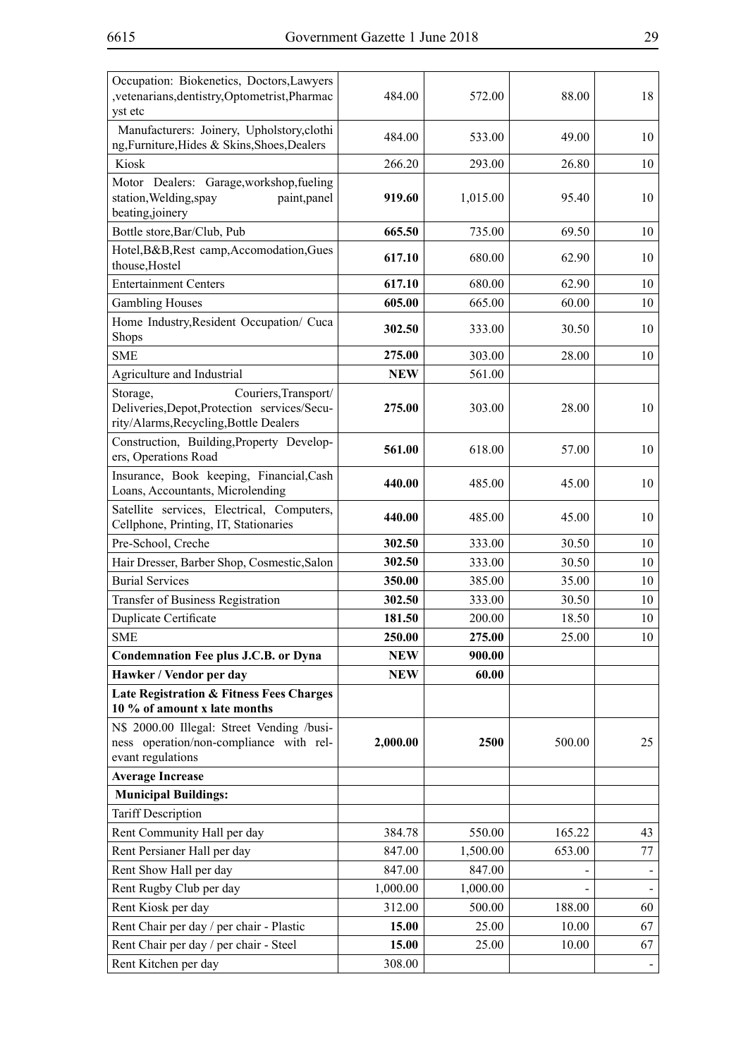| | | | | |
|---|---|---|---|---|
| Occupation: Biokenetics, Doctors,Lawyers ,vetenarians,dentistry,Optometrist,Pharmacyst etc | 484.00 | 572.00 | 88.00 | 18 |
| Manufacturers: Joinery, Upholstory,clothing,Furniture,Hides & Skins,Shoes,Dealers | 484.00 | 533.00 | 49.00 | 10 |
| Kiosk | 266.20 | 293.00 | 26.80 | 10 |
| Motor Dealers: Garage,workshop,fueling station,Welding,spay paint,panel beating,joinery | **919.60** | 1,015.00 | 95.40 | 10 |
| Bottle store,Bar/Club, Pub | **665.50** | 735.00 | 69.50 | 10 |
| Hotel,B&B,Rest camp,Accomodation,Guesthouse,Hostel | **617.10** | 680.00 | 62.90 | 10 |
| Entertainment Centers | **617.10** | 680.00 | 62.90 | 10 |
| Gambling Houses | **605.00** | 665.00 | 60.00 | 10 |
| Home Industry,Resident Occupation/ Cuca Shops | **302.50** | 333.00 | 30.50 | 10 |
| SME | **275.00** | 303.00 | 28.00 | 10 |
| Agriculture and Industrial | **NEW** | 561.00 | | |
| Storage, Couriers,Transport/ Deliveries,Depot,Protection services/Security/Alarms,Recycling,Bottle Dealers | **275.00** | 303.00 | 28.00 | 10 |
| Construction, Building,Property Developers, Operations Road | **561.00** | 618.00 | 57.00 | 10 |
| Insurance, Book keeping, Financial,Cash Loans, Accountants, Microlending | **440.00** | 485.00 | 45.00 | 10 |
| Satellite services, Electrical, Computers, Cellphone, Printing, IT, Stationaries | **440.00** | 485.00 | 45.00 | 10 |
| Pre-School, Creche | **302.50** | 333.00 | 30.50 | 10 |
| Hair Dresser, Barber Shop, Cosmestic,Salon | **302.50** | 333.00 | 30.50 | 10 |
| Burial Services | **350.00** | 385.00 | 35.00 | 10 |
| Transfer of Business Registration | **302.50** | 333.00 | 30.50 | 10 |
| Duplicate Certificate | **181.50** | 200.00 | 18.50 | 10 |
| SME | **250.00** | **275.00** | 25.00 | 10 |
| **Condemnation Fee plus J.C.B. or Dyna** | **NEW** | **900.00** | | |
| **Hawker / Vendor per day** | **NEW** | **60.00** | | |
| **Late Registration & Fitness Fees Charges 10 % of amount x late months** | | | | |
| N$ 2000.00 Illegal: Street Vending /business operation/non-compliance with relevant regulations | **2,000.00** | **2500** | 500.00 | 25 |
| **Average Increase** | | | | |
| **Municipal Buildings:** | | | | |
| Tariff Description | | | | |
| Rent Community Hall per day | 384.78 | 550.00 | 165.22 | 43 |
| Rent Persianer Hall per day | 847.00 | 1,500.00 | 653.00 | 77 |
| Rent Show Hall per day | 847.00 | 847.00 | - | - |
| Rent Rugby Club per day | 1,000.00 | 1,000.00 | - | - |
| Rent Kiosk per day | 312.00 | 500.00 | 188.00 | 60 |
| Rent Chair per day / per chair - Plastic | **15.00** | 25.00 | 10.00 | 67 |
| Rent Chair per day / per chair - Steel | **15.00** | 25.00 | 10.00 | 67 |
| Rent Kitchen per day | 308.00 | | | - |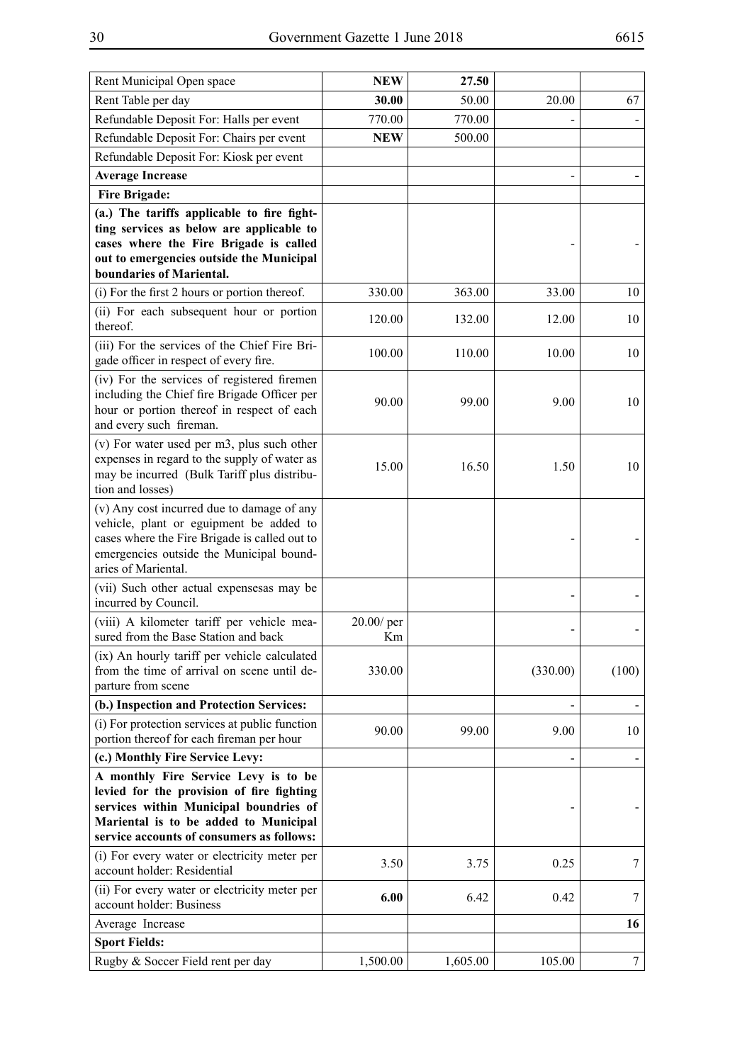| Rent Municipal Open space | **NEW** | **27.50** | | |
|---|---|---|---|---|
| Rent Table per day | **30.00** | 50.00 | 20.00 | 67 |
| Refundable Deposit For: Halls per event | 770.00 | 770.00 | - | - |
| Refundable Deposit For: Chairs per event | **NEW** | 500.00 | | |
| Refundable Deposit For: Kiosk per event | | | | |
| **Average Increase** | | | - | **-** |
| **Fire Brigade:** | | | | |
| **(a.) The tariffs applicable to fire fightting services as below are applicable to cases where the Fire Brigade is called out to emergencies outside the Municipal boundaries of Mariental.** | | | - | - |
| (i) For the first 2 hours or portion thereof. | 330.00 | 363.00 | 33.00 | 10 |
| (ii) For each subsequent hour or portion thereof. | 120.00 | 132.00 | 12.00 | 10 |
| (iii) For the services of the Chief Fire Brigade officer in respect of every fire. | 100.00 | 110.00 | 10.00 | 10 |
| (iv) For the services of registered firemen including the Chief fire Brigade Officer per hour or portion thereof in respect of each and every such fireman. | 90.00 | 99.00 | 9.00 | 10 |
| (v) For water used per m3, plus such other expenses in regard to the supply of water as may be incurred (Bulk Tariff plus distribution and losses) | 15.00 | 16.50 | 1.50 | 10 |
| (v) Any cost incurred due to damage of any vehicle, plant or eguipment be added to cases where the Fire Brigade is called out to emergencies outside the Municipal boundaries of Mariental. | | | - | - |
| (vii) Such other actual expensesas may be incurred by Council. | | | - | - |
| (viii) A kilometer tariff per vehicle measured from the Base Station and back | 20.00/ per Km | | - | - |
| (ix) An hourly tariff per vehicle calculated from the time of arrival on scene until departure from scene | 330.00 | | (330.00) | (100) |
| **(b.) Inspection and Protection Services:** | | | - | - |
| (i) For protection services at public function portion thereof for each fireman per hour | 90.00 | 99.00 | 9.00 | 10 |
| **(c.) Monthly Fire Service Levy:** | | | - | - |
| **A monthly Fire Service Levy is to be levied for the provision of fire fighting services within Municipal boundries of Mariental is to be added to Municipal service accounts of consumers as follows:** | | | - | - |
| (i) For every water or electricity meter per account holder: Residential | 3.50 | 3.75 | 0.25 | 7 |
| (ii) For every water or electricity meter per account holder: Business | **6.00** | 6.42 | 0.42 | 7 |
| Average Increase | | | | **16** |
| **Sport Fields:** | | | | |
| Rugby & Soccer Field rent per day | 1,500.00 | 1,605.00 | 105.00 | 7 |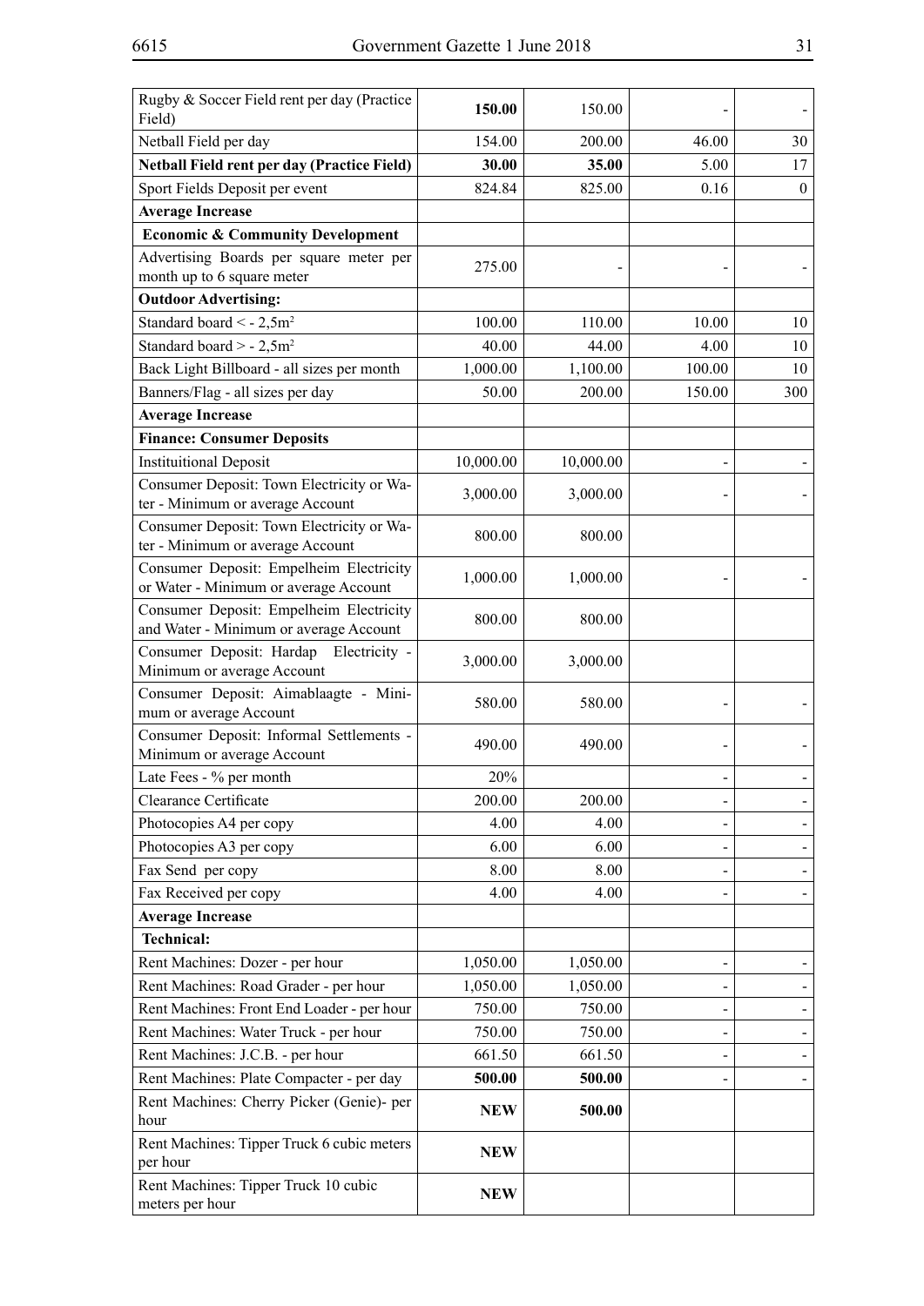| | | | | |
|---|---|---|---|---|
| Rugby & Soccer Field rent per day (Practice Field) | **150.00** | 150.00 | - | - |
| Netball Field per day | 154.00 | 200.00 | 46.00 | 30 |
| **Netball Field rent per day (Practice Field)** | **30.00** | **35.00** | 5.00 | 17 |
| Sport Fields Deposit per event | 824.84 | 825.00 | 0.16 | 0 |
| **Average Increase** | | | | |
| **Economic & Community Development** | | | | |
| Advertising Boards per square meter per month up to 6 square meter | 275.00 | - | - | - |
| **Outdoor Advertising:** | | | | |
| Standard board < - $2,5m^2$ | 100.00 | 110.00 | 10.00 | 10 |
| Standard board > - $2,5m^2$ | 40.00 | 44.00 | 4.00 | 10 |
| Back Light Billboard - all sizes per month | 1,000.00 | 1,100.00 | 100.00 | 10 |
| Banners/Flag - all sizes per day | 50.00 | 200.00 | 150.00 | 300 |
| **Average Increase** | | | | |
| **Finance: Consumer Deposits** | | | | |
| Instituitional Deposit | 10,000.00 | 10,000.00 | - | - |
| Consumer Deposit: Town Electricity or Water - Minimum or average Account | 3,000.00 | 3,000.00 | - | - |
| Consumer Deposit: Town Electricity or Water - Minimum or average Account | 800.00 | 800.00 | | |
| Consumer Deposit: Empelheim Electricity or Water - Minimum or average Account | 1,000.00 | 1,000.00 | - | - |
| Consumer Deposit: Empelheim Electricity and Water - Minimum or average Account | 800.00 | 800.00 | | |
| Consumer Deposit: Hardap Electricity - Minimum or average Account | 3,000.00 | 3,000.00 | | |
| Consumer Deposit: Aimablaagte - Minimum or average Account | 580.00 | 580.00 | - | - |
| Consumer Deposit: Informal Settlements - Minimum or average Account | 490.00 | 490.00 | - | - |
| Late Fees - % per month | 20% | | - | - |
| Clearance Certificate | 200.00 | 200.00 | - | - |
| Photocopies A4 per copy | 4.00 | 4.00 | - | - |
| Photocopies A3 per copy | 6.00 | 6.00 | - | - |
| Fax Send per copy | 8.00 | 8.00 | - | - |
| Fax Received per copy | 4.00 | 4.00 | - | - |
| **Average Increase** | | | | |
| **Technical:** | | | | |
| Rent Machines: Dozer - per hour | 1,050.00 | 1,050.00 | - | - |
| Rent Machines: Road Grader - per hour | 1,050.00 | 1,050.00 | - | - |
| Rent Machines: Front End Loader - per hour | 750.00 | 750.00 | - | - |
| Rent Machines: Water Truck - per hour | 750.00 | 750.00 | - | - |
| Rent Machines: J.C.B. - per hour | 661.50 | 661.50 | - | - |
| Rent Machines: Plate Compacter - per day | **500.00** | **500.00** | - | - |
| Rent Machines: Cherry Picker (Genie)- per hour | **NEW** | **500.00** | | |
| Rent Machines: Tipper Truck 6 cubic meters per hour | **NEW** | | | |
| Rent Machines: Tipper Truck 10 cubic meters per hour | **NEW** | | | |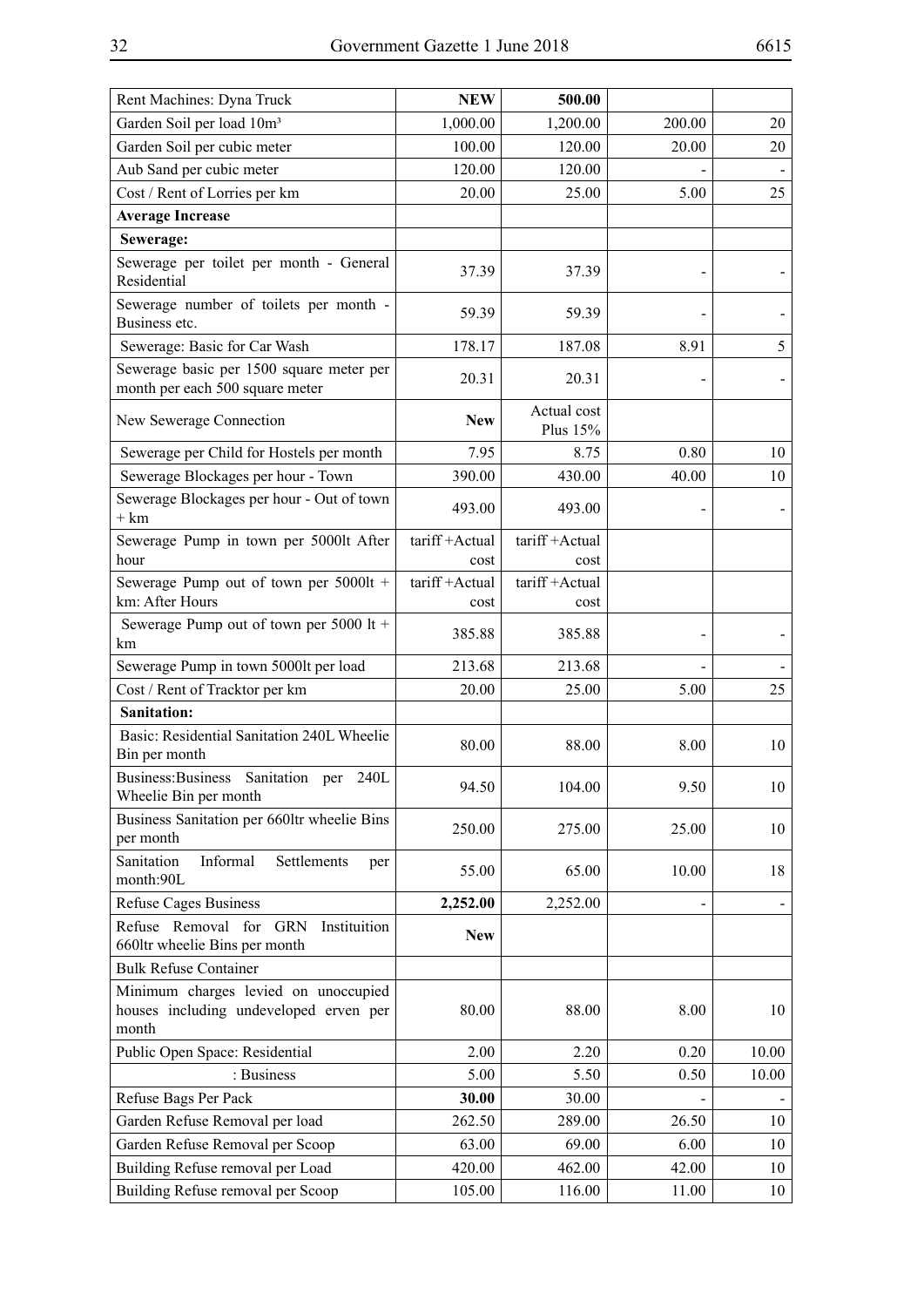| Rent Machines: Dyna Truck | **NEW** | **500.00** | | |
|---|---|---|---|---|
| Garden Soil per load 10m³ | 1,000.00 | 1,200.00 | 200.00 | 20 |
| Garden Soil per cubic meter | 100.00 | 120.00 | 20.00 | 20 |
| Aub Sand per cubic meter | 120.00 | 120.00 | - | - |
| Cost / Rent of Lorries per km | 20.00 | 25.00 | 5.00 | 25 |
| **Average Increase** | | | | |
| **Sewerage:** | | | | |
| Sewerage per toilet per month - General Residential | 37.39 | 37.39 | - | - |
| Sewerage number of toilets per month - Business etc. | 59.39 | 59.39 | - | - |
| Sewerage: Basic for Car Wash | 178.17 | 187.08 | 8.91 | 5 |
| Sewerage basic per 1500 square meter per month per each 500 square meter | 20.31 | 20.31 | - | - |
| New Sewerage Connection | **New** | Actual cost Plus 15% | | |
| Sewerage per Child for Hostels per month | 7.95 | 8.75 | 0.80 | 10 |
| Sewerage Blockages per hour - Town | 390.00 | 430.00 | 40.00 | 10 |
| Sewerage Blockages per hour - Out of town + km | 493.00 | 493.00 | - | - |
| Sewerage Pump in town per 5000lt After hour | tariff +Actual cost | tariff +Actual cost | | |
| Sewerage Pump out of town per 5000lt + km: After Hours | tariff +Actual cost | tariff +Actual cost | | |
| Sewerage Pump out of town per 5000 lt + km | 385.88 | 385.88 | - | - |
| Sewerage Pump in town 5000lt per load | 213.68 | 213.68 | - | - |
| Cost / Rent of Tracktor per km | 20.00 | 25.00 | 5.00 | 25 |
| **Sanitation:** | | | | |
| Basic: Residential Sanitation 240L Wheelie Bin per month | 80.00 | 88.00 | 8.00 | 10 |
| Business:Business Sanitation per 240L Wheelie Bin per month | 94.50 | 104.00 | 9.50 | 10 |
| Business Sanitation per 660ltr wheelie Bins per month | 250.00 | 275.00 | 25.00 | 10 |
| Sanitation Informal Settlements per month:90L | 55.00 | 65.00 | 10.00 | 18 |
| Refuse Cages Business | **2,252.00** | 2,252.00 | - | - |
| Refuse Removal for GRN Instituition 660ltr wheelie Bins per month | **New** | | | |
| Bulk Refuse Container | | | | |
| Minimum charges levied on unoccupied houses including undeveloped erven per month | 80.00 | 88.00 | 8.00 | 10 |
| Public Open Space: Residential | 2.00 | 2.20 | 0.20 | 10.00 |
| : Business | 5.00 | 5.50 | 0.50 | 10.00 |
| Refuse Bags Per Pack | **30.00** | 30.00 | - | - |
| Garden Refuse Removal per load | 262.50 | 289.00 | 26.50 | 10 |
| Garden Refuse Removal per Scoop | 63.00 | 69.00 | 6.00 | 10 |
| Building Refuse removal per Load | 420.00 | 462.00 | 42.00 | 10 |
| Building Refuse removal per Scoop | 105.00 | 116.00 | 11.00 | 10 |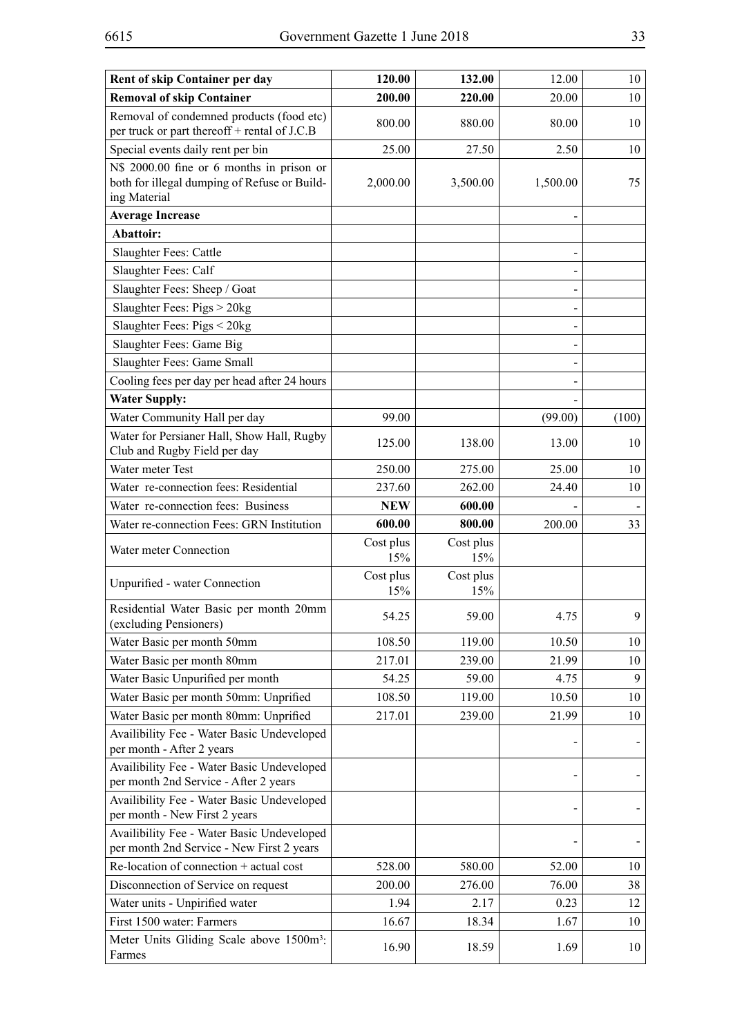| **Rent of skip Container per day** | **120.00** | **132.00** | 12.00 | 10 |
|---|---|---|---|---|
| **Removal of skip Container** | **200.00** | **220.00** | 20.00 | 10 |
| Removal of condemned products (food etc) per truck or part thereoff + rental of J.C.B | 800.00 | 880.00 | 80.00 | 10 |
| Special events daily rent per bin | 25.00 | 27.50 | 2.50 | 10 |
| N$ 2000.00 fine or 6 months in prison or both for illegal dumping of Refuse or Building Material | 2,000.00 | 3,500.00 | 1,500.00 | 75 |
| **Average Increase** | | | - | |
| **Abattoir:** | | | | |
| Slaughter Fees: Cattle | | | - | |
| Slaughter Fees: Calf | | | - | |
| Slaughter Fees: Sheep / Goat | | | - | |
| Slaughter Fees: Pigs > 20kg | | | - | |
| Slaughter Fees: Pigs < 20kg | | | - | |
| Slaughter Fees: Game Big | | | - | |
| Slaughter Fees: Game Small | | | - | |
| Cooling fees per day per head after 24 hours | | | - | |
| **Water Supply:** | | | - | |
| Water Community Hall per day | 99.00 | | (99.00) | (100) |
| Water for Persianer Hall, Show Hall, Rugby Club and Rugby Field per day | 125.00 | 138.00 | 13.00 | 10 |
| Water meter Test | 250.00 | 275.00 | 25.00 | 10 |
| Water re-connection fees: Residential | 237.60 | 262.00 | 24.40 | 10 |
| Water re-connection fees: Business | **NEW** | **600.00** | - | - |
| Water re-connection Fees: GRN Institution | **600.00** | **800.00** | 200.00 | 33 |
| Water meter Connection | Cost plus 15% | Cost plus 15% | | |
| Unpurified - water Connection | Cost plus 15% | Cost plus 15% | | |
| Residential Water Basic per month 20mm (excluding Pensioners) | 54.25 | 59.00 | 4.75 | 9 |
| Water Basic per month 50mm | 108.50 | 119.00 | 10.50 | 10 |
| Water Basic per month 80mm | 217.01 | 239.00 | 21.99 | 10 |
| Water Basic Unpurified per month | 54.25 | 59.00 | 4.75 | 9 |
| Water Basic per month 50mm: Unprified | 108.50 | 119.00 | 10.50 | 10 |
| Water Basic per month 80mm: Unprified | 217.01 | 239.00 | 21.99 | 10 |
| Availibility Fee - Water Basic Undeveloped per month - After 2 years | | | - | - |
| Availibility Fee - Water Basic Undeveloped per month 2nd Service - After 2 years | | | - | - |
| Availibility Fee - Water Basic Undeveloped per month - New First 2 years | | | - | - |
| Availibility Fee - Water Basic Undeveloped per month 2nd Service - New First 2 years | | | - | - |
| Re-location of connection + actual cost | 528.00 | 580.00 | 52.00 | 10 |
| Disconnection of Service on request | 200.00 | 276.00 | 76.00 | 38 |
| Water units - Unpirified water | 1.94 | 2.17 | 0.23 | 12 |
| First 1500 water: Farmers | 16.67 | 18.34 | 1.67 | 10 |
| Meter Units Gliding Scale above 1500m³: Farmes | 16.90 | 18.59 | 1.69 | 10 |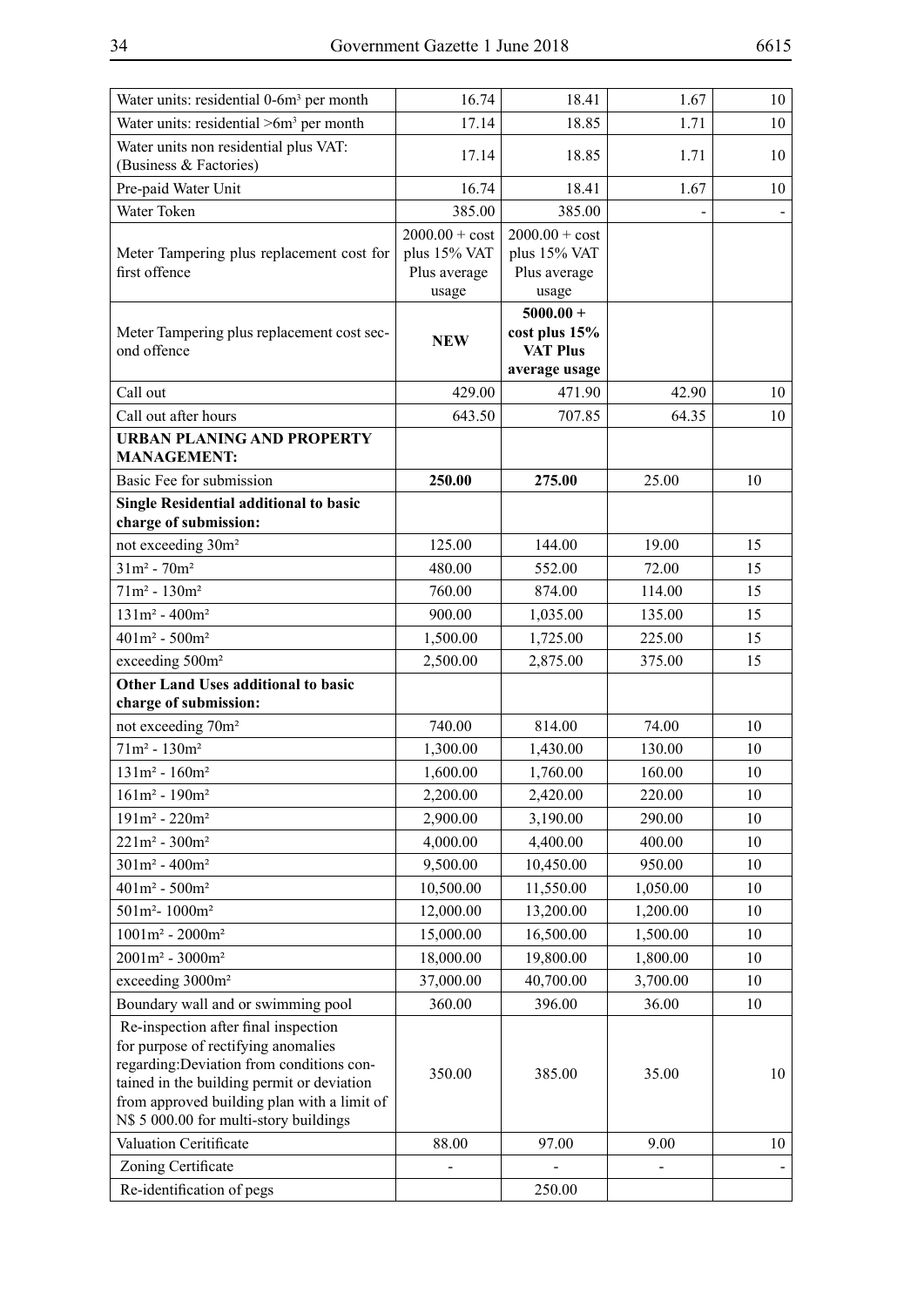| | | | | |
|---|---|---|---|---|
| Water units: residential 0-6m³ per month | 16.74 | 18.41 | 1.67 | 10 |
| Water units: residential >6m³ per month | 17.14 | 18.85 | 1.71 | 10 |
| Water units non residential plus VAT: (Business & Factories) | 17.14 | 18.85 | 1.71 | 10 |
| Pre-paid Water Unit | 16.74 | 18.41 | 1.67 | 10 |
| Water Token | 385.00 | 385.00 | - | - |
| Meter Tampering plus replacement cost for first offence | 2000.00 + cost plus 15% VAT Plus average usage | 2000.00 + cost plus 15% VAT Plus average usage | | |
| Meter Tampering plus replacement cost second offence | **NEW** | **5000.00 + cost plus 15% VAT Plus average usage** | | |
| Call out | 429.00 | 471.90 | 42.90 | 10 |
| Call out after hours | 643.50 | 707.85 | 64.35 | 10 |
| **URBAN PLANING AND PROPERTY MANAGEMENT:** | | | | |
| Basic Fee for submission | **250.00** | **275.00** | 25.00 | 10 |
| **Single Residential additional to basic charge of submission:** | | | | |
| not exceeding 30m² | 125.00 | 144.00 | 19.00 | 15 |
| 31m² - 70m² | 480.00 | 552.00 | 72.00 | 15 |
| 71m² - 130m² | 760.00 | 874.00 | 114.00 | 15 |
| 131m² - 400m² | 900.00 | 1,035.00 | 135.00 | 15 |
| 401m² - 500m² | 1,500.00 | 1,725.00 | 225.00 | 15 |
| exceeding 500m² | 2,500.00 | 2,875.00 | 375.00 | 15 |
| **Other Land Uses additional to basic charge of submission:** | | | | |
| not exceeding 70m² | 740.00 | 814.00 | 74.00 | 10 |
| 71m² - 130m² | 1,300.00 | 1,430.00 | 130.00 | 10 |
| 131m² - 160m² | 1,600.00 | 1,760.00 | 160.00 | 10 |
| 161m² - 190m² | 2,200.00 | 2,420.00 | 220.00 | 10 |
| 191m² - 220m² | 2,900.00 | 3,190.00 | 290.00 | 10 |
| 221m² - 300m² | 4,000.00 | 4,400.00 | 400.00 | 10 |
| 301m² - 400m² | 9,500.00 | 10,450.00 | 950.00 | 10 |
| 401m² - 500m² | 10,500.00 | 11,550.00 | 1,050.00 | 10 |
| 501m²- 1000m² | 12,000.00 | 13,200.00 | 1,200.00 | 10 |
| 1001m² - 2000m² | 15,000.00 | 16,500.00 | 1,500.00 | 10 |
| 2001m² - 3000m² | 18,000.00 | 19,800.00 | 1,800.00 | 10 |
| exceeding 3000m² | 37,000.00 | 40,700.00 | 3,700.00 | 10 |
| Boundary wall and or swimming pool | 360.00 | 396.00 | 36.00 | 10 |
| Re-inspection after final inspection for purpose of rectifying anomalies regarding:Deviation from conditions contained in the building permit or deviation from approved building plan with a limit of N$ 5 000.00 for multi-story buildings | 350.00 | 385.00 | 35.00 | 10 |
| Valuation Ceritificate | 88.00 | 97.00 | 9.00 | 10 |
| Zoning Certificate | - | - | - | - |
| Re-identification of pegs | | 250.00 | | |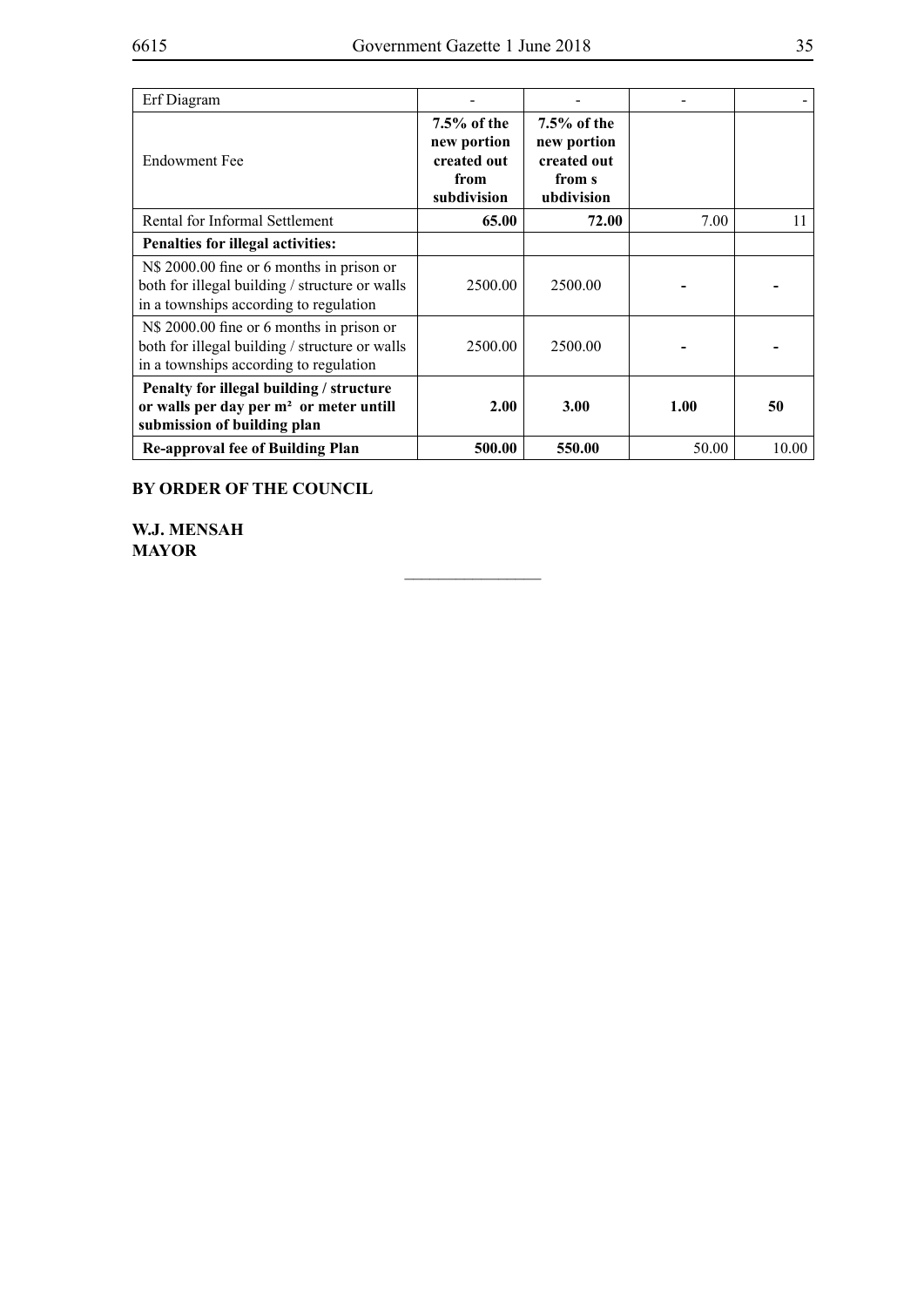| | | | | |
|---|---|---|---|---|
| Erf Diagram | - | - | - | - |
| Endowment Fee | **7.5% of the new portion created out from subdivision** | **7.5% of the new portion created out from s ubdivision** | | |
| Rental for Informal Settlement | **65.00** | **72.00** | 7.00 | 11 |
| **Penalties for illegal activities:** | | | | |
| N$ 2000.00 fine or 6 months in prison or both for illegal building / structure or walls in a townships according to regulation | 2500.00 | 2500.00 | **-** | **-** |
| N$ 2000.00 fine or 6 months in prison or both for illegal building / structure or walls in a townships according to regulation | 2500.00 | 2500.00 | **-** | **-** |
| **Penalty for illegal building / structure or walls per day per m² or meter untill submission of building plan** | **2.00** | **3.00** | **1.00** | **50** |
| **Re-approval fee of Building Plan** | **500.00** | **550.00** | 50.00 | 10.00 |

**BY ORDER OF THE COUNCIL**

**W.J. MENSAH**
**MAYOR**